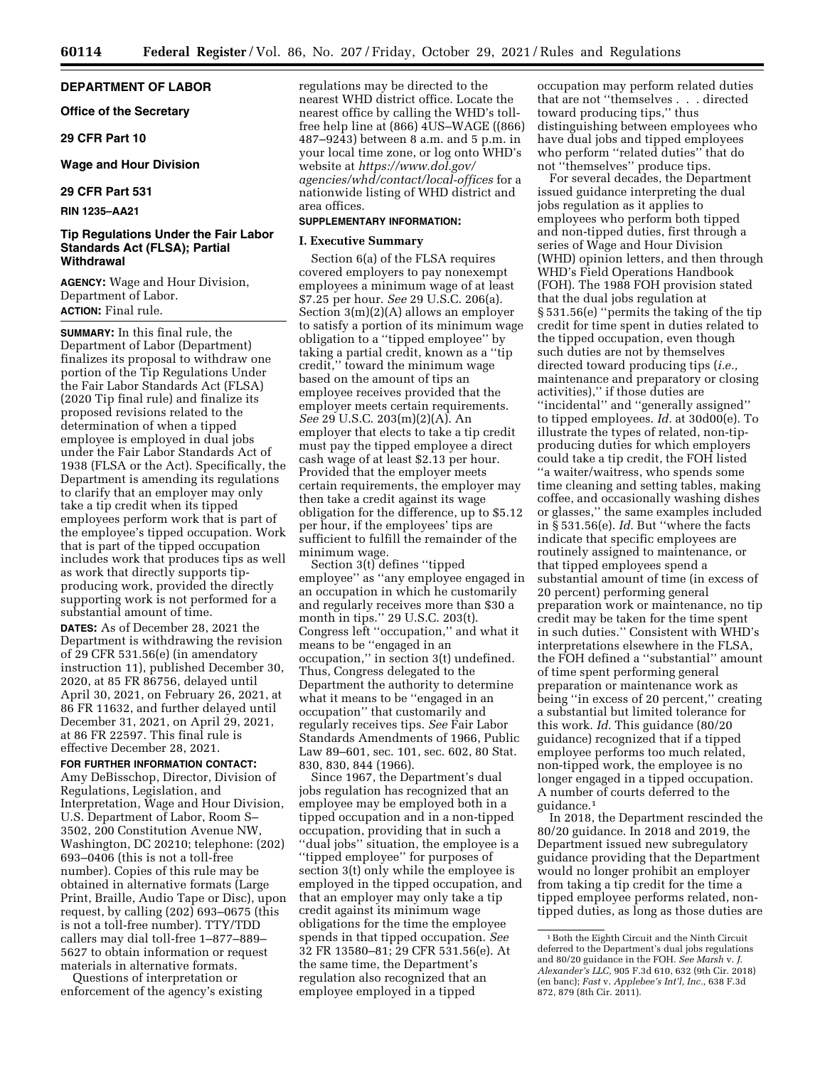# DEPARTMENT OF LABOR

## Office of the Secretary

## 29 CFR Part 10

## Wage and Hour Division

## 29 CFR Part 531

**RIN 1235–AA21**

## Tip Regulations Under the Fair Labor Standards Act (FLSA); Partial Withdrawal

**AGENCY:** Wage and Hour Division, Department of Labor.

**ACTION:** Final rule.

**SUMMARY:** In this final rule, the Department of Labor (Department) finalizes its proposal to withdraw one portion of the Tip Regulations Under the Fair Labor Standards Act (FLSA) (2020 Tip final rule) and finalize its proposed revisions related to the determination of when a tipped employee is employed in dual jobs under the Fair Labor Standards Act of 1938 (FLSA or the Act). Specifically, the Department is amending its regulations to clarify that an employer may only take a tip credit when its tipped employees perform work that is part of the employee's tipped occupation. Work that is part of the tipped occupation includes work that produces tips as well as work that directly supports tip-producing work, provided the directly supporting work is not performed for a substantial amount of time.

**DATES:** As of December 28, 2021 the Department is withdrawing the revision of 29 CFR 531.56(e) (in amendatory instruction 11), published December 30, 2020, at 85 FR 86756, delayed until April 30, 2021, on February 26, 2021, at 86 FR 11632, and further delayed until December 31, 2021, on April 29, 2021, at 86 FR 22597. This final rule is effective December 28, 2021.

**FOR FURTHER INFORMATION CONTACT:** Amy DeBisschop, Director, Division of Regulations, Legislation, and Interpretation, Wage and Hour Division, U.S. Department of Labor, Room S–3502, 200 Constitution Avenue NW, Washington, DC 20210; telephone: (202) 693–0406 (this is not a toll-free number). Copies of this rule may be obtained in alternative formats (Large Print, Braille, Audio Tape or Disc), upon request, by calling (202) 693–0675 (this is not a toll-free number). TTY/TDD callers may dial toll-free 1–877–889–5627 to obtain information or request materials in alternative formats.

Questions of interpretation or enforcement of the agency's existing regulations may be directed to the nearest WHD district office. Locate the nearest office by calling the WHD's toll-free help line at (866) 4US–WAGE ((866) 487–9243) between 8 a.m. and 5 p.m. in your local time zone, or log onto WHD's website at *https://www.dol.gov/agencies/whd/contact/local-offices* for a nationwide listing of WHD district and area offices.

**SUPPLEMENTARY INFORMATION:**

## I. Executive Summary

Section 6(a) of the FLSA requires covered employers to pay nonexempt employees a minimum wage of at least $7.25 per hour. *See* 29 U.S.C. 206(a). Section 3(m)(2)(A) allows an employer to satisfy a portion of its minimum wage obligation to a ''tipped employee'' by taking a partial credit, known as a ''tip credit,'' toward the minimum wage based on the amount of tips an employee receives provided that the employer meets certain requirements. *See* 29 U.S.C. 203(m)(2)(A). An employer that elects to take a tip credit must pay the tipped employee a direct cash wage of at least $2.13 per hour. Provided that the employer meets certain requirements, the employer may then take a credit against its wage obligation for the difference, up to $5.12 per hour, if the employees' tips are sufficient to fulfill the remainder of the minimum wage.

Section 3(t) defines ''tipped employee'' as ''any employee engaged in an occupation in which he customarily and regularly receives more than $30 a month in tips.'' 29 U.S.C. 203(t). Congress left ''occupation,'' and what it means to be ''engaged in an occupation,'' in section 3(t) undefined. Thus, Congress delegated to the Department the authority to determine what it means to be ''engaged in an occupation'' that customarily and regularly receives tips. *See* Fair Labor Standards Amendments of 1966, Public Law 89–601, sec. 101, sec. 602, 80 Stat. 830, 830, 844 (1966).

Since 1967, the Department's dual jobs regulation has recognized that an employee may be employed both in a tipped occupation and in a non-tipped occupation, providing that in such a ''dual jobs'' situation, the employee is a ''tipped employee'' for purposes of section 3(t) only while the employee is employed in the tipped occupation, and that an employer may only take a tip credit against its minimum wage obligations for the time the employee spends in that tipped occupation. *See* 32 FR 13580–81; 29 CFR 531.56(e). At the same time, the Department's regulation also recognized that an employee employed in a tipped occupation may perform related duties that are not ''themselves . . . directed toward producing tips,'' thus distinguishing between employees who have dual jobs and tipped employees who perform ''related duties'' that do not ''themselves'' produce tips.

For several decades, the Department issued guidance interpreting the dual jobs regulation as it applies to employees who perform both tipped and non-tipped duties, first through a series of Wage and Hour Division (WHD) opinion letters, and then through WHD's Field Operations Handbook (FOH). The 1988 FOH provision stated that the dual jobs regulation at § 531.56(e) ''permits the taking of the tip credit for time spent in duties related to the tipped occupation, even though such duties are not by themselves directed toward producing tips (*i.e.,* maintenance and preparatory or closing activities),'' if those duties are ''incidental'' and ''generally assigned'' to tipped employees. *Id.* at 30d00(e). To illustrate the types of related, non-tip-producing duties for which employers could take a tip credit, the FOH listed ''a waiter/waitress, who spends some time cleaning and setting tables, making coffee, and occasionally washing dishes or glasses,'' the same examples included in § 531.56(e). *Id.* But ''where the facts indicate that specific employees are routinely assigned to maintenance, or that tipped employees spend a substantial amount of time (in excess of 20 percent) performing general preparation work or maintenance, no tip credit may be taken for the time spent in such duties.'' Consistent with WHD's interpretations elsewhere in the FLSA, the FOH defined a ''substantial'' amount of time spent performing general preparation or maintenance work as being ''in excess of 20 percent,'' creating a substantial but limited tolerance for this work. *Id.* This guidance (80/20 guidance) recognized that if a tipped employee performs too much related, non-tipped work, the employee is no longer engaged in a tipped occupation. A number of courts deferred to the guidance.[1]

In 2018, the Department rescinded the 80/20 guidance. In 2018 and 2019, the Department issued new subregulatory guidance providing that the Department would no longer prohibit an employer from taking a tip credit for the time a tipped employee performs related, non-tipped duties, as long as those duties are

[1] Both the Eighth Circuit and the Ninth Circuit deferred to the Department's dual jobs regulations and 80/20 guidance in the FOH. *See Marsh* v. *J. Alexander's LLC,* 905 F.3d 610, 632 (9th Cir. 2018) (en banc); *Fast* v. *Applebee's Int'l, Inc.,* 638 F.3d 872, 879 (8th Cir. 2011).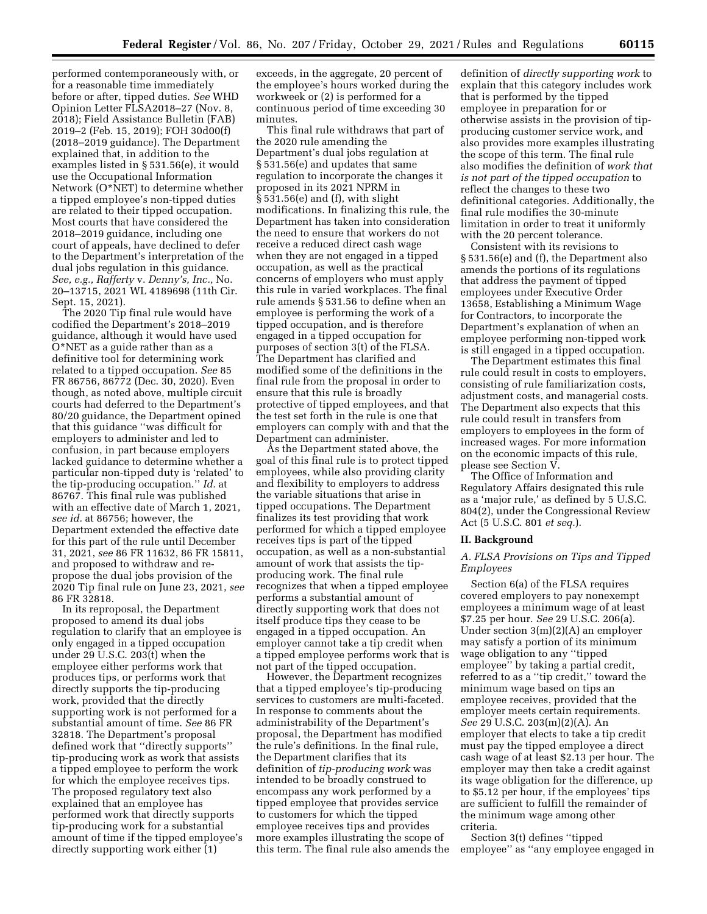performed contemporaneously with, or for a reasonable time immediately before or after, tipped duties. *See* WHD Opinion Letter FLSA2018–27 (Nov. 8, 2018); Field Assistance Bulletin (FAB) 2019–2 (Feb. 15, 2019); FOH 30d00(f) (2018–2019 guidance). The Department explained that, in addition to the examples listed in § 531.56(e), it would use the Occupational Information Network (O*NET) to determine whether a tipped employee's non-tipped duties are related to their tipped occupation. Most courts that have considered the 2018–2019 guidance, including one court of appeals, have declined to defer to the Department's interpretation of the dual jobs regulation in this guidance. *See, e.g., Rafferty* v. *Denny's, Inc.,* No. 20–13715, 2021 WL 4189698 (11th Cir. Sept. 15, 2021).

The 2020 Tip final rule would have codified the Department's 2018–2019 guidance, although it would have used O*NET as a guide rather than as a definitive tool for determining work related to a tipped occupation. *See* 85 FR 86756, 86772 (Dec. 30, 2020). Even though, as noted above, multiple circuit courts had deferred to the Department's 80/20 guidance, the Department opined that this guidance ''was difficult for employers to administer and led to confusion, in part because employers lacked guidance to determine whether a particular non-tipped duty is 'related' to the tip-producing occupation.'' *Id.* at 86767. This final rule was published with an effective date of March 1, 2021, *see id.* at 86756; however, the Department extended the effective date for this part of the rule until December 31, 2021, *see* 86 FR 11632, 86 FR 15811, and proposed to withdraw and re-propose the dual jobs provision of the 2020 Tip final rule on June 23, 2021, *see* 86 FR 32818.

In its reproposal, the Department proposed to amend its dual jobs regulation to clarify that an employee is only engaged in a tipped occupation under 29 U.S.C. 203(t) when the employee either performs work that produces tips, or performs work that directly supports the tip-producing work, provided that the directly supporting work is not performed for a substantial amount of time. *See* 86 FR 32818. The Department's proposal defined work that ''directly supports'' tip-producing work as work that assists a tipped employee to perform the work for which the employee receives tips. The proposed regulatory text also explained that an employee has performed work that directly supports tip-producing work for a substantial amount of time if the tipped employee's directly supporting work either (1) exceeds, in the aggregate, 20 percent of the employee's hours worked during the workweek or (2) is performed for a continuous period of time exceeding 30 minutes.

This final rule withdraws that part of the 2020 rule amending the Department's dual jobs regulation at § 531.56(e) and updates that same regulation to incorporate the changes it proposed in its 2021 NPRM in § 531.56(e) and (f), with slight modifications. In finalizing this rule, the Department has taken into consideration the need to ensure that workers do not receive a reduced direct cash wage when they are not engaged in a tipped occupation, as well as the practical concerns of employers who must apply this rule in varied workplaces. The final rule amends § 531.56 to define when an employee is performing the work of a tipped occupation, and is therefore engaged in a tipped occupation for purposes of section 3(t) of the FLSA. The Department has clarified and modified some of the definitions in the final rule from the proposal in order to ensure that this rule is broadly protective of tipped employees, and that the test set forth in the rule is one that employers can comply with and that the Department can administer.

As the Department stated above, the goal of this final rule is to protect tipped employees, while also providing clarity and flexibility to employers to address the variable situations that arise in tipped occupations. The Department finalizes its test providing that work performed for which a tipped employee receives tips is part of the tipped occupation, as well as a non-substantial amount of work that assists the tip-producing work. The final rule recognizes that when a tipped employee performs a substantial amount of directly supporting work that does not itself produce tips they cease to be engaged in a tipped occupation. An employer cannot take a tip credit when a tipped employee performs work that is not part of the tipped occupation.

However, the Department recognizes that a tipped employee's tip-producing services to customers are multi-faceted. In response to comments about the administrability of the Department's proposal, the Department has modified the rule's definitions. In the final rule, the Department clarifies that its definition of *tip-producing work* was intended to be broadly construed to encompass any work performed by a tipped employee that provides service to customers for which the tipped employee receives tips and provides more examples illustrating the scope of this term. The final rule also amends the definition of *directly supporting work* to explain that this category includes work that is performed by the tipped employee in preparation for or otherwise assists in the provision of tip-producing customer service work, and also provides more examples illustrating the scope of this term. The final rule also modifies the definition of *work that is not part of the tipped occupation* to reflect the changes to these two definitional categories. Additionally, the final rule modifies the 30-minute limitation in order to treat it uniformly with the 20 percent tolerance.

Consistent with its revisions to § 531.56(e) and (f), the Department also amends the portions of its regulations that address the payment of tipped employees under Executive Order 13658, Establishing a Minimum Wage for Contractors, to incorporate the Department's explanation of when an employee performing non-tipped work is still engaged in a tipped occupation.

The Department estimates this final rule could result in costs to employers, consisting of rule familiarization costs, adjustment costs, and managerial costs. The Department also expects that this rule could result in transfers from employers to employees in the form of increased wages. For more information on the economic impacts of this rule, please see Section V.

The Office of Information and Regulatory Affairs designated this rule as a 'major rule,' as defined by 5 U.S.C. 804(2), under the Congressional Review Act (5 U.S.C. 801 *et seq.*).

## II. Background

### *A. FLSA Provisions on Tips and Tipped Employees*

Section 6(a) of the FLSA requires covered employers to pay nonexempt employees a minimum wage of at least $7.25 per hour. *See* 29 U.S.C. 206(a). Under section 3(m)(2)(A) an employer may satisfy a portion of its minimum wage obligation to any ''tipped employee'' by taking a partial credit, referred to as a ''tip credit,'' toward the minimum wage based on tips an employee receives, provided that the employer meets certain requirements. *See* 29 U.S.C. 203(m)(2)(A). An employer that elects to take a tip credit must pay the tipped employee a direct cash wage of at least $2.13 per hour. The employer may then take a credit against its wage obligation for the difference, up to $5.12 per hour, if the employees' tips are sufficient to fulfill the remainder of the minimum wage among other criteria.

Section 3(t) defines ''tipped employee'' as ''any employee engaged in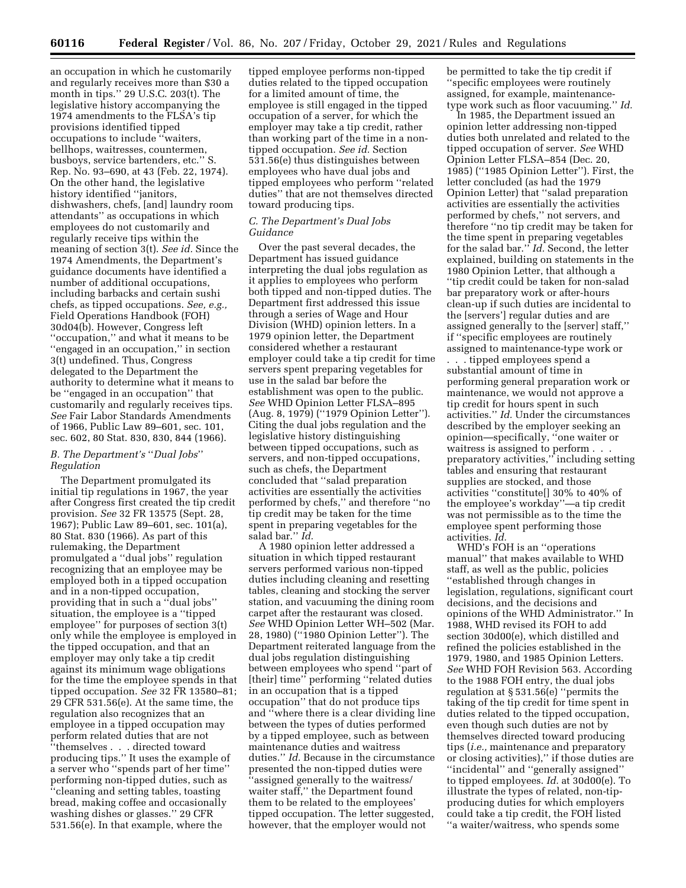an occupation in which he customarily and regularly receives more than $30 a month in tips.'' 29 U.S.C. 203(t). The legislative history accompanying the 1974 amendments to the FLSA's tip provisions identified tipped occupations to include ''waiters, bellhops, waitresses, countermen, busboys, service bartenders, etc.'' S. Rep. No. 93–690, at 43 (Feb. 22, 1974). On the other hand, the legislative history identified ''janitors, dishwashers, chefs, [and] laundry room attendants'' as occupations in which employees do not customarily and regularly receive tips within the meaning of section 3(t). *See id.* Since the 1974 Amendments, the Department's guidance documents have identified a number of additional occupations, including barbacks and certain sushi chefs, as tipped occupations. *See, e.g.,* Field Operations Handbook (FOH) 30d04(b). However, Congress left ''occupation,'' and what it means to be ''engaged in an occupation,'' in section 3(t) undefined. Thus, Congress delegated to the Department the authority to determine what it means to be ''engaged in an occupation'' that customarily and regularly receives tips. *See* Fair Labor Standards Amendments of 1966, Public Law 89–601, sec. 101, sec. 602, 80 Stat. 830, 830, 844 (1966).

### *B. The Department's ''Dual Jobs'' Regulation*

The Department promulgated its initial tip regulations in 1967, the year after Congress first created the tip credit provision. *See* 32 FR 13575 (Sept. 28, 1967); Public Law 89–601, sec. 101(a), 80 Stat. 830 (1966). As part of this rulemaking, the Department promulgated a ''dual jobs'' regulation recognizing that an employee may be employed both in a tipped occupation and in a non-tipped occupation, providing that in such a ''dual jobs'' situation, the employee is a ''tipped employee'' for purposes of section 3(t) only while the employee is employed in the tipped occupation, and that an employer may only take a tip credit against its minimum wage obligations for the time the employee spends in that tipped occupation. *See* 32 FR 13580–81; 29 CFR 531.56(e). At the same time, the regulation also recognizes that an employee in a tipped occupation may perform related duties that are not ''themselves . . . directed toward producing tips.'' It uses the example of a server who ''spends part of her time'' performing non-tipped duties, such as ''cleaning and setting tables, toasting bread, making coffee and occasionally washing dishes or glasses.'' 29 CFR 531.56(e). In that example, where the tipped employee performs non-tipped duties related to the tipped occupation for a limited amount of time, the employee is still engaged in the tipped occupation of a server, for which the employer may take a tip credit, rather than working part of the time in a non-tipped occupation. *See id.* Section 531.56(e) thus distinguishes between employees who have dual jobs and tipped employees who perform ''related duties'' that are not themselves directed toward producing tips.

### *C. The Department's Dual Jobs Guidance*

Over the past several decades, the Department has issued guidance interpreting the dual jobs regulation as it applies to employees who perform both tipped and non-tipped duties. The Department first addressed this issue through a series of Wage and Hour Division (WHD) opinion letters. In a 1979 opinion letter, the Department considered whether a restaurant employer could take a tip credit for time servers spent preparing vegetables for use in the salad bar before the establishment was open to the public. *See* WHD Opinion Letter FLSA–895 (Aug. 8, 1979) (''1979 Opinion Letter''). Citing the dual jobs regulation and the legislative history distinguishing between tipped occupations, such as servers, and non-tipped occupations, such as chefs, the Department concluded that ''salad preparation activities are essentially the activities performed by chefs,'' and therefore ''no tip credit may be taken for the time spent in preparing vegetables for the salad bar.'' *Id.*

A 1980 opinion letter addressed a situation in which tipped restaurant servers performed various non-tipped duties including cleaning and resetting tables, cleaning and stocking the server station, and vacuuming the dining room carpet after the restaurant was closed. *See* WHD Opinion Letter WH–502 (Mar. 28, 1980) (''1980 Opinion Letter''). The Department reiterated language from the dual jobs regulation distinguishing between employees who spend ''part of [their] time'' performing ''related duties in an occupation that is a tipped occupation'' that do not produce tips and ''where there is a clear dividing line between the types of duties performed by a tipped employee, such as between maintenance duties and waitress duties.'' *Id.* Because in the circumstance presented the non-tipped duties were ''assigned generally to the waitress/waiter staff,'' the Department found them to be related to the employees' tipped occupation. The letter suggested, however, that the employer would not be permitted to take the tip credit if ''specific employees were routinely assigned, for example, maintenance-type work such as floor vacuuming.'' *Id.*

In 1985, the Department issued an opinion letter addressing non-tipped duties both unrelated and related to the tipped occupation of server. *See* WHD Opinion Letter FLSA–854 (Dec. 20, 1985) (''1985 Opinion Letter''). First, the letter concluded (as had the 1979 Opinion Letter) that ''salad preparation activities are essentially the activities performed by chefs,'' not servers, and therefore ''no tip credit may be taken for the time spent in preparing vegetables for the salad bar.'' *Id.* Second, the letter explained, building on statements in the 1980 Opinion Letter, that although a ''tip credit could be taken for non-salad bar preparatory work or after-hours clean-up if such duties are incidental to the [servers'] regular duties and are assigned generally to the [server] staff,'' if ''specific employees are routinely assigned to maintenance-type work or . . . tipped employees spend a substantial amount of time in performing general preparation work or maintenance, we would not approve a tip credit for hours spent in such activities.'' *Id.* Under the circumstances described by the employer seeking an opinion—specifically, ''one waiter or waitress is assigned to perform . . . preparatory activities,'' including setting tables and ensuring that restaurant supplies are stocked, and those activities ''constitute[] 30% to 40% of the employee's workday''—a tip credit was not permissible as to the time the employee spent performing those activities. *Id.*

WHD's FOH is an ''operations manual'' that makes available to WHD staff, as well as the public, policies ''established through changes in legislation, regulations, significant court decisions, and the decisions and opinions of the WHD Administrator.'' In 1988, WHD revised its FOH to add section 30d00(e), which distilled and refined the policies established in the 1979, 1980, and 1985 Opinion Letters. *See* WHD FOH Revision 563. According to the 1988 FOH entry, the dual jobs regulation at § 531.56(e) ''permits the taking of the tip credit for time spent in duties related to the tipped occupation, even though such duties are not by themselves directed toward producing tips (*i.e.,* maintenance and preparatory or closing activities),'' if those duties are ''incidental'' and ''generally assigned'' to tipped employees. *Id.* at 30d00(e). To illustrate the types of related, non-tip-producing duties for which employers could take a tip credit, the FOH listed ''a waiter/waitress, who spends some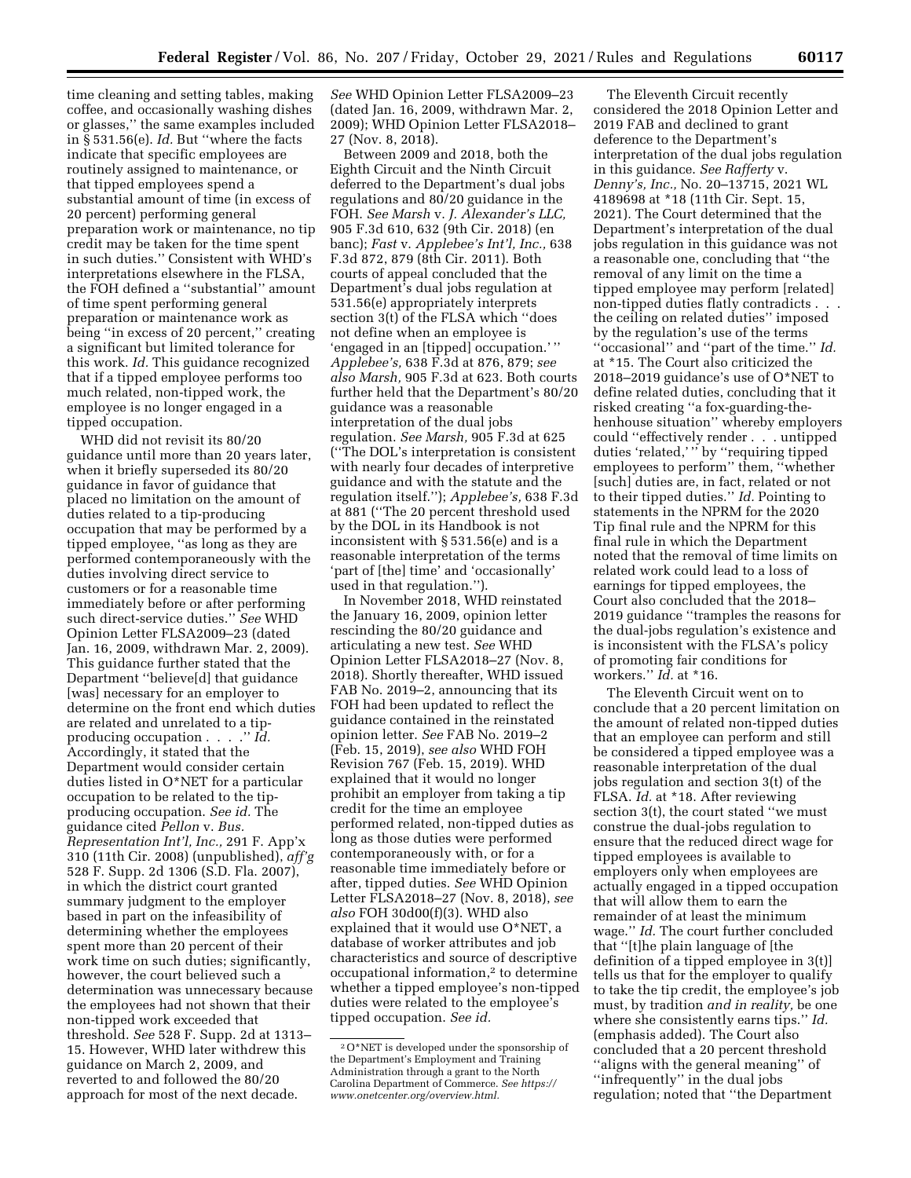time cleaning and setting tables, making coffee, and occasionally washing dishes or glasses,'' the same examples included in § 531.56(e). *Id.* But ''where the facts indicate that specific employees are routinely assigned to maintenance, or that tipped employees spend a substantial amount of time (in excess of 20 percent) performing general preparation work or maintenance, no tip credit may be taken for the time spent in such duties.'' Consistent with WHD's interpretations elsewhere in the FLSA, the FOH defined a ''substantial'' amount of time spent performing general preparation or maintenance work as being ''in excess of 20 percent,'' creating a significant but limited tolerance for this work. *Id.* This guidance recognized that if a tipped employee performs too much related, non-tipped work, the employee is no longer engaged in a tipped occupation.

WHD did not revisit its 80/20 guidance until more than 20 years later, when it briefly superseded its 80/20 guidance in favor of guidance that placed no limitation on the amount of duties related to a tip-producing occupation that may be performed by a tipped employee, ''as long as they are performed contemporaneously with the duties involving direct service to customers or for a reasonable time immediately before or after performing such direct-service duties.'' *See* WHD Opinion Letter FLSA2009–23 (dated Jan. 16, 2009, withdrawn Mar. 2, 2009). This guidance further stated that the Department ''believe[d] that guidance [was] necessary for an employer to determine on the front end which duties are related and unrelated to a tip-producing occupation . . . .'' *Id.* Accordingly, it stated that the Department would consider certain duties listed in O*NET for a particular occupation to be related to the tip-producing occupation. *See id.* The guidance cited *Pellon* v. *Bus. Representation Int'l, Inc.,* 291 F. App'x 310 (11th Cir. 2008) (unpublished), *aff'g* 528 F. Supp. 2d 1306 (S.D. Fla. 2007), in which the district court granted summary judgment to the employer based in part on the infeasibility of determining whether the employees spent more than 20 percent of their work time on such duties; significantly, however, the court believed such a determination was unnecessary because the employees had not shown that their non-tipped work exceeded that threshold. *See* 528 F. Supp. 2d at 1313–15. However, WHD later withdrew this guidance on March 2, 2009, and reverted to and followed the 80/20 approach for most of the next decade. *See* WHD Opinion Letter FLSA2009–23 (dated Jan. 16, 2009, withdrawn Mar. 2, 2009); WHD Opinion Letter FLSA2018–27 (Nov. 8, 2018).

Between 2009 and 2018, both the Eighth Circuit and the Ninth Circuit deferred to the Department's dual jobs regulations and 80/20 guidance in the FOH. *See Marsh* v. *J. Alexander's LLC,* 905 F.3d 610, 632 (9th Cir. 2018) (en banc); *Fast* v. *Applebee's Int'l, Inc.,* 638 F.3d 872, 879 (8th Cir. 2011). Both courts of appeal concluded that the Department's dual jobs regulation at 531.56(e) appropriately interprets section 3(t) of the FLSA which ''does not define when an employee is 'engaged in an [tipped] occupation.' '' *Applebee's,* 638 F.3d at 876, 879; *see also Marsh,* 905 F.3d at 623. Both courts further held that the Department's 80/20 guidance was a reasonable interpretation of the dual jobs regulation. *See Marsh,* 905 F.3d at 625 (''The DOL's interpretation is consistent with nearly four decades of interpretive guidance and with the statute and the regulation itself.''); *Applebee's,* 638 F.3d at 881 (''The 20 percent threshold used by the DOL in its Handbook is not inconsistent with § 531.56(e) and is a reasonable interpretation of the terms 'part of [the] time' and 'occasionally' used in that regulation.'').

In November 2018, WHD reinstated the January 16, 2009, opinion letter rescinding the 80/20 guidance and articulating a new test. *See* WHD Opinion Letter FLSA2018–27 (Nov. 8, 2018). Shortly thereafter, WHD issued FAB No. 2019–2, announcing that its FOH had been updated to reflect the guidance contained in the reinstated opinion letter. *See* FAB No. 2019–2 (Feb. 15, 2019), *see also* WHD FOH Revision 767 (Feb. 15, 2019). WHD explained that it would no longer prohibit an employer from taking a tip credit for the time an employee performed related, non-tipped duties as long as those duties were performed contemporaneously with, or for a reasonable time immediately before or after, tipped duties. *See* WHD Opinion Letter FLSA2018–27 (Nov. 8, 2018), *see also* FOH 30d00(f)(3). WHD also explained that it would use O*NET, a database of worker attributes and job characteristics and source of descriptive occupational information,[2] to determine whether a tipped employee's non-tipped duties were related to the employee's tipped occupation. *See id.*

The Eleventh Circuit recently considered the 2018 Opinion Letter and 2019 FAB and declined to grant deference to the Department's interpretation of the dual jobs regulation in this guidance. *See Rafferty* v. *Denny's, Inc.,* No. 20–13715, 2021 WL 4189698 at *18 (11th Cir. Sept. 15, 2021). The Court determined that the Department's interpretation of the dual jobs regulation in this guidance was not a reasonable one, concluding that ''the removal of any limit on the time a tipped employee may perform [related] non-tipped duties flatly contradicts . . . the ceiling on related duties'' imposed by the regulation's use of the terms ''occasional'' and ''part of the time.'' *Id.* at *15. The Court also criticized the 2018–2019 guidance's use of O*NET to define related duties, concluding that it risked creating ''a fox-guarding-the-henhouse situation'' whereby employers could ''effectively render . . . untipped duties 'related,' '' by ''requiring tipped employees to perform'' them, ''whether [such] duties are, in fact, related or not to their tipped duties.'' *Id.* Pointing to statements in the NPRM for the 2020 Tip final rule and the NPRM for this final rule in which the Department noted that the removal of time limits on related work could lead to a loss of earnings for tipped employees, the Court also concluded that the 2018–2019 guidance ''tramples the reasons for the dual-jobs regulation's existence and is inconsistent with the FLSA's policy of promoting fair conditions for workers.'' *Id.* at *16.

The Eleventh Circuit went on to conclude that a 20 percent limitation on the amount of related non-tipped duties that an employee can perform and still be considered a tipped employee was a reasonable interpretation of the dual jobs regulation and section 3(t) of the FLSA. *Id.* at *18. After reviewing section 3(t), the court stated ''we must construe the dual-jobs regulation to ensure that the reduced direct wage for tipped employees is available to employers only when employees are actually engaged in a tipped occupation that will allow them to earn the remainder of at least the minimum wage.'' *Id.* The court further concluded that ''[t]he plain language of [the definition of a tipped employee in 3(t)] tells us that for the employer to qualify to take the tip credit, the employee's job must, by tradition *and in reality,* be one where she consistently earns tips.'' *Id.* (emphasis added). The Court also concluded that a 20 percent threshold ''aligns with the general meaning'' of ''infrequently'' in the dual jobs regulation; noted that ''the Department

[2] O*NET is developed under the sponsorship of the Department's Employment and Training Administration through a grant to the North Carolina Department of Commerce. *See https://www.onetcenter.org/overview.html.*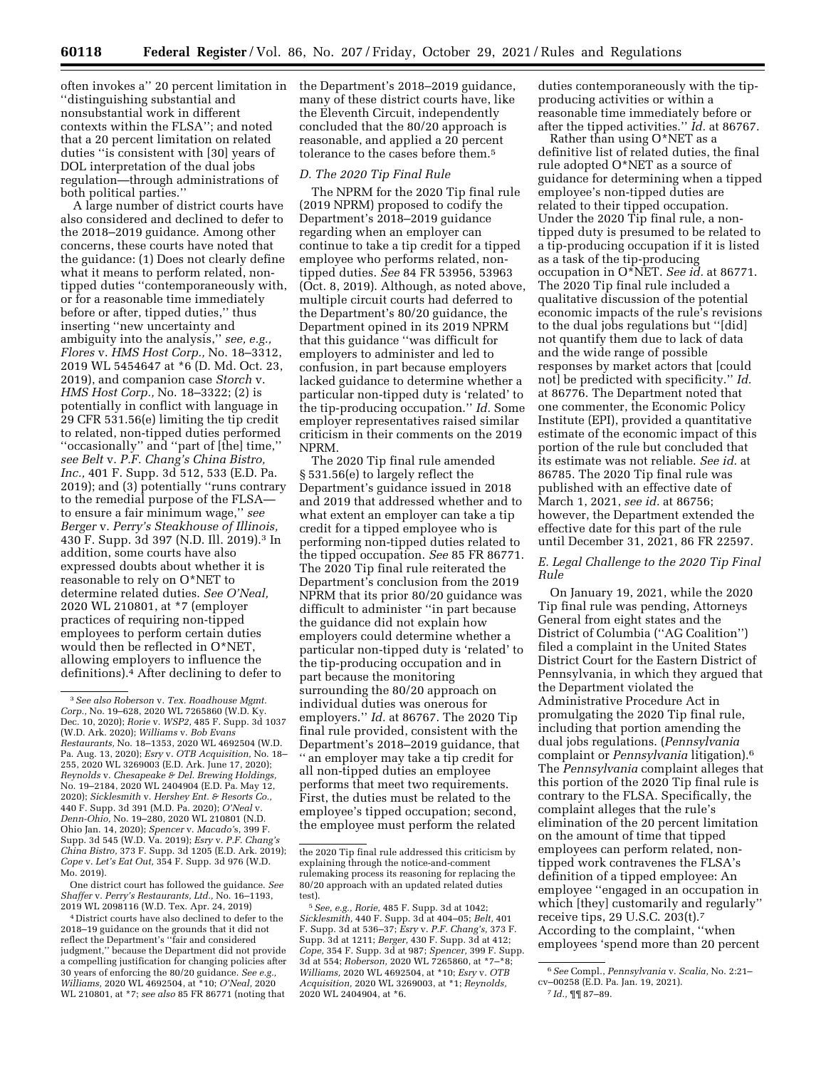often invokes a'' 20 percent limitation in ''distinguishing substantial and nonsubstantial work in different contexts within the FLSA''; and noted that a 20 percent limitation on related duties ''is consistent with [30] years of DOL interpretation of the dual jobs regulation—through administrations of both political parties.''

A large number of district courts have also considered and declined to defer to the 2018–2019 guidance. Among other concerns, these courts have noted that the guidance: (1) Does not clearly define what it means to perform related, non-tipped duties ''contemporaneously with, or for a reasonable time immediately before or after, tipped duties,'' thus inserting ''new uncertainty and ambiguity into the analysis,'' *see, e.g., Flores* v. *HMS Host Corp.,* No. 18–3312, 2019 WL 5454647 at *6 (D. Md. Oct. 23, 2019), and companion case *Storch* v. *HMS Host Corp.,* No. 18–3322; (2) is potentially in conflict with language in 29 CFR 531.56(e) limiting the tip credit to related, non-tipped duties performed ''occasionally'' and ''part of [the] time,'' *see Belt* v. *P.F. Chang's China Bistro, Inc.,* 401 F. Supp. 3d 512, 533 (E.D. Pa. 2019); and (3) potentially ''runs contrary to the remedial purpose of the FLSA—to ensure a fair minimum wage,'' *see Berger* v. *Perry's Steakhouse of Illinois,* 430 F. Supp. 3d 397 (N.D. Ill. 2019).[3] In addition, some courts have also expressed doubts about whether it is reasonable to rely on O*NET to determine related duties. *See O'Neal,* 2020 WL 210801, at *7 (employer practices of requiring non-tipped employees to perform certain duties would then be reflected in O*NET, allowing employers to influence the definitions).[4] After declining to defer to the Department's 2018–2019 guidance, many of these district courts have, like the Eleventh Circuit, independently concluded that the 80/20 approach is reasonable, and applied a 20 percent tolerance to the cases before them.[5]

### *D. The 2020 Tip Final Rule*

The NPRM for the 2020 Tip final rule (2019 NPRM) proposed to codify the Department's 2018–2019 guidance regarding when an employer can continue to take a tip credit for a tipped employee who performs related, non-tipped duties. *See* 84 FR 53956, 53963 (Oct. 8, 2019). Although, as noted above, multiple circuit courts had deferred to the Department's 80/20 guidance, the Department opined in its 2019 NPRM that this guidance ''was difficult for employers to administer and led to confusion, in part because employers lacked guidance to determine whether a particular non-tipped duty is 'related' to the tip-producing occupation.'' *Id.* Some employer representatives raised similar criticism in their comments on the 2019 NPRM.

The 2020 Tip final rule amended § 531.56(e) to largely reflect the Department's guidance issued in 2018 and 2019 that addressed whether and to what extent an employer can take a tip credit for a tipped employee who is performing non-tipped duties related to the tipped occupation. *See* 85 FR 86771. The 2020 Tip final rule reiterated the Department's conclusion from the 2019 NPRM that its prior 80/20 guidance was difficult to administer ''in part because the guidance did not explain how employers could determine whether a particular non-tipped duty is 'related' to the tip-producing occupation and in part because the monitoring surrounding the 80/20 approach on individual duties was onerous for employers.'' *Id.* at 86767. The 2020 Tip final rule provided, consistent with the Department's 2018–2019 guidance, that '' an employer may take a tip credit for all non-tipped duties an employee performs that meet two requirements. First, the duties must be related to the employee's tipped occupation; second, the employee must perform the related duties contemporaneously with the tip-producing activities or within a reasonable time immediately before or after the tipped activities.'' *Id.* at 86767.

Rather than using O*NET as a definitive list of related duties, the final rule adopted O*NET as a source of guidance for determining when a tipped employee's non-tipped duties are related to their tipped occupation. Under the 2020 Tip final rule, a non-tipped duty is presumed to be related to a tip-producing occupation if it is listed as a task of the tip-producing occupation in O*NET. *See id.* at 86771. The 2020 Tip final rule included a qualitative discussion of the potential economic impacts of the rule's revisions to the dual jobs regulations but ''[did] not quantify them due to lack of data and the wide range of possible responses by market actors that [could not] be predicted with specificity.'' *Id.* at 86776. The Department noted that one commenter, the Economic Policy Institute (EPI), provided a quantitative estimate of the economic impact of this portion of the rule but concluded that its estimate was not reliable. *See id.* at 86785. The 2020 Tip final rule was published with an effective date of March 1, 2021, *see id.* at 86756; however, the Department extended the effective date for this part of the rule until December 31, 2021, 86 FR 22597.

### *E. Legal Challenge to the 2020 Tip Final Rule*

On January 19, 2021, while the 2020 Tip final rule was pending, Attorneys General from eight states and the District of Columbia (''AG Coalition'') filed a complaint in the United States District Court for the Eastern District of Pennsylvania, in which they argued that the Department violated the Administrative Procedure Act in promulgating the 2020 Tip final rule, including that portion amending the dual jobs regulations. (*Pennsylvania* complaint or *Pennsylvania* litigation).[6] The *Pennsylvania* complaint alleges that this portion of the 2020 Tip final rule is contrary to the FLSA. Specifically, the complaint alleges that the rule's elimination of the 20 percent limitation on the amount of time that tipped employees can perform related, non-tipped work contravenes the FLSA's definition of a tipped employee: An employee ''engaged in an occupation in which [they] customarily and regularly'' receive tips, 29 U.S.C. 203(t).[7] According to the complaint, ''when employees 'spend more than 20 percent

---

[3] *See also Roberson* v. *Tex. Roadhouse Mgmt. Corp.,* No. 19–628, 2020 WL 7265860 (W.D. Ky. Dec. 10, 2020); *Rorie* v. *WSP2,* 485 F. Supp. 3d 1037 (W.D. Ark. 2020); *Williams* v. *Bob Evans Restaurants,* No. 18–1353, 2020 WL 4692504 (W.D. Pa. Aug. 13, 2020); *Esry* v. *OTB Acquisition,* No. 18–255, 2020 WL 3269003 (E.D. Ark. June 17, 2020); *Reynolds* v. *Chesapeake & Del. Brewing Holdings,* No. 19–2184, 2020 WL 2404904 (E.D. Pa. May 12, 2020); *Sicklesmith* v. *Hershey Ent. & Resorts Co.,* 440 F. Supp. 3d 391 (M.D. Pa. 2020); *O'Neal* v. *Denn-Ohio,* No. 19–280, 2020 WL 210801 (N.D. Ohio Jan. 14, 2020); *Spencer* v. *Macado's,* 399 F. Supp. 3d 545 (W.D. Va. 2019); *Esry* v. *P.F. Chang's China Bistro,* 373 F. Supp. 3d 1205 (E.D. Ark. 2019); *Cope* v. *Let's Eat Out,* 354 F. Supp. 3d 976 (W.D. Mo. 2019).

One district court has followed the guidance. *See Shaffer* v. *Perry's Restaurants, Ltd.,* No. 16–1193, 2019 WL 2098116 (W.D. Tex. Apr. 24, 2019)

[4] District courts have also declined to defer to the 2018–19 guidance on the grounds that it did not reflect the Department's ''fair and considered judgment,'' because the Department did not provide a compelling justification for changing policies after 30 years of enforcing the 80/20 guidance. *See e.g., Williams,* 2020 WL 4692504, at *10; *O'Neal,* 2020 WL 210801, at *7; *see also* 85 FR 86771 (noting that the 2020 Tip final rule addressed this criticism by explaining through the notice-and-comment rulemaking process its reasoning for replacing the 80/20 approach with an updated related duties test).

[5] *See, e.g., Rorie,* 485 F. Supp. 3d at 1042; *Sicklesmith,* 440 F. Supp. 3d at 404–05; *Belt,* 401 F. Supp. 3d at 536–37; *Esry* v. *P.F. Chang's,* 373 F. Supp. 3d at 1211; *Berger,* 430 F. Supp. 3d at 412; *Cope,* 354 F. Supp. 3d at 987; *Spencer,* 399 F. Supp. 3d at 554; *Roberson,* 2020 WL 7265860, at *7–*8; *Williams,* 2020 WL 4692504, at *10; *Esry* v. *OTB Acquisition,* 2020 WL 3269003, at *1; *Reynolds,* 2020 WL 2404904, at *6.

[6] *See* Compl., *Pennsylvania* v. *Scalia,* No. 2:21–cv–00258 (E.D. Pa. Jan. 19, 2021).

[7] *Id.,* ¶¶ 87–89.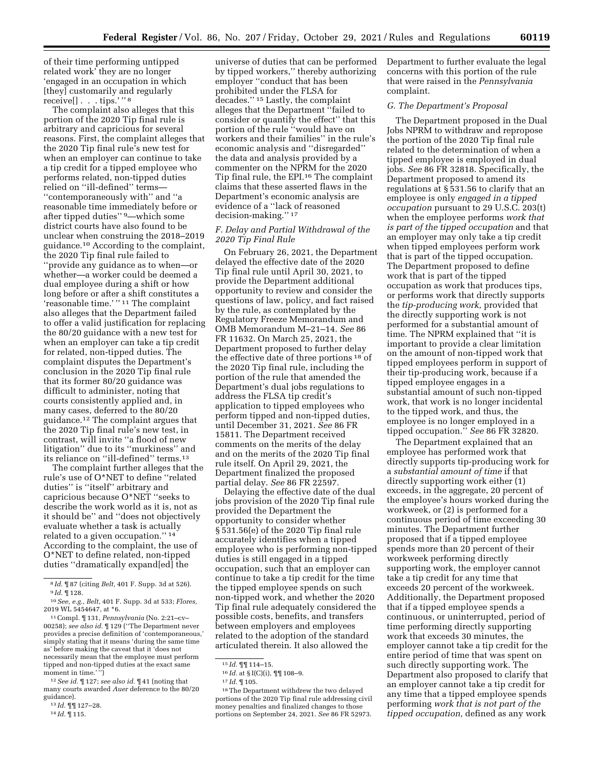of their time performing untipped related work' they are no longer 'engaged in an occupation in which [they] customarily and regularly receive[] . . . tips.' "[8]

The complaint also alleges that this portion of the 2020 Tip final rule is arbitrary and capricious for several reasons. First, the complaint alleges that the 2020 Tip final rule's new test for when an employer can continue to take a tip credit for a tipped employee who performs related, non-tipped duties relied on "ill-defined" terms—"contemporaneously with" and "a reasonable time immediately before or after tipped duties"[9]—which some district courts have also found to be unclear when construing the 2018–2019 guidance.[10] According to the complaint, the 2020 Tip final rule failed to "provide any guidance as to when—or whether—a worker could be deemed a dual employee during a shift or how long before or after a shift constitutes a 'reasonable time.' "[11] The complaint also alleges that the Department failed to offer a valid justification for replacing the 80/20 guidance with a new test for when an employer can take a tip credit for related, non-tipped duties. The complaint disputes the Department's conclusion in the 2020 Tip final rule that its former 80/20 guidance was difficult to administer, noting that courts consistently applied and, in many cases, deferred to the 80/20 guidance.[12] The complaint argues that the 2020 Tip final rule's new test, in contrast, will invite "a flood of new litigation" due to its "murkiness" and its reliance on "ill-defined" terms.[13]

The complaint further alleges that the rule's use of O*NET to define "related duties" is "itself" arbitrary and capricious because O*NET "seeks to describe the work world as it is, not as it should be" and "does not objectively evaluate whether a task is actually related to a given occupation."[14] According to the complaint, the use of O*NET to define related, non-tipped duties "dramatically expand[ed] the universe of duties that can be performed by tipped workers," thereby authorizing employer "conduct that has been prohibited under the FLSA for decades."[15] Lastly, the complaint alleges that the Department "failed to consider or quantify the effect" that this portion of the rule "would have on workers and their families" in the rule's economic analysis and "disregarded" the data and analysis provided by a commenter on the NPRM for the 2020 Tip final rule, the EPI.[16] The complaint claims that these asserted flaws in the Department's economic analysis are evidence of a "lack of reasoned decision-making."[17]

### F. Delay and Partial Withdrawal of the 2020 Tip Final Rule

On February 26, 2021, the Department delayed the effective date of the 2020 Tip final rule until April 30, 2021, to provide the Department additional opportunity to review and consider the questions of law, policy, and fact raised by the rule, as contemplated by the Regulatory Freeze Memorandum and OMB Memorandum M–21–14. *See* 86 FR 11632. On March 25, 2021, the Department proposed to further delay the effective date of three portions[18] of the 2020 Tip final rule, including the portion of the rule that amended the Department's dual jobs regulations to address the FLSA tip credit's application to tipped employees who perform tipped and non-tipped duties, until December 31, 2021. *See* 86 FR 15811. The Department received comments on the merits of the delay and on the merits of the 2020 Tip final rule itself. On April 29, 2021, the Department finalized the proposed partial delay. *See* 86 FR 22597.

Delaying the effective date of the dual jobs provision of the 2020 Tip final rule provided the Department the opportunity to consider whether § 531.56(e) of the 2020 Tip final rule accurately identifies when a tipped employee who is performing non-tipped duties is still engaged in a tipped occupation, such that an employer can continue to take a tip credit for the time the tipped employee spends on such non-tipped work, and whether the 2020 Tip final rule adequately considered the possible costs, benefits, and transfers between employers and employees related to the adoption of the standard articulated therein. It also allowed the Department to further evaluate the legal concerns with this portion of the rule that were raised in the *Pennsylvania* complaint.

### G. The Department's Proposal

The Department proposed in the Dual Jobs NPRM to withdraw and repropose the portion of the 2020 Tip final rule related to the determination of when a tipped employee is employed in dual jobs. *See* 86 FR 32818. Specifically, the Department proposed to amend its regulations at § 531.56 to clarify that an employee is only *engaged in a tipped occupation* pursuant to 29 U.S.C. 203(t) when the employee performs *work that is part of the tipped occupation* and that an employer may only take a tip credit when tipped employees perform work that is part of the tipped occupation. The Department proposed to define work that is part of the tipped occupation as work that produces tips, or performs work that directly supports the *tip-producing work,* provided that the directly supporting work is not performed for a substantial amount of time. The NPRM explained that "it is important to provide a clear limitation on the amount of non-tipped work that tipped employees perform in support of their tip-producing work, because if a tipped employee engages in a substantial amount of such non-tipped work, that work is no longer incidental to the tipped work, and thus, the employee is no longer employed in a tipped occupation." *See* 86 FR 32820.

The Department explained that an employee has performed work that directly supports tip-producing work for a *substantial amount of time* if that directly supporting work either (1) exceeds, in the aggregate, 20 percent of the employee's hours worked during the workweek, or (2) is performed for a continuous period of time exceeding 30 minutes. The Department further proposed that if a tipped employee spends more than 20 percent of their workweek performing directly supporting work, the employer cannot take a tip credit for any time that exceeds 20 percent of the workweek. Additionally, the Department proposed that if a tipped employee spends a continuous, or uninterrupted, period of time performing directly supporting work that exceeds 30 minutes, the employer cannot take a tip credit for the entire period of time that was spent on such directly supporting work. The Department also proposed to clarify that an employer cannot take a tip credit for any time that a tipped employee spends performing *work that is not part of the tipped occupation,* defined as any work

---

[8] *Id.* ¶ 87 (citing *Belt,* 401 F. Supp. 3d at 526).

[9] *Id.* ¶ 128.

[10] *See, e.g., Belt,* 401 F. Supp. 3d at 533; *Flores,* 2019 WL 5454647, at *6.

[11] Compl. ¶ 131, *Pennsylvania* (No. 2:21–cv–00258); *see also id.* ¶ 129 ("The Department never provides a precise definition of 'contemporaneous,' simply stating that it means 'during the same time as' before making the caveat that it 'does not necessarily mean that the employee must perform tipped and non-tipped duties at the exact same moment in time.' ")

[12] *See id.* ¶ 127; *see also id.* ¶ 41 (noting that many courts awarded *Auer* deference to the 80/20 guidance).

[13] *Id.* ¶¶ 127–28.

[14] *Id.* ¶ 115.

[15] *Id.* ¶¶ 114–15.

[16] *Id.* at § I(C)(i), ¶¶ 108–9.

[17] *Id.* ¶ 105.

[18] The Department withdrew the two delayed portions of the 2020 Tip final rule addressing civil money penalties and finalized changes to those portions on September 24, 2021. *See* 86 FR 52973.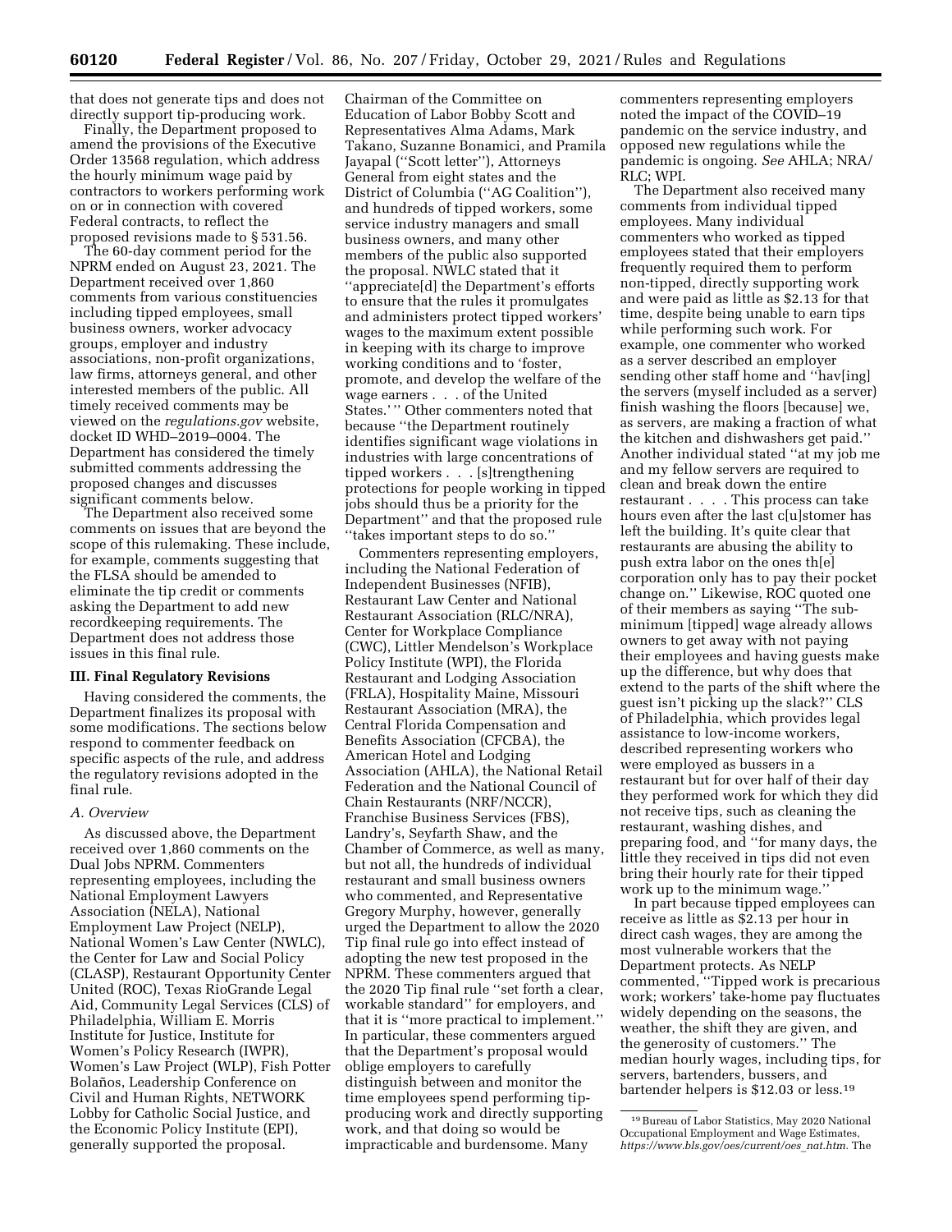that does not generate tips and does not directly support tip-producing work.

Finally, the Department proposed to amend the provisions of the Executive Order 13568 regulation, which address the hourly minimum wage paid by contractors to workers performing work on or in connection with covered Federal contracts, to reflect the proposed revisions made to § 531.56.

The 60-day comment period for the NPRM ended on August 23, 2021. The Department received over 1,860 comments from various constituencies including tipped employees, small business owners, worker advocacy groups, employer and industry associations, non-profit organizations, law firms, attorneys general, and other interested members of the public. All timely received comments may be viewed on the *regulations.gov* website, docket ID WHD–2019–0004. The Department has considered the timely submitted comments addressing the proposed changes and discusses significant comments below.

The Department also received some comments on issues that are beyond the scope of this rulemaking. These include, for example, comments suggesting that the FLSA should be amended to eliminate the tip credit or comments asking the Department to add new recordkeeping requirements. The Department does not address those issues in this final rule.

## III. Final Regulatory Revisions

Having considered the comments, the Department finalizes its proposal with some modifications. The sections below respond to commenter feedback on specific aspects of the rule, and address the regulatory revisions adopted in the final rule.

### *A. Overview*

As discussed above, the Department received over 1,860 comments on the Dual Jobs NPRM. Commenters representing employees, including the National Employment Lawyers Association (NELA), National Employment Law Project (NELP), National Women's Law Center (NWLC), the Center for Law and Social Policy (CLASP), Restaurant Opportunity Center United (ROC), Texas RioGrande Legal Aid, Community Legal Services (CLS) of Philadelphia, William E. Morris Institute for Justice, Institute for Women's Policy Research (IWPR), Women's Law Project (WLP), Fish Potter Bolaños, Leadership Conference on Civil and Human Rights, NETWORK Lobby for Catholic Social Justice, and the Economic Policy Institute (EPI), generally supported the proposal. Chairman of the Committee on Education of Labor Bobby Scott and Representatives Alma Adams, Mark Takano, Suzanne Bonamici, and Pramila Jayapal (''Scott letter''), Attorneys General from eight states and the District of Columbia (''AG Coalition''), and hundreds of tipped workers, some service industry managers and small business owners, and many other members of the public also supported the proposal. NWLC stated that it ''appreciate[d] the Department's efforts to ensure that the rules it promulgates and administers protect tipped workers' wages to the maximum extent possible in keeping with its charge to improve working conditions and to 'foster, promote, and develop the welfare of the wage earners . . . of the United States.' '' Other commenters noted that because ''the Department routinely identifies significant wage violations in industries with large concentrations of tipped workers . . . [s]trengthening protections for people working in tipped jobs should thus be a priority for the Department'' and that the proposed rule ''takes important steps to do so.''

Commenters representing employers, including the National Federation of Independent Businesses (NFIB), Restaurant Law Center and National Restaurant Association (RLC/NRA), Center for Workplace Compliance (CWC), Littler Mendelson's Workplace Policy Institute (WPI), the Florida Restaurant and Lodging Association (FRLA), Hospitality Maine, Missouri Restaurant Association (MRA), the Central Florida Compensation and Benefits Association (CFCBA), the American Hotel and Lodging Association (AHLA), the National Retail Federation and the National Council of Chain Restaurants (NRF/NCCR), Franchise Business Services (FBS), Landry's, Seyfarth Shaw, and the Chamber of Commerce, as well as many, but not all, the hundreds of individual restaurant and small business owners who commented, and Representative Gregory Murphy, however, generally urged the Department to allow the 2020 Tip final rule go into effect instead of adopting the new test proposed in the NPRM. These commenters argued that the 2020 Tip final rule ''set forth a clear, workable standard'' for employers, and that it is ''more practical to implement.'' In particular, these commenters argued that the Department's proposal would oblige employers to carefully distinguish between and monitor the time employees spend performing tip-producing work and directly supporting work, and that doing so would be impracticable and burdensome. Many commenters representing employers noted the impact of the COVID–19 pandemic on the service industry, and opposed new regulations while the pandemic is ongoing. *See* AHLA; NRA/RLC; WPI.

The Department also received many comments from individual tipped employees. Many individual commenters who worked as tipped employees stated that their employers frequently required them to perform non-tipped, directly supporting work and were paid as little as $2.13 for that time, despite being unable to earn tips while performing such work. For example, one commenter who worked as a server described an employer sending other staff home and ''hav[ing] the servers (myself included as a server) finish washing the floors [because] we, as servers, are making a fraction of what the kitchen and dishwashers get paid.'' Another individual stated ''at my job me and my fellow servers are required to clean and break down the entire restaurant . . . . This process can take hours even after the last c[u]stomer has left the building. It's quite clear that restaurants are abusing the ability to push extra labor on the ones th[e] corporation only has to pay their pocket change on.'' Likewise, ROC quoted one of their members as saying ''The sub-minimum [tipped] wage already allows owners to get away with not paying their employees and having guests make up the difference, but why does that extend to the parts of the shift where the guest isn't picking up the slack?'' CLS of Philadelphia, which provides legal assistance to low-income workers, described representing workers who were employed as bussers in a restaurant but for over half of their day they performed work for which they did not receive tips, such as cleaning the restaurant, washing dishes, and preparing food, and ''for many days, the little they received in tips did not even bring their hourly rate for their tipped work up to the minimum wage.''

In part because tipped employees can receive as little as $2.13 per hour in direct cash wages, they are among the most vulnerable workers that the Department protects. As NELP commented, ''Tipped work is precarious work; workers' take-home pay fluctuates widely depending on the seasons, the weather, the shift they are given, and the generosity of customers.'' The median hourly wages, including tips, for servers, bartenders, bussers, and bartender helpers is $12.03 or less.[19]

---

[19] Bureau of Labor Statistics, May 2020 National Occupational Employment and Wage Estimates, *https://www.bls.gov/oes/current/oes_nat.htm.* The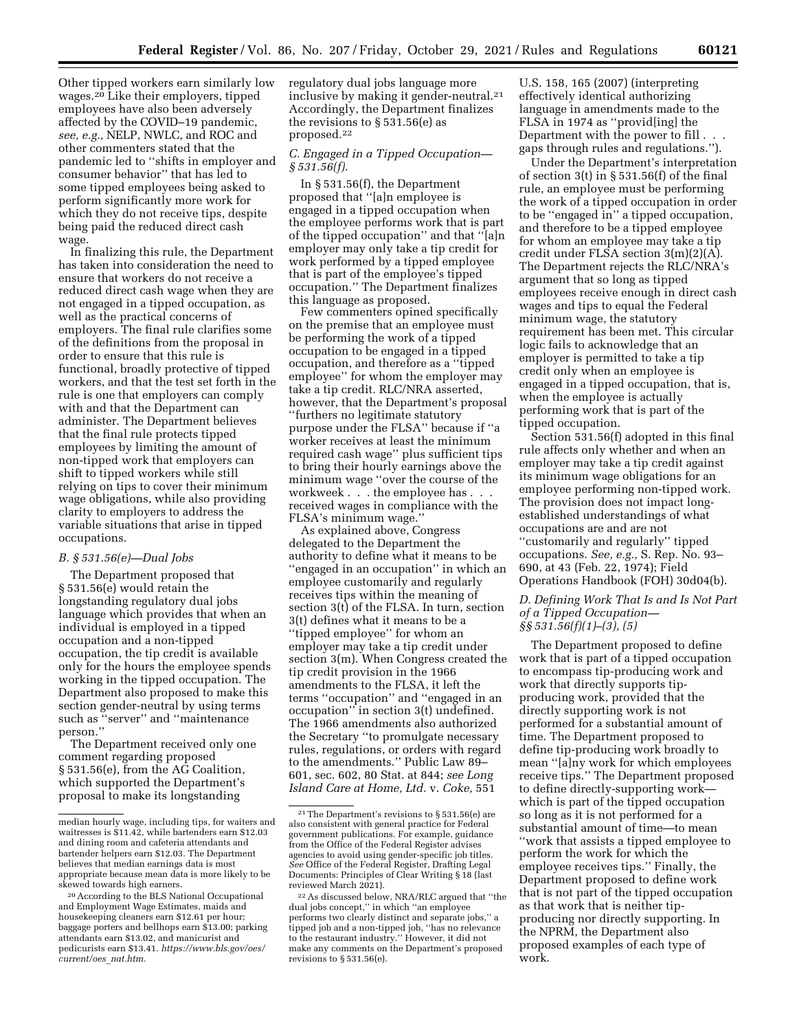Other tipped workers earn similarly low wages.[20] Like their employers, tipped employees have also been adversely affected by the COVID–19 pandemic, *see, e.g.,* NELP, NWLC, and ROC and other commenters stated that the pandemic led to ''shifts in employer and consumer behavior'' that has led to some tipped employees being asked to perform significantly more work for which they do not receive tips, despite being paid the reduced direct cash wage.

In finalizing this rule, the Department has taken into consideration the need to ensure that workers do not receive a reduced direct cash wage when they are not engaged in a tipped occupation, as well as the practical concerns of employers. The final rule clarifies some of the definitions from the proposal in order to ensure that this rule is functional, broadly protective of tipped workers, and that the test set forth in the rule is one that employers can comply with and that the Department can administer. The Department believes that the final rule protects tipped employees by limiting the amount of non-tipped work that employers can shift to tipped workers while still relying on tips to cover their minimum wage obligations, while also providing clarity to employers to address the variable situations that arise in tipped occupations.

### *B. § 531.56(e)—Dual Jobs*

The Department proposed that § 531.56(e) would retain the longstanding regulatory dual jobs language which provides that when an individual is employed in a tipped occupation and a non-tipped occupation, the tip credit is available only for the hours the employee spends working in the tipped occupation. The Department also proposed to make this section gender-neutral by using terms such as ''server'' and ''maintenance person.''

The Department received only one comment regarding proposed § 531.56(e), from the AG Coalition, which supported the Department's proposal to make its longstanding regulatory dual jobs language more inclusive by making it gender-neutral.[21] Accordingly, the Department finalizes the revisions to § 531.56(e) as proposed.[22]

### *C. Engaged in a Tipped Occupation—§ 531.56(f).*

In § 531.56(f), the Department proposed that ''[a]n employee is engaged in a tipped occupation when the employee performs work that is part of the tipped occupation'' and that ''[a]n employer may only take a tip credit for work performed by a tipped employee that is part of the employee's tipped occupation.'' The Department finalizes this language as proposed.

Few commenters opined specifically on the premise that an employee must be performing the work of a tipped occupation to be engaged in a tipped occupation, and therefore as a ''tipped employee'' for whom the employer may take a tip credit. RLC/NRA asserted, however, that the Department's proposal ''furthers no legitimate statutory purpose under the FLSA'' because if ''a worker receives at least the minimum required cash wage'' plus sufficient tips to bring their hourly earnings above the minimum wage ''over the course of the workweek . . . the employee has . . . received wages in compliance with the FLSA's minimum wage.''

As explained above, Congress delegated to the Department the authority to define what it means to be ''engaged in an occupation'' in which an employee customarily and regularly receives tips within the meaning of section 3(t) of the FLSA. In turn, section 3(t) defines what it means to be a ''tipped employee'' for whom an employer may take a tip credit under section 3(m). When Congress created the tip credit provision in the 1966 amendments to the FLSA, it left the terms ''occupation'' and ''engaged in an occupation'' in section 3(t) undefined. The 1966 amendments also authorized the Secretary ''to promulgate necessary rules, regulations, or orders with regard to the amendments.'' Public Law 89–601, sec. 602, 80 Stat. at 844; *see Long Island Care at Home, Ltd.* v. *Coke,* 551 U.S. 158, 165 (2007) (interpreting effectively identical authorizing language in amendments made to the FLSA in 1974 as ''provid[ing] the Department with the power to fill . . . gaps through rules and regulations.'').

Under the Department's interpretation of section 3(t) in § 531.56(f) of the final rule, an employee must be performing the work of a tipped occupation in order to be ''engaged in'' a tipped occupation, and therefore to be a tipped employee for whom an employee may take a tip credit under FLSA section 3(m)(2)(A). The Department rejects the RLC/NRA's argument that so long as tipped employees receive enough in direct cash wages and tips to equal the Federal minimum wage, the statutory requirement has been met. This circular logic fails to acknowledge that an employer is permitted to take a tip credit only when an employee is engaged in a tipped occupation, that is, when the employee is actually performing work that is part of the tipped occupation.

Section 531.56(f) adopted in this final rule affects only whether and when an employer may take a tip credit against its minimum wage obligations for an employee performing non-tipped work. The provision does not impact long-established understandings of what occupations are and are not ''customarily and regularly'' tipped occupations. *See, e.g.,* S. Rep. No. 93–690, at 43 (Feb. 22, 1974); Field Operations Handbook (FOH) 30d04(b).

### *D. Defining Work That Is and Is Not Part of a Tipped Occupation—§§ 531.56(f)(1)–(3), (5)*

The Department proposed to define work that is part of a tipped occupation to encompass tip-producing work and work that directly supports tip-producing work, provided that the directly supporting work is not performed for a substantial amount of time. The Department proposed to define tip-producing work broadly to mean ''[a]ny work for which employees receive tips.'' The Department proposed to define directly-supporting work—which is part of the tipped occupation so long as it is not performed for a substantial amount of time—to mean ''work that assists a tipped employee to perform the work for which the employee receives tips.'' Finally, the Department proposed to define work that is not part of the tipped occupation as that work that is neither tip-producing nor directly supporting. In the NPRM, the Department also proposed examples of each type of work.

---

median hourly wage, including tips, for waiters and waitresses is $11.42, while bartenders earn $12.03 and dining room and cafeteria attendants and bartender helpers earn $12.03. The Department believes that median earnings data is most appropriate because mean data is more likely to be skewed towards high earners.

[20] According to the BLS National Occupational and Employment Wage Estimates, maids and housekeeping cleaners earn $12.61 per hour; baggage porters and bellhops earn $13.00; parking attendants earn $13.02, and manicurist and pedicurists earn $13.41. *https://www.bls.gov/oes/current/oes_nat.htm.*

[21] The Department's revisions to § 531.56(e) are also consistent with general practice for Federal government publications. For example, guidance from the Office of the Federal Register advises agencies to avoid using gender-specific job titles. *See* Office of the Federal Register, Drafting Legal Documents: Principles of Clear Writing § 18 (last reviewed March 2021).

[22] As discussed below, NRA/RLC argued that ''the dual jobs concept,'' in which ''an employee performs two clearly distinct and separate jobs,'' a tipped job and a non-tipped job, ''has no relevance to the restaurant industry.'' However, it did not make any comments on the Department's proposed revisions to § 531.56(e).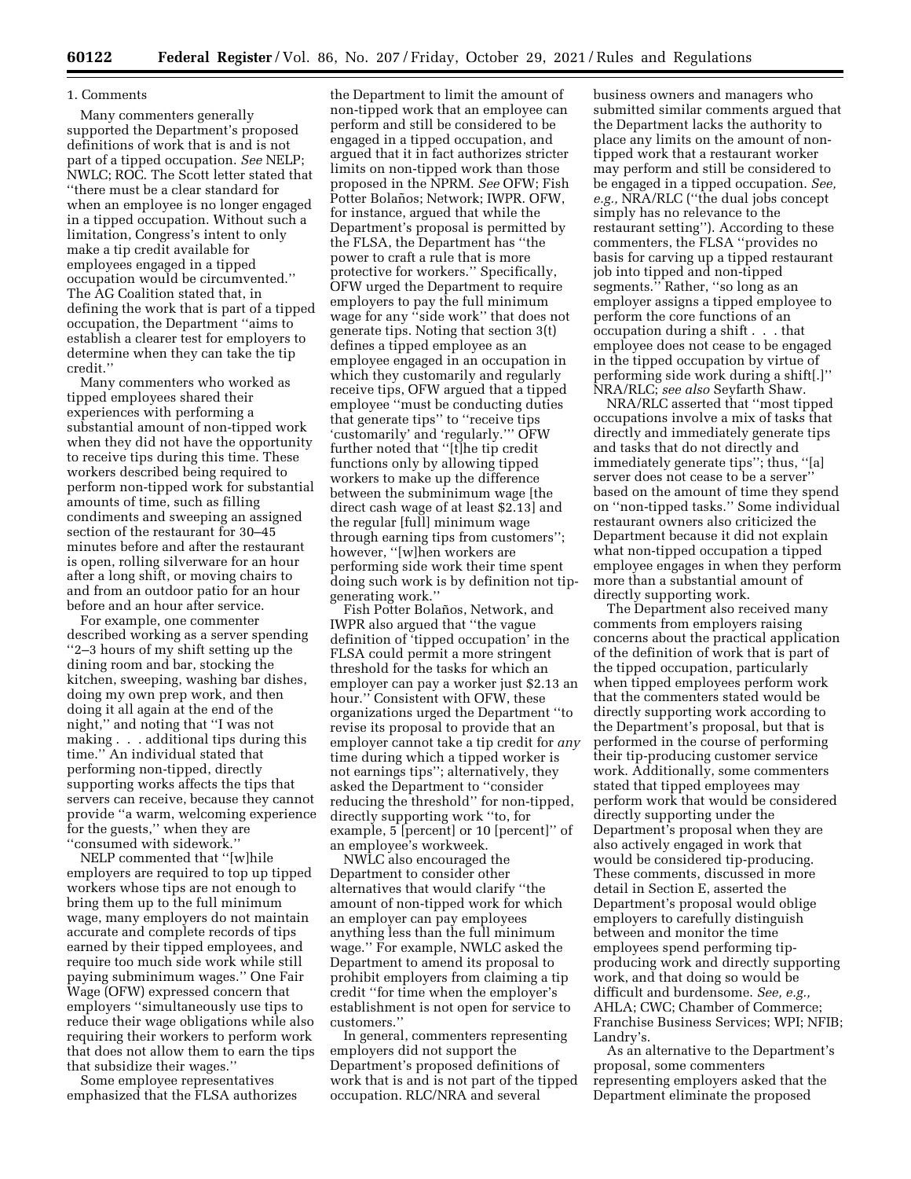1. Comments

Many commenters generally supported the Department's proposed definitions of work that is and is not part of a tipped occupation. *See* NELP; NWLC; ROC. The Scott letter stated that "there must be a clear standard for when an employee is no longer engaged in a tipped occupation. Without such a limitation, Congress's intent to only make a tip credit available for employees engaged in a tipped occupation would be circumvented." The AG Coalition stated that, in defining the work that is part of a tipped occupation, the Department "aims to establish a clearer test for employers to determine when they can take the tip credit."

Many commenters who worked as tipped employees shared their experiences with performing a substantial amount of non-tipped work when they did not have the opportunity to receive tips during this time. These workers described being required to perform non-tipped work for substantial amounts of time, such as filling condiments and sweeping an assigned section of the restaurant for 30–45 minutes before and after the restaurant is open, rolling silverware for an hour after a long shift, or moving chairs to and from an outdoor patio for an hour before and an hour after service.

For example, one commenter described working as a server spending "2–3 hours of my shift setting up the dining room and bar, stocking the kitchen, sweeping, washing bar dishes, doing my own prep work, and then doing it all again at the end of the night," and noting that "I was not making . . . additional tips during this time." An individual stated that performing non-tipped, directly supporting works affects the tips that servers can receive, because they cannot provide "a warm, welcoming experience for the guests," when they are "consumed with sidework."

NELP commented that "[w]hile employers are required to top up tipped workers whose tips are not enough to bring them up to the full minimum wage, many employers do not maintain accurate and complete records of tips earned by their tipped employees, and require too much side work while still paying subminimum wages." One Fair Wage (OFW) expressed concern that employers "simultaneously use tips to reduce their wage obligations while also requiring their workers to perform work that does not allow them to earn the tips that subsidize their wages."

Some employee representatives emphasized that the FLSA authorizes the Department to limit the amount of non-tipped work that an employee can perform and still be considered to be engaged in a tipped occupation, and argued that it in fact authorizes stricter limits on non-tipped work than those proposed in the NPRM. *See* OFW; Fish Potter Bolaños; Network; IWPR. OFW, for instance, argued that while the Department's proposal is permitted by the FLSA, the Department has "the power to craft a rule that is more protective for workers." Specifically, OFW urged the Department to require employers to pay the full minimum wage for any "side work" that does not generate tips. Noting that section 3(t) defines a tipped employee as an employee engaged in an occupation in which they customarily and regularly receive tips, OFW argued that a tipped employee "must be conducting duties that generate tips" to "receive tips 'customarily' and 'regularly.'" OFW further noted that "[t]he tip credit functions only by allowing tipped workers to make up the difference between the subminimum wage [the direct cash wage of at least $2.13] and the regular [full] minimum wage through earning tips from customers"; however, "[w]hen workers are performing side work their time spent doing such work is by definition not tip-generating work."

Fish Potter Bolaños, Network, and IWPR also argued that "the vague definition of 'tipped occupation' in the FLSA could permit a more stringent threshold for the tasks for which an employer can pay a worker just $2.13 an hour." Consistent with OFW, these organizations urged the Department "to revise its proposal to provide that an employer cannot take a tip credit for *any* time during which a tipped worker is not earnings tips"; alternatively, they asked the Department to "consider reducing the threshold" for non-tipped, directly supporting work "to, for example, 5 [percent] or 10 [percent]" of an employee's workweek.

NWLC also encouraged the Department to consider other alternatives that would clarify "the amount of non-tipped work for which an employer can pay employees anything less than the full minimum wage." For example, NWLC asked the Department to amend its proposal to prohibit employers from claiming a tip credit "for time when the employer's establishment is not open for service to customers."

In general, commenters representing employers did not support the Department's proposed definitions of work that is and is not part of the tipped occupation. RLC/NRA and several business owners and managers who submitted similar comments argued that the Department lacks the authority to place any limits on the amount of non-tipped work that a restaurant worker may perform and still be considered to be engaged in a tipped occupation. *See, e.g.,* NRA/RLC ("the dual jobs concept simply has no relevance to the restaurant setting"). According to these commenters, the FLSA "provides no basis for carving up a tipped restaurant job into tipped and non-tipped segments." Rather, "so long as an employer assigns a tipped employee to perform the core functions of an occupation during a shift . . . that employee does not cease to be engaged in the tipped occupation by virtue of performing side work during a shift[.]" NRA/RLC; *see also* Seyfarth Shaw.

NRA/RLC asserted that "most tipped occupations involve a mix of tasks that directly and immediately generate tips and tasks that do not directly and immediately generate tips"; thus, "[a] server does not cease to be a server" based on the amount of time they spend on "non-tipped tasks." Some individual restaurant owners also criticized the Department because it did not explain what non-tipped occupation a tipped employee engages in when they perform more than a substantial amount of directly supporting work.

The Department also received many comments from employers raising concerns about the practical application of the definition of work that is part of the tipped occupation, particularly when tipped employees perform work that the commenters stated would be directly supporting work according to the Department's proposal, but that is performed in the course of performing their tip-producing customer service work. Additionally, some commenters stated that tipped employees may perform work that would be considered directly supporting under the Department's proposal when they are also actively engaged in work that would be considered tip-producing. These comments, discussed in more detail in Section E, asserted the Department's proposal would oblige employers to carefully distinguish between and monitor the time employees spend performing tip-producing work and directly supporting work, and that doing so would be difficult and burdensome. *See, e.g.,* AHLA; CWC; Chamber of Commerce; Franchise Business Services; WPI; NFIB; Landry's.

As an alternative to the Department's proposal, some commenters representing employers asked that the Department eliminate the proposed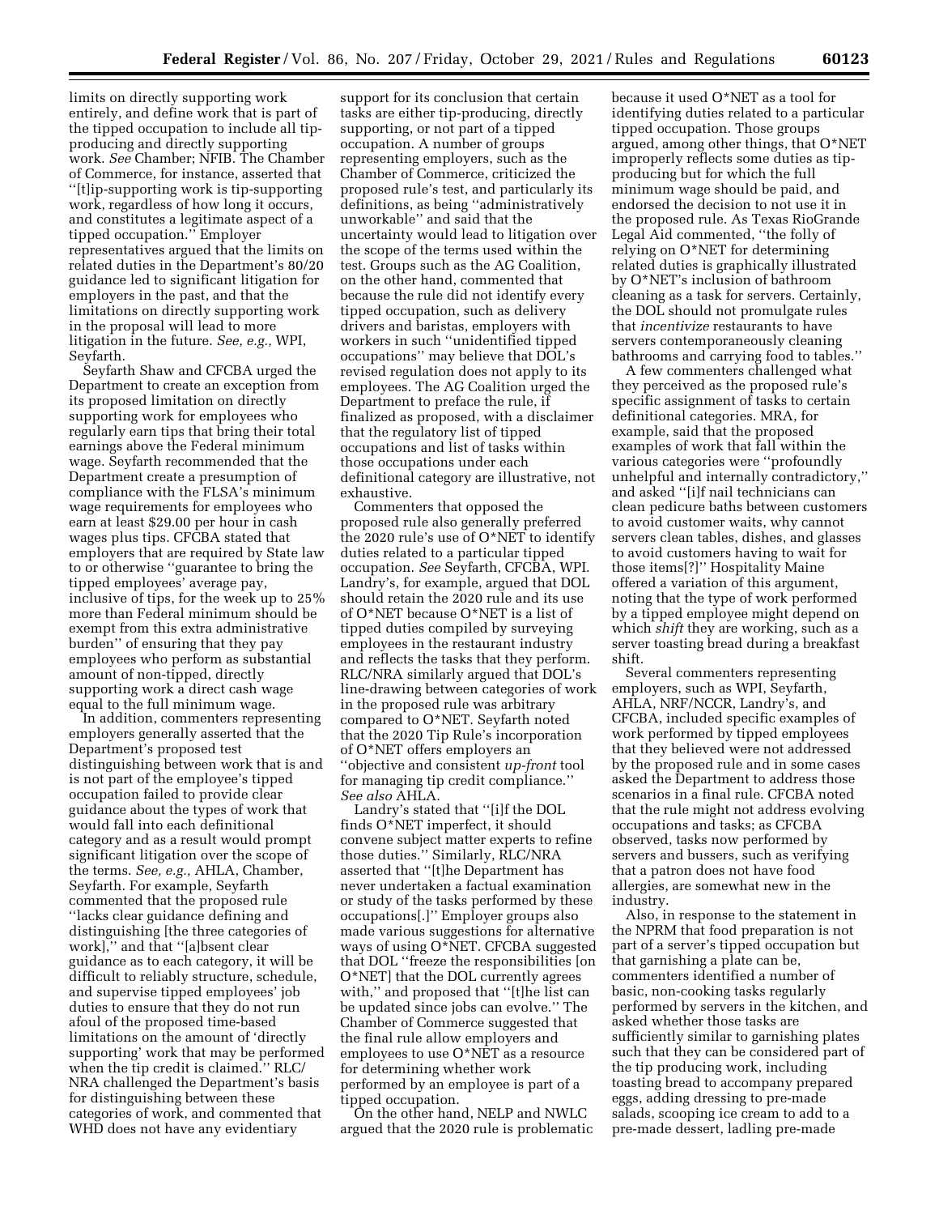limits on directly supporting work entirely, and define work that is part of the tipped occupation to include all tip-producing and directly supporting work. *See* Chamber; NFIB. The Chamber of Commerce, for instance, asserted that ''[t]ip-supporting work is tip-supporting work, regardless of how long it occurs, and constitutes a legitimate aspect of a tipped occupation.'' Employer representatives argued that the limits on related duties in the Department's 80/20 guidance led to significant litigation for employers in the past, and that the limitations on directly supporting work in the proposal will lead to more litigation in the future. *See, e.g.,* WPI, Seyfarth.

Seyfarth Shaw and CFCBA urged the Department to create an exception from its proposed limitation on directly supporting work for employees who regularly earn tips that bring their total earnings above the Federal minimum wage. Seyfarth recommended that the Department create a presumption of compliance with the FLSA's minimum wage requirements for employees who earn at least $29.00 per hour in cash wages plus tips. CFCBA stated that employers that are required by State law to or otherwise ''guarantee to bring the tipped employees' average pay, inclusive of tips, for the week up to 25% more than Federal minimum should be exempt from this extra administrative burden'' of ensuring that they pay employees who perform as substantial amount of non-tipped, directly supporting work a direct cash wage equal to the full minimum wage.

In addition, commenters representing employers generally asserted that the Department's proposed test distinguishing between work that is and is not part of the employee's tipped occupation failed to provide clear guidance about the types of work that would fall into each definitional category and as a result would prompt significant litigation over the scope of the terms. *See, e.g.,* AHLA, Chamber, Seyfarth. For example, Seyfarth commented that the proposed rule ''lacks clear guidance defining and distinguishing [the three categories of work],'' and that ''[a]bsent clear guidance as to each category, it will be difficult to reliably structure, schedule, and supervise tipped employees' job duties to ensure that they do not run afoul of the proposed time-based limitations on the amount of 'directly supporting' work that may be performed when the tip credit is claimed.'' RLC/NRA challenged the Department's basis for distinguishing between these categories of work, and commented that WHD does not have any evidentiary support for its conclusion that certain tasks are either tip-producing, directly supporting, or not part of a tipped occupation. A number of groups representing employers, such as the Chamber of Commerce, criticized the proposed rule's test, and particularly its definitions, as being ''administratively unworkable'' and said that the uncertainty would lead to litigation over the scope of the terms used within the test. Groups such as the AG Coalition, on the other hand, commented that because the rule did not identify every tipped occupation, such as delivery drivers and baristas, employers with workers in such ''unidentified tipped occupations'' may believe that DOL's revised regulation does not apply to its employees. The AG Coalition urged the Department to preface the rule, if finalized as proposed, with a disclaimer that the regulatory list of tipped occupations and list of tasks within those occupations under each definitional category are illustrative, not exhaustive.

Commenters that opposed the proposed rule also generally preferred the 2020 rule's use of O*NET to identify duties related to a particular tipped occupation. *See* Seyfarth, CFCBA, WPI. Landry's, for example, argued that DOL should retain the 2020 rule and its use of O*NET because O*NET is a list of tipped duties compiled by surveying employees in the restaurant industry and reflects the tasks that they perform. RLC/NRA similarly argued that DOL's line-drawing between categories of work in the proposed rule was arbitrary compared to O*NET. Seyfarth noted that the 2020 Tip Rule's incorporation of O*NET offers employers an ''objective and consistent *up-front* tool for managing tip credit compliance.'' *See also* AHLA.

Landry's stated that ''[i]f the DOL finds O*NET imperfect, it should convene subject matter experts to refine those duties.'' Similarly, RLC/NRA asserted that ''[t]he Department has never undertaken a factual examination or study of the tasks performed by these occupations[.]'' Employer groups also made various suggestions for alternative ways of using O*NET. CFCBA suggested that DOL ''freeze the responsibilities [on O*NET] that the DOL currently agrees with,'' and proposed that ''[t]he list can be updated since jobs can evolve.'' The Chamber of Commerce suggested that the final rule allow employers and employees to use O*NET as a resource for determining whether work performed by an employee is part of a tipped occupation.

On the other hand, NELP and NWLC argued that the 2020 rule is problematic because it used O*NET as a tool for identifying duties related to a particular tipped occupation. Those groups argued, among other things, that O*NET improperly reflects some duties as tip-producing but for which the full minimum wage should be paid, and endorsed the decision to not use it in the proposed rule. As Texas RioGrande Legal Aid commented, ''the folly of relying on O*NET for determining related duties is graphically illustrated by O*NET's inclusion of bathroom cleaning as a task for servers. Certainly, the DOL should not promulgate rules that *incentivize* restaurants to have servers contemporaneously cleaning bathrooms and carrying food to tables.''

A few commenters challenged what they perceived as the proposed rule's specific assignment of tasks to certain definitional categories. MRA, for example, said that the proposed examples of work that fall within the various categories were ''profoundly unhelpful and internally contradictory,'' and asked ''[i]f nail technicians can clean pedicure baths between customers to avoid customer waits, why cannot servers clean tables, dishes, and glasses to avoid customers having to wait for those items[?]'' Hospitality Maine offered a variation of this argument, noting that the type of work performed by a tipped employee might depend on which *shift* they are working, such as a server toasting bread during a breakfast shift.

Several commenters representing employers, such as WPI, Seyfarth, AHLA, NRF/NCCR, Landry's, and CFCBA, included specific examples of work performed by tipped employees that they believed were not addressed by the proposed rule and in some cases asked the Department to address those scenarios in a final rule. CFCBA noted that the rule might not address evolving occupations and tasks; as CFCBA observed, tasks now performed by servers and bussers, such as verifying that a patron does not have food allergies, are somewhat new in the industry.

Also, in response to the statement in the NPRM that food preparation is not part of a server's tipped occupation but that garnishing a plate can be, commenters identified a number of basic, non-cooking tasks regularly performed by servers in the kitchen, and asked whether those tasks are sufficiently similar to garnishing plates such that they can be considered part of the tip producing work, including toasting bread to accompany prepared eggs, adding dressing to pre-made salads, scooping ice cream to add to a pre-made dessert, ladling pre-made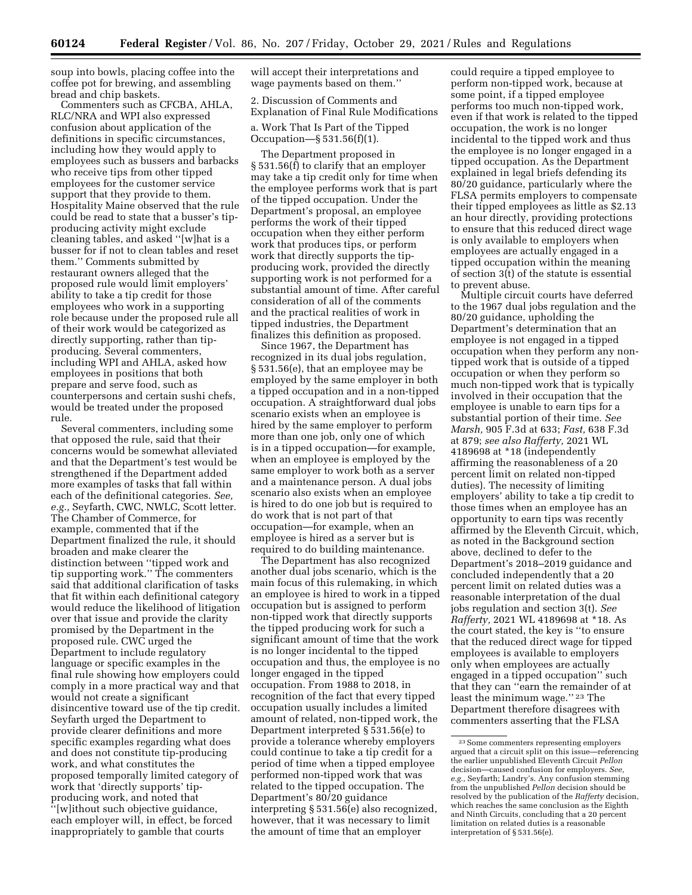soup into bowls, placing coffee into the coffee pot for brewing, and assembling bread and chip baskets.

Commenters such as CFCBA, AHLA, RLC/NRA and WPI also expressed confusion about application of the definitions in specific circumstances, including how they would apply to employees such as bussers and barbacks who receive tips from other tipped employees for the customer service support that they provide to them. Hospitality Maine observed that the rule could be read to state that a busser's tip-producing activity might exclude cleaning tables, and asked ''[w]hat is a busser for if not to clean tables and reset them.'' Comments submitted by restaurant owners alleged that the proposed rule would limit employers' ability to take a tip credit for those employees who work in a supporting role because under the proposed rule all of their work would be categorized as directly supporting, rather than tip-producing. Several commenters, including WPI and AHLA, asked how employees in positions that both prepare and serve food, such as counterpersons and certain sushi chefs, would be treated under the proposed rule.

Several commenters, including some that opposed the rule, said that their concerns would be somewhat alleviated and that the Department's test would be strengthened if the Department added more examples of tasks that fall within each of the definitional categories. *See, e.g.,* Seyfarth, CWC, NWLC, Scott letter. The Chamber of Commerce, for example, commented that if the Department finalized the rule, it should broaden and make clearer the distinction between ''tipped work and tip supporting work.'' The commenters said that additional clarification of tasks that fit within each definitional category would reduce the likelihood of litigation over that issue and provide the clarity promised by the Department in the proposed rule. CWC urged the Department to include regulatory language or specific examples in the final rule showing how employers could comply in a more practical way and that would not create a significant disincentive toward use of the tip credit. Seyfarth urged the Department to provide clearer definitions and more specific examples regarding what does and does not constitute tip-producing work, and what constitutes the proposed temporally limited category of work that 'directly supports' tip-producing work, and noted that ''[w]ithout such objective guidance, each employer will, in effect, be forced inappropriately to gamble that courts will accept their interpretations and wage payments based on them.''

2. Discussion of Comments and Explanation of Final Rule Modifications

a. Work That Is Part of the Tipped Occupation—§ 531.56(f)(1).

The Department proposed in § 531.56(f) to clarify that an employer may take a tip credit only for time when the employee performs work that is part of the tipped occupation. Under the Department's proposal, an employee performs the work of their tipped occupation when they either perform work that produces tips, or perform work that directly supports the tip-producing work, provided the directly supporting work is not performed for a substantial amount of time. After careful consideration of all of the comments and the practical realities of work in tipped industries, the Department finalizes this definition as proposed.

Since 1967, the Department has recognized in its dual jobs regulation, § 531.56(e), that an employee may be employed by the same employer in both a tipped occupation and in a non-tipped occupation. A straightforward dual jobs scenario exists when an employee is hired by the same employer to perform more than one job, only one of which is in a tipped occupation—for example, when an employee is employed by the same employer to work both as a server and a maintenance person. A dual jobs scenario also exists when an employee is hired to do one job but is required to do work that is not part of that occupation—for example, when an employee is hired as a server but is required to do building maintenance.

The Department has also recognized another dual jobs scenario, which is the main focus of this rulemaking, in which an employee is hired to work in a tipped occupation but is assigned to perform non-tipped work that directly supports the tipped producing work for such a significant amount of time that the work is no longer incidental to the tipped occupation and thus, the employee is no longer engaged in the tipped occupation. From 1988 to 2018, in recognition of the fact that every tipped occupation usually includes a limited amount of related, non-tipped work, the Department interpreted § 531.56(e) to provide a tolerance whereby employers could continue to take a tip credit for a period of time when a tipped employee performed non-tipped work that was related to the tipped occupation. The Department's 80/20 guidance interpreting § 531.56(e) also recognized, however, that it was necessary to limit the amount of time that an employer could require a tipped employee to perform non-tipped work, because at some point, if a tipped employee performs too much non-tipped work, even if that work is related to the tipped occupation, the work is no longer incidental to the tipped work and thus the employee is no longer engaged in a tipped occupation. As the Department explained in legal briefs defending its 80/20 guidance, particularly where the FLSA permits employers to compensate their tipped employees as little as $2.13 an hour directly, providing protections to ensure that this reduced direct wage is only available to employers when employees are actually engaged in a tipped occupation within the meaning of section 3(t) of the statute is essential to prevent abuse.

Multiple circuit courts have deferred to the 1967 dual jobs regulation and the 80/20 guidance, upholding the Department's determination that an employee is not engaged in a tipped occupation when they perform any non-tipped work that is outside of a tipped occupation or when they perform so much non-tipped work that is typically involved in their occupation that the employee is unable to earn tips for a substantial portion of their time. *See Marsh,* 905 F.3d at 633; *Fast,* 638 F.3d at 879; *see also Rafferty,* 2021 WL 4189698 at *18 (independently affirming the reasonableness of a 20 percent limit on related non-tipped duties). The necessity of limiting employers' ability to take a tip credit to those times when an employee has an opportunity to earn tips was recently affirmed by the Eleventh Circuit, which, as noted in the Background section above, declined to defer to the Department's 2018–2019 guidance and concluded independently that a 20 percent limit on related duties was a reasonable interpretation of the dual jobs regulation and section 3(t). *See Rafferty,* 2021 WL 4189698 at *18. As the court stated, the key is ''to ensure that the reduced direct wage for tipped employees is available to employers only when employees are actually engaged in a tipped occupation'' such that they can ''earn the remainder of at least the minimum wage.'' [23] The Department therefore disagrees with commenters asserting that the FLSA

[23] Some commenters representing employers argued that a circuit split on this issue—referencing the earlier unpublished Eleventh Circuit *Pellon* decision—caused confusion for employers. *See, e.g.,* Seyfarth; Landry's. Any confusion stemming from the unpublished *Pellon* decision should be resolved by the publication of the *Rafferty* decision, which reaches the same conclusion as the Eighth and Ninth Circuits, concluding that a 20 percent limitation on related duties is a reasonable interpretation of § 531.56(e).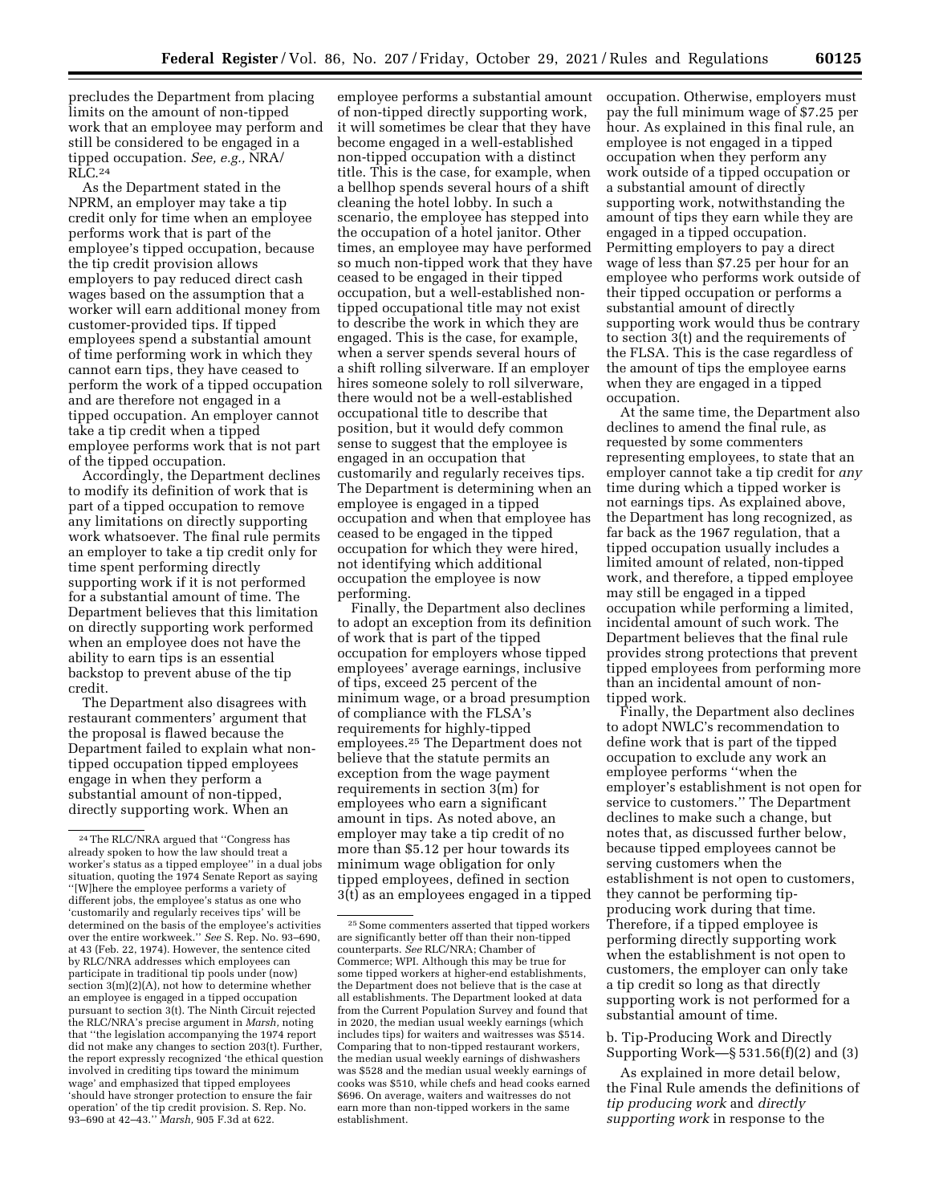precludes the Department from placing limits on the amount of non-tipped work that an employee may perform and still be considered to be engaged in a tipped occupation. *See, e.g.,* NRA/RLC.[24]

As the Department stated in the NPRM, an employer may take a tip credit only for time when an employee performs work that is part of the employee's tipped occupation, because the tip credit provision allows employers to pay reduced direct cash wages based on the assumption that a worker will earn additional money from customer-provided tips. If tipped employees spend a substantial amount of time performing work in which they cannot earn tips, they have ceased to perform the work of a tipped occupation and are therefore not engaged in a tipped occupation. An employer cannot take a tip credit when a tipped employee performs work that is not part of the tipped occupation.

Accordingly, the Department declines to modify its definition of work that is part of a tipped occupation to remove any limitations on directly supporting work whatsoever. The final rule permits an employer to take a tip credit only for time spent performing directly supporting work if it is not performed for a substantial amount of time. The Department believes that this limitation on directly supporting work performed when an employee does not have the ability to earn tips is an essential backstop to prevent abuse of the tip credit.

The Department also disagrees with restaurant commenters' argument that the proposal is flawed because the Department failed to explain what non-tipped occupation tipped employees engage in when they perform a substantial amount of non-tipped, directly supporting work. When an employee performs a substantial amount of non-tipped directly supporting work, it will sometimes be clear that they have become engaged in a well-established non-tipped occupation with a distinct title. This is the case, for example, when a bellhop spends several hours of a shift cleaning the hotel lobby. In such a scenario, the employee has stepped into the occupation of a hotel janitor. Other times, an employee may have performed so much non-tipped work that they have ceased to be engaged in their tipped occupation, but a well-established non-tipped occupational title may not exist to describe the work in which they are engaged. This is the case, for example, when a server spends several hours of a shift rolling silverware. If an employer hires someone solely to roll silverware, there would not be a well-established occupational title to describe that position, but it would defy common sense to suggest that the employee is engaged in an occupation that customarily and regularly receives tips. The Department is determining when an employee is engaged in a tipped occupation and when that employee has ceased to be engaged in the tipped occupation for which they were hired, not identifying which additional occupation the employee is now performing.

Finally, the Department also declines to adopt an exception from its definition of work that is part of the tipped occupation for employers whose tipped employees' average earnings, inclusive of tips, exceed 25 percent of the minimum wage, or a broad presumption of compliance with the FLSA's requirements for highly-tipped employees.[25] The Department does not believe that the statute permits an exception from the wage payment requirements in section 3(m) for employees who earn a significant amount in tips. As noted above, an employer may take a tip credit of no more than $5.12 per hour towards its minimum wage obligation for only tipped employees, defined in section 3(t) as an employees engaged in a tipped occupation. Otherwise, employers must pay the full minimum wage of $7.25 per hour. As explained in this final rule, an employee is not engaged in a tipped occupation when they perform any work outside of a tipped occupation or a substantial amount of directly supporting work, notwithstanding the amount of tips they earn while they are engaged in a tipped occupation. Permitting employers to pay a direct wage of less than $7.25 per hour for an employee who performs work outside of their tipped occupation or performs a substantial amount of directly supporting work would thus be contrary to section 3(t) and the requirements of the FLSA. This is the case regardless of the amount of tips the employee earns when they are engaged in a tipped occupation.

At the same time, the Department also declines to amend the final rule, as requested by some commenters representing employees, to state that an employer cannot take a tip credit for *any* time during which a tipped worker is not earnings tips. As explained above, the Department has long recognized, as far back as the 1967 regulation, that a tipped occupation usually includes a limited amount of related, non-tipped work, and therefore, a tipped employee may still be engaged in a tipped occupation while performing a limited, incidental amount of such work. The Department believes that the final rule provides strong protections that prevent tipped employees from performing more than an incidental amount of non-tipped work.

Finally, the Department also declines to adopt NWLC's recommendation to define work that is part of the tipped occupation to exclude any work an employee performs "when the employer's establishment is not open for service to customers." The Department declines to make such a change, but notes that, as discussed further below, because tipped employees cannot be serving customers when the establishment is not open to customers, they cannot be performing tip-producing work during that time. Therefore, if a tipped employee is performing directly supporting work when the establishment is not open to customers, the employer can only take a tip credit so long as that directly supporting work is not performed for a substantial amount of time.

b. Tip-Producing Work and Directly Supporting Work—§ 531.56(f)(2) and (3)

As explained in more detail below, the Final Rule amends the definitions of *tip producing work* and *directly supporting work* in response to the

---

[24] The RLC/NRA argued that "Congress has already spoken to how the law should treat a worker's status as a tipped employee" in a dual jobs situation, quoting the 1974 Senate Report as saying "[W]here the employee performs a variety of different jobs, the employee's status as one who 'customarily and regularly receives tips' will be determined on the basis of the employee's activities over the entire workweek." *See* S. Rep. No. 93–690, at 43 (Feb. 22, 1974). However, the sentence cited by RLC/NRA addresses which employees can participate in traditional tip pools under (now) section 3(m)(2)(A), not how to determine whether an employee is engaged in a tipped occupation pursuant to section 3(t). The Ninth Circuit rejected the RLC/NRA's precise argument in *Marsh,* noting that "the legislation accompanying the 1974 report did not make any changes to section 203(t). Further, the report expressly recognized 'the ethical question involved in crediting tips toward the minimum wage' and emphasized that tipped employees 'should have stronger protection to ensure the fair operation' of the tip credit provision. S. Rep. No. 93–690 at 42–43." *Marsh,* 905 F.3d at 622.

[25] Some commenters asserted that tipped workers are significantly better off than their non-tipped counterparts. *See* RLC/NRA; Chamber of Commerce; WPI. Although this may be true for some tipped workers at higher-end establishments, the Department does not believe that is the case at all establishments. The Department looked at data from the Current Population Survey and found that in 2020, the median usual weekly earnings (which includes tips) for waiters and waitresses was $514. Comparing that to non-tipped restaurant workers, the median usual weekly earnings of dishwashers was $528 and the median usual weekly earnings of cooks was $510, while chefs and head cooks earned $696. On average, waiters and waitresses do not earn more than non-tipped workers in the same establishment.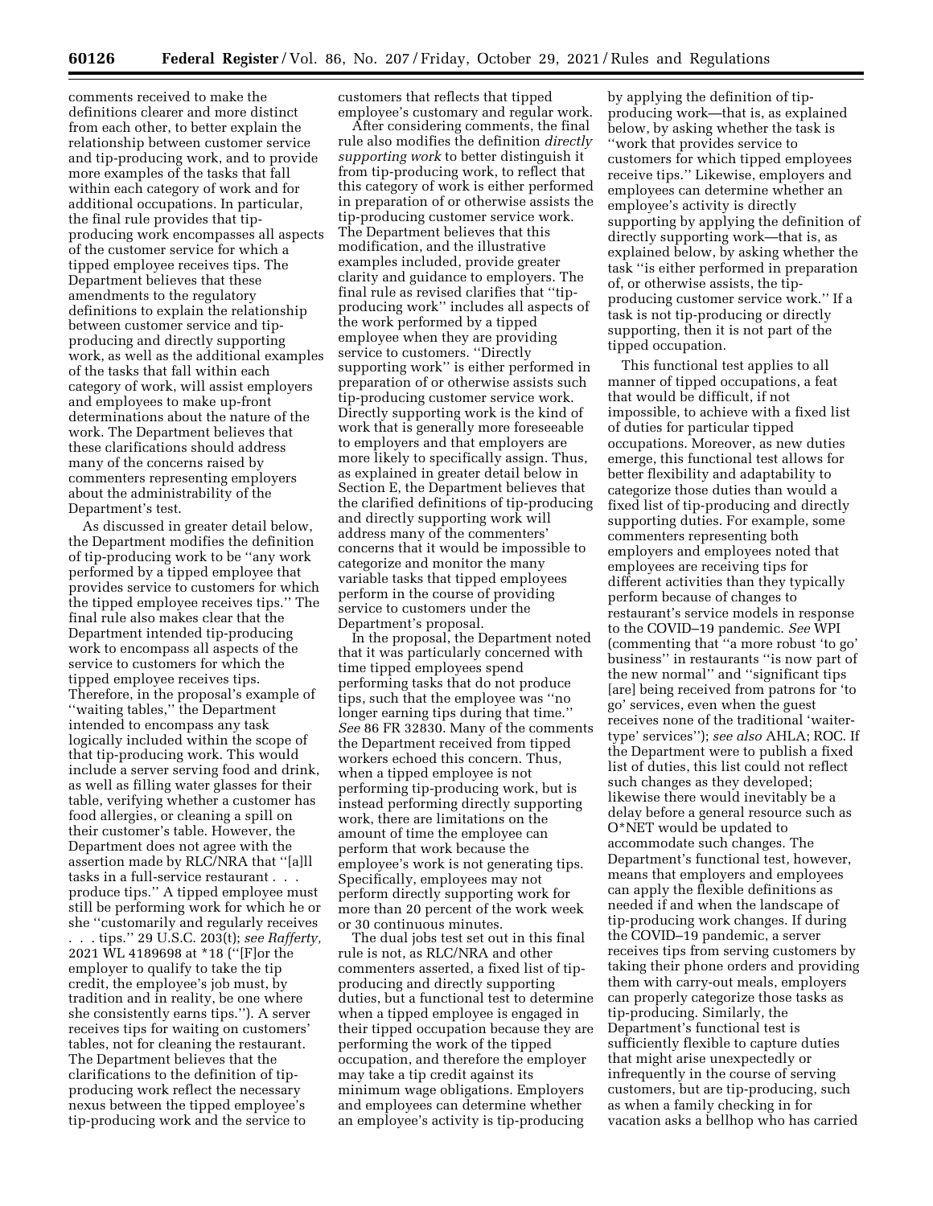comments received to make the definitions clearer and more distinct from each other, to better explain the relationship between customer service and tip-producing work, and to provide more examples of the tasks that fall within each category of work and for additional occupations. In particular, the final rule provides that tip-producing work encompasses all aspects of the customer service for which a tipped employee receives tips. The Department believes that these amendments to the regulatory definitions to explain the relationship between customer service and tip-producing and directly supporting work, as well as the additional examples of the tasks that fall within each category of work, will assist employers and employees to make up-front determinations about the nature of the work. The Department believes that these clarifications should address many of the concerns raised by commenters representing employers about the administrability of the Department's test.

As discussed in greater detail below, the Department modifies the definition of tip-producing work to be "any work performed by a tipped employee that provides service to customers for which the tipped employee receives tips." The final rule also makes clear that the Department intended tip-producing work to encompass all aspects of the service to customers for which the tipped employee receives tips. Therefore, in the proposal's example of "waiting tables," the Department intended to encompass any task logically included within the scope of that tip-producing work. This would include a server serving food and drink, as well as filling water glasses for their table, verifying whether a customer has food allergies, or cleaning a spill on their customer's table. However, the Department does not agree with the assertion made by RLC/NRA that "[a]ll tasks in a full-service restaurant . . . produce tips." A tipped employee must still be performing work for which he or she "customarily and regularly receives . . . tips." 29 U.S.C. 203(t); *see Rafferty,* 2021 WL 4189698 at *18 ("[F]or the employer to qualify to take the tip credit, the employee's job must, by tradition and in reality, be one where she consistently earns tips."). A server receives tips for waiting on customers' tables, not for cleaning the restaurant. The Department believes that the clarifications to the definition of tip-producing work reflect the necessary nexus between the tipped employee's tip-producing work and the service to customers that reflects that tipped employee's customary and regular work.

After considering comments, the final rule also modifies the definition *directly supporting work* to better distinguish it from tip-producing work, to reflect that this category of work is either performed in preparation of or otherwise assists the tip-producing customer service work. The Department believes that this modification, and the illustrative examples included, provide greater clarity and guidance to employers. The final rule as revised clarifies that "tip-producing work" includes all aspects of the work performed by a tipped employee when they are providing service to customers. "Directly supporting work" is either performed in preparation of or otherwise assists such tip-producing customer service work. Directly supporting work is the kind of work that is generally more foreseeable to employers and that employers are more likely to specifically assign. Thus, as explained in greater detail below in Section E, the Department believes that the clarified definitions of tip-producing and directly supporting work will address many of the commenters' concerns that it would be impossible to categorize and monitor the many variable tasks that tipped employees perform in the course of providing service to customers under the Department's proposal.

In the proposal, the Department noted that it was particularly concerned with time tipped employees spend performing tasks that do not produce tips, such that the employee was "no longer earning tips during that time." *See* 86 FR 32830. Many of the comments the Department received from tipped workers echoed this concern. Thus, when a tipped employee is not performing tip-producing work, but is instead performing directly supporting work, there are limitations on the amount of time the employee can perform that work because the employee's work is not generating tips. Specifically, employees may not perform directly supporting work for more than 20 percent of the work week or 30 continuous minutes.

The dual jobs test set out in this final rule is not, as RLC/NRA and other commenters asserted, a fixed list of tip-producing and directly supporting duties, but a functional test to determine when a tipped employee is engaged in their tipped occupation because they are performing the work of the tipped occupation, and therefore the employer may take a tip credit against its minimum wage obligations. Employers and employees can determine whether an employee's activity is tip-producing by applying the definition of tip-producing work—that is, as explained below, by asking whether the task is "work that provides service to customers for which tipped employees receive tips." Likewise, employers and employees can determine whether an employee's activity is directly supporting by applying the definition of directly supporting work—that is, as explained below, by asking whether the task "is either performed in preparation of, or otherwise assists, the tip-producing customer service work." If a task is not tip-producing or directly supporting, then it is not part of the tipped occupation.

This functional test applies to all manner of tipped occupations, a feat that would be difficult, if not impossible, to achieve with a fixed list of duties for particular tipped occupations. Moreover, as new duties emerge, this functional test allows for better flexibility and adaptability to categorize those duties than would a fixed list of tip-producing and directly supporting duties. For example, some commenters representing both employers and employees noted that employees are receiving tips for different activities than they typically perform because of changes to restaurant's service models in response to the COVID–19 pandemic. *See* WPI (commenting that "a more robust 'to go' business" in restaurants "is now part of the new normal" and "significant tips [are] being received from patrons for 'to go' services, even when the guest receives none of the traditional 'waiter-type' services"); *see also* AHLA; ROC. If the Department were to publish a fixed list of duties, this list could not reflect such changes as they developed; likewise there would inevitably be a delay before a general resource such as O*NET would be updated to accommodate such changes. The Department's functional test, however, means that employers and employees can apply the flexible definitions as needed if and when the landscape of tip-producing work changes. If during the COVID–19 pandemic, a server receives tips from serving customers by taking their phone orders and providing them with carry-out meals, employers can properly categorize those tasks as tip-producing. Similarly, the Department's functional test is sufficiently flexible to capture duties that might arise unexpectedly or infrequently in the course of serving customers, but are tip-producing, such as when a family checking in for vacation asks a bellhop who has carried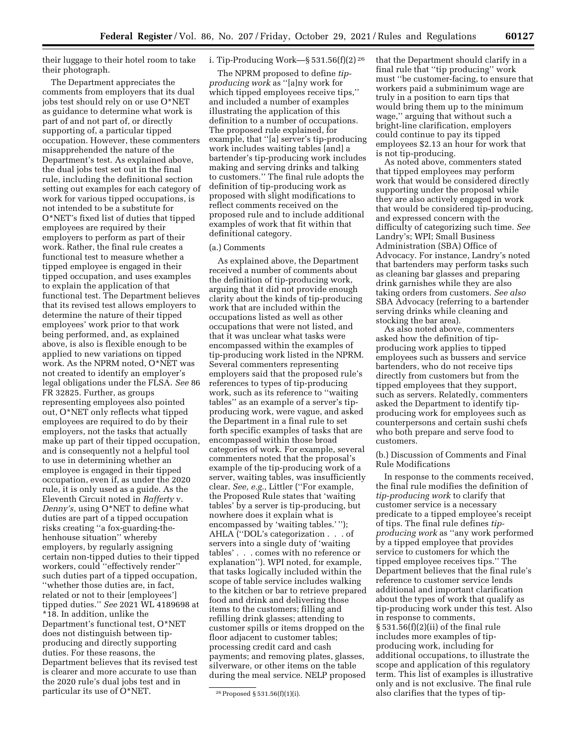their luggage to their hotel room to take their photograph.

The Department appreciates the comments from employers that its dual jobs test should rely on or use O*NET as guidance to determine what work is part of and not part of, or directly supporting of, a particular tipped occupation. However, these commenters misapprehended the nature of the Department's test. As explained above, the dual jobs test set out in the final rule, including the definitional section setting out examples for each category of work for various tipped occupations, is not intended to be a substitute for O*NET's fixed list of duties that tipped employees are required by their employers to perform as part of their work. Rather, the final rule creates a functional test to measure whether a tipped employee is engaged in their tipped occupation, and uses examples to explain the application of that functional test. The Department believes that its revised test allows employers to determine the nature of their tipped employees' work prior to that work being performed, and, as explained above, is also is flexible enough to be applied to new variations on tipped work. As the NPRM noted, O*NET was not created to identify an employer's legal obligations under the FLSA. *See* 86 FR 32825. Further, as groups representing employees also pointed out, O*NET only reflects what tipped employees are required to do by their employers, not the tasks that actually make up part of their tipped occupation, and is consequently not a helpful tool to use in determining whether an employee is engaged in their tipped occupation, even if, as under the 2020 rule, it is only used as a guide. As the Eleventh Circuit noted in *Rafferty* v. *Denny's,* using O*NET to define what duties are part of a tipped occupation risks creating ''a fox-guarding-the-henhouse situation'' whereby employers, by regularly assigning certain non-tipped duties to their tipped workers, could ''effectively render'' such duties part of a tipped occupation, ''whether those duties are, in fact, related or not to their [employees'] tipped duties.'' *See* 2021 WL 4189698 at *18. In addition, unlike the Department's functional test, O*NET does not distinguish between tip-producing and directly supporting duties. For these reasons, the Department believes that its revised test is clearer and more accurate to use than the 2020 rule's dual jobs test and in particular its use of O*NET.

i. Tip-Producing Work—§ 531.56(f)(2) [26]

The NPRM proposed to define *tip-producing work* as ''[a]ny work for which tipped employees receive tips,'' and included a number of examples illustrating the application of this definition to a number of occupations. The proposed rule explained, for example, that ''[a] server's tip-producing work includes waiting tables [and] a bartender's tip-producing work includes making and serving drinks and talking to customers.'' The final rule adopts the definition of tip-producing work as proposed with slight modifications to reflect comments received on the proposed rule and to include additional examples of work that fit within that definitional category.

(a.) Comments

As explained above, the Department received a number of comments about the definition of tip-producing work, arguing that it did not provide enough clarity about the kinds of tip-producing work that are included within the occupations listed as well as other occupations that were not listed, and that it was unclear what tasks were encompassed within the examples of tip-producing work listed in the NPRM. Several commenters representing employers said that the proposed rule's references to types of tip-producing work, such as its reference to ''waiting tables'' as an example of a server's tip-producing work, were vague, and asked the Department in a final rule to set forth specific examples of tasks that are encompassed within those broad categories of work. For example, several commenters noted that the proposal's example of the tip-producing work of a server, waiting tables, was insufficiently clear. *See, e.g.,* Littler (''For example, the Proposed Rule states that 'waiting tables' by a server is tip-producing, but nowhere does it explain what is encompassed by 'waiting tables.' ''); AHLA (''DOL's categorization . . . of servers into a single duty of 'waiting tables' . . . comes with no reference or explanation''). WPI noted, for example, that tasks logically included within the scope of table service includes walking to the kitchen or bar to retrieve prepared food and drink and delivering those items to the customers; filling and refilling drink glasses; attending to customer spills or items dropped on the floor adjacent to customer tables; processing credit card and cash payments; and removing plates, glasses, silverware, or other items on the table during the meal service. NELP proposed that the Department should clarify in a final rule that ''tip producing'' work must ''be customer-facing, to ensure that workers paid a subminimum wage are truly in a position to earn tips that would bring them up to the minimum wage,'' arguing that without such a bright-line clarification, employers could continue to pay its tipped employees $2.13 an hour for work that is not tip-producing.

As noted above, commenters stated that tipped employees may perform work that would be considered directly supporting under the proposal while they are also actively engaged in work that would be considered tip-producing, and expressed concern with the difficulty of categorizing such time. *See* Landry's; WPI; Small Business Administration (SBA) Office of Advocacy. For instance, Landry's noted that bartenders may perform tasks such as cleaning bar glasses and preparing drink garnishes while they are also taking orders from customers. *See also* SBA Advocacy (referring to a bartender serving drinks while cleaning and stocking the bar area).

As also noted above, commenters asked how the definition of tip-producing work applies to tipped employees such as bussers and service bartenders, who do not receive tips directly from customers but from the tipped employees that they support, such as servers. Relatedly, commenters asked the Department to identify tip-producing work for employees such as counterpersons and certain sushi chefs who both prepare and serve food to customers.

(b.) Discussion of Comments and Final Rule Modifications

In response to the comments received, the final rule modifies the definition of *tip-producing work* to clarify that customer service is a necessary predicate to a tipped employee's receipt of tips. The final rule defines *tip-producing work* as ''any work performed by a tipped employee that provides service to customers for which the tipped employee receives tips.'' The Department believes that the final rule's reference to customer service lends additional and important clarification about the types of work that qualify as tip-producing work under this test. Also in response to comments, § 531.56(f)(2)(ii) of the final rule includes more examples of tip-producing work, including for additional occupations, to illustrate the scope and application of this regulatory term. This list of examples is illustrative only and is not exclusive. The final rule also clarifies that the types of tip-

[26] Proposed § 531.56(f)(1)(i).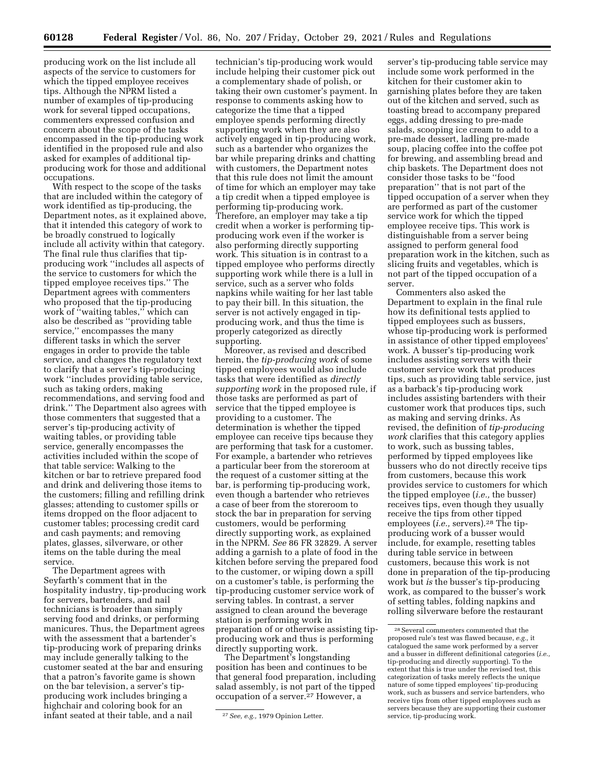producing work on the list include all aspects of the service to customers for which the tipped employee receives tips. Although the NPRM listed a number of examples of tip-producing work for several tipped occupations, commenters expressed confusion and concern about the scope of the tasks encompassed in the tip-producing work identified in the proposed rule and also asked for examples of additional tip-producing work for those and additional occupations.

With respect to the scope of the tasks that are included within the category of work identified as tip-producing, the Department notes, as it explained above, that it intended this category of work to be broadly construed to logically include all activity within that category. The final rule thus clarifies that tip-producing work "includes all aspects of the service to customers for which the tipped employee receives tips." The Department agrees with commenters who proposed that the tip-producing work of "waiting tables," which can also be described as "providing table service," encompasses the many different tasks in which the server engages in order to provide the table service, and changes the regulatory text to clarify that a server's tip-producing work "includes providing table service, such as taking orders, making recommendations, and serving food and drink." The Department also agrees with those commenters that suggested that a server's tip-producing activity of waiting tables, or providing table service, generally encompasses the activities included within the scope of that table service: Walking to the kitchen or bar to retrieve prepared food and drink and delivering those items to the customers; filling and refilling drink glasses; attending to customer spills or items dropped on the floor adjacent to customer tables; processing credit card and cash payments; and removing plates, glasses, silverware, or other items on the table during the meal service.

The Department agrees with Seyfarth's comment that in the hospitality industry, tip-producing work for servers, bartenders, and nail technicians is broader than simply serving food and drinks, or performing manicures. Thus, the Department agrees with the assessment that a bartender's tip-producing work of preparing drinks may include generally talking to the customer seated at the bar and ensuring that a patron's favorite game is shown on the bar television, a server's tip-producing work includes bringing a highchair and coloring book for an infant seated at their table, and a nail technician's tip-producing work would include helping their customer pick out a complementary shade of polish, or taking their own customer's payment. In response to comments asking how to categorize the time that a tipped employee spends performing directly supporting work when they are also actively engaged in tip-producing work, such as a bartender who organizes the bar while preparing drinks and chatting with customers, the Department notes that this rule does not limit the amount of time for which an employer may take a tip credit when a tipped employee is performing tip-producing work. Therefore, an employer may take a tip credit when a worker is performing tip-producing work even if the worker is also performing directly supporting work. This situation is in contrast to a tipped employee who performs directly supporting work while there is a lull in service, such as a server who folds napkins while waiting for her last table to pay their bill. In this situation, the server is not actively engaged in tip-producing work, and thus the time is properly categorized as directly supporting.

Moreover, as revised and described herein, the *tip-producing work* of some tipped employees would also include tasks that were identified as *directly supporting work* in the proposed rule, if those tasks are performed as part of service that the tipped employee is providing to a customer. The determination is whether the tipped employee can receive tips because they are performing that task for a customer. For example, a bartender who retrieves a particular beer from the storeroom at the request of a customer sitting at the bar, is performing tip-producing work, even though a bartender who retrieves a case of beer from the storeroom to stock the bar in preparation for serving customers, would be performing directly supporting work, as explained in the NPRM. *See* 86 FR 32829. A server adding a garnish to a plate of food in the kitchen before serving the prepared food to the customer, or wiping down a spill on a customer's table, is performing the tip-producing customer service work of serving tables. In contrast, a server assigned to clean around the beverage station is performing work in preparation of or otherwise assisting tip-producing work and thus is performing directly supporting work.

The Department's longstanding position has been and continues to be that general food preparation, including salad assembly, is not part of the tipped occupation of a server.[27] However, a server's tip-producing table service may include some work performed in the kitchen for their customer akin to garnishing plates before they are taken out of the kitchen and served, such as toasting bread to accompany prepared eggs, adding dressing to pre-made salads, scooping ice cream to add to a pre-made dessert, ladling pre-made soup, placing coffee into the coffee pot for brewing, and assembling bread and chip baskets. The Department does not consider those tasks to be "food preparation" that is not part of the tipped occupation of a server when they are performed as part of the customer service work for which the tipped employee receive tips. This work is distinguishable from a server being assigned to perform general food preparation work in the kitchen, such as slicing fruits and vegetables, which is not part of the tipped occupation of a server.

Commenters also asked the Department to explain in the final rule how its definitional tests applied to tipped employees such as bussers, whose tip-producing work is performed in assistance of other tipped employees' work. A busser's tip-producing work includes assisting servers with their customer service work that produces tips, such as providing table service, just as a barback's tip-producing work includes assisting bartenders with their customer work that produces tips, such as making and serving drinks. As revised, the definition of *tip-producing work* clarifies that this category applies to work, such as bussing tables, performed by tipped employees like bussers who do not directly receive tips from customers, because this work provides service to customers for which the tipped employee (*i.e.,* the busser) receives tips, even though they usually receive the tips from other tipped employees (*i.e.,* servers).[28] The tip-producing work of a busser would include, for example, resetting tables during table service in between customers, because this work is not done in preparation of the tip-producing work but *is* the busser's tip-producing work, as compared to the busser's work of setting tables, folding napkins and rolling silverware before the restaurant

[27] *See, e.g.,* 1979 Opinion Letter.

[28] Several commenters commented that the proposed rule's test was flawed because, *e.g.,* it catalogued the same work performed by a server and a busser in different definitional categories (*i.e.,* tip-producing and directly supporting). To the extent that this is true under the revised test, this categorization of tasks merely reflects the unique nature of some tipped employees' tip-producing work, such as bussers and service bartenders, who receive tips from other tipped employees such as servers because they are supporting their customer service, tip-producing work.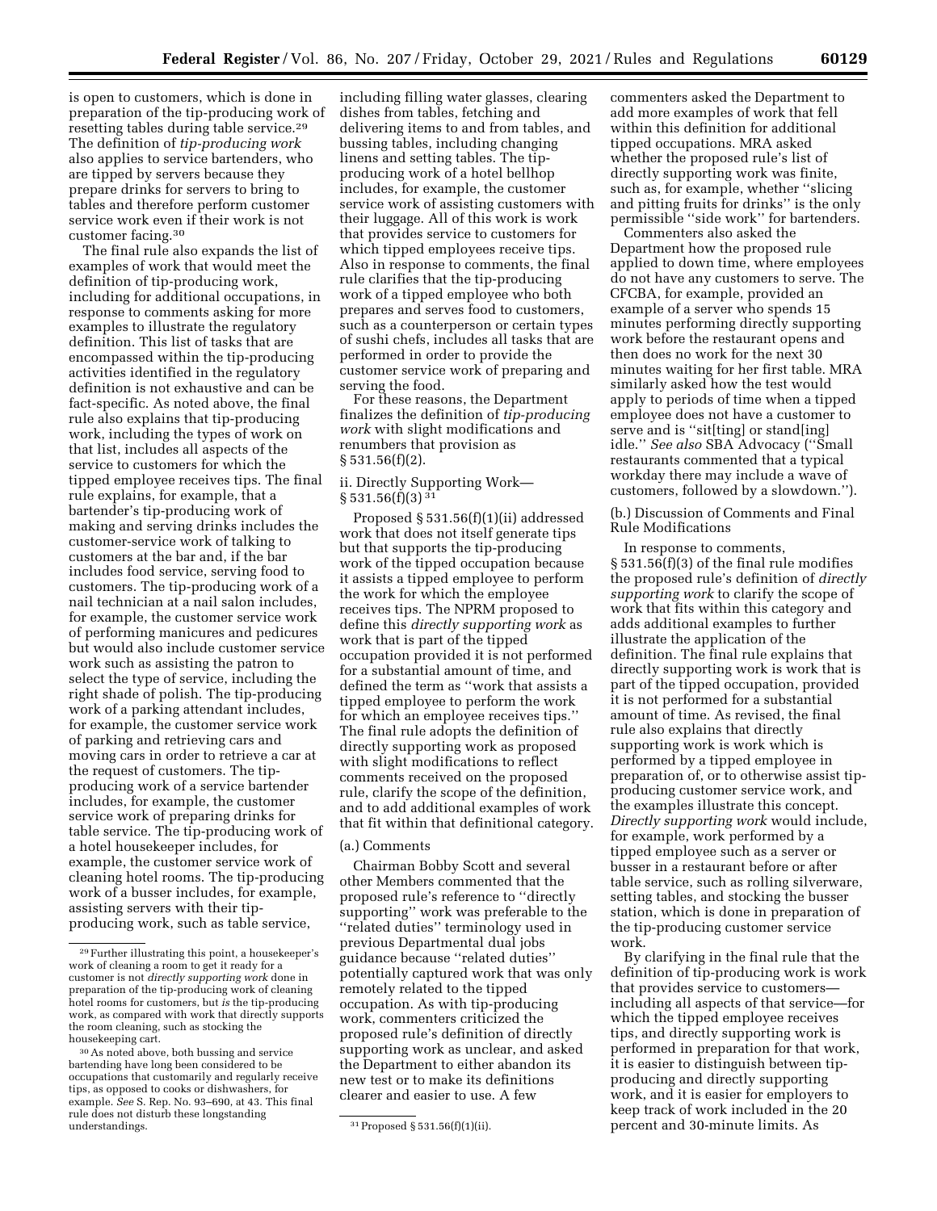is open to customers, which is done in preparation of the tip-producing work of resetting tables during table service.[29] The definition of *tip-producing work* also applies to service bartenders, who are tipped by servers because they prepare drinks for servers to bring to tables and therefore perform customer service work even if their work is not customer facing.[30]

The final rule also expands the list of examples of work that would meet the definition of tip-producing work, including for additional occupations, in response to comments asking for more examples to illustrate the regulatory definition. This list of tasks that are encompassed within the tip-producing activities identified in the regulatory definition is not exhaustive and can be fact-specific. As noted above, the final rule also explains that tip-producing work, including the types of work on that list, includes all aspects of the service to customers for which the tipped employee receives tips. The final rule explains, for example, that a bartender's tip-producing work of making and serving drinks includes the customer-service work of talking to customers at the bar and, if the bar includes food service, serving food to customers. The tip-producing work of a nail technician at a nail salon includes, for example, the customer service work of performing manicures and pedicures but would also include customer service work such as assisting the patron to select the type of service, including the right shade of polish. The tip-producing work of a parking attendant includes, for example, the customer service work of parking and retrieving cars and moving cars in order to retrieve a car at the request of customers. The tip-producing work of a service bartender includes, for example, the customer service work of preparing drinks for table service. The tip-producing work of a hotel housekeeper includes, for example, the customer service work of cleaning hotel rooms. The tip-producing work of a busser includes, for example, assisting servers with their tip-producing work, such as table service, including filling water glasses, clearing dishes from tables, fetching and delivering items to and from tables, and bussing tables, including changing linens and setting tables. The tip-producing work of a hotel bellhop includes, for example, the customer service work of assisting customers with their luggage. All of this work is work that provides service to customers for which tipped employees receive tips. Also in response to comments, the final rule clarifies that the tip-producing work of a tipped employee who both prepares and serves food to customers, such as a counterperson or certain types of sushi chefs, includes all tasks that are performed in order to provide the customer service work of preparing and serving the food.

For these reasons, the Department finalizes the definition of *tip-producing work* with slight modifications and renumbers that provision as § 531.56(f)(2).

ii. Directly Supporting Work—§ 531.56(f)(3) [31]

Proposed § 531.56(f)(1)(ii) addressed work that does not itself generate tips but that supports the tip-producing work of the tipped occupation because it assists a tipped employee to perform the work for which the employee receives tips. The NPRM proposed to define this *directly supporting work* as work that is part of the tipped occupation provided it is not performed for a substantial amount of time, and defined the term as ''work that assists a tipped employee to perform the work for which an employee receives tips.'' The final rule adopts the definition of directly supporting work as proposed with slight modifications to reflect comments received on the proposed rule, clarify the scope of the definition, and to add additional examples of work that fit within that definitional category.

(a.) Comments

Chairman Bobby Scott and several other Members commented that the proposed rule's reference to ''directly supporting'' work was preferable to the ''related duties'' terminology used in previous Departmental dual jobs guidance because ''related duties'' potentially captured work that was only remotely related to the tipped occupation. As with tip-producing work, commenters criticized the proposed rule's definition of directly supporting work as unclear, and asked the Department to either abandon its new test or to make its definitions clearer and easier to use. A few commenters asked the Department to add more examples of work that fell within this definition for additional tipped occupations. MRA asked whether the proposed rule's list of directly supporting work was finite, such as, for example, whether ''slicing and pitting fruits for drinks'' is the only permissible ''side work'' for bartenders.

Commenters also asked the Department how the proposed rule applied to down time, where employees do not have any customers to serve. The CFCBA, for example, provided an example of a server who spends 15 minutes performing directly supporting work before the restaurant opens and then does no work for the next 30 minutes waiting for her first table. MRA similarly asked how the test would apply to periods of time when a tipped employee does not have a customer to serve and is ''sit[ting] or stand[ing] idle.'' *See also* SBA Advocacy (''Small restaurants commented that a typical workday there may include a wave of customers, followed by a slowdown.'').

(b.) Discussion of Comments and Final Rule Modifications

In response to comments, § 531.56(f)(3) of the final rule modifies the proposed rule's definition of *directly supporting work* to clarify the scope of work that fits within this category and adds additional examples to further illustrate the application of the definition. The final rule explains that directly supporting work is work that is part of the tipped occupation, provided it is not performed for a substantial amount of time. As revised, the final rule also explains that directly supporting work is work which is performed by a tipped employee in preparation of, or to otherwise assist tip-producing customer service work, and the examples illustrate this concept. *Directly supporting work* would include, for example, work performed by a tipped employee such as a server or busser in a restaurant before or after table service, such as rolling silverware, setting tables, and stocking the busser station, which is done in preparation of the tip-producing customer service work.

By clarifying in the final rule that the definition of tip-producing work is work that provides service to customers—including all aspects of that service—for which the tipped employee receives tips, and directly supporting work is performed in preparation for that work, it is easier to distinguish between tip-producing and directly supporting work, and it is easier for employers to keep track of work included in the 20 percent and 30-minute limits. As

---

[29] Further illustrating this point, a housekeeper's work of cleaning a room to get it ready for a customer is not *directly supporting work* done in preparation of the tip-producing work of cleaning hotel rooms for customers, but *is* the tip-producing work, as compared with work that directly supports the room cleaning, such as stocking the housekeeping cart.

[30] As noted above, both bussing and service bartending have long been considered to be occupations that customarily and regularly receive tips, as opposed to cooks or dishwashers, for example. *See* S. Rep. No. 93–690, at 43. This final rule does not disturb these longstanding understandings.

[31] Proposed § 531.56(f)(1)(ii).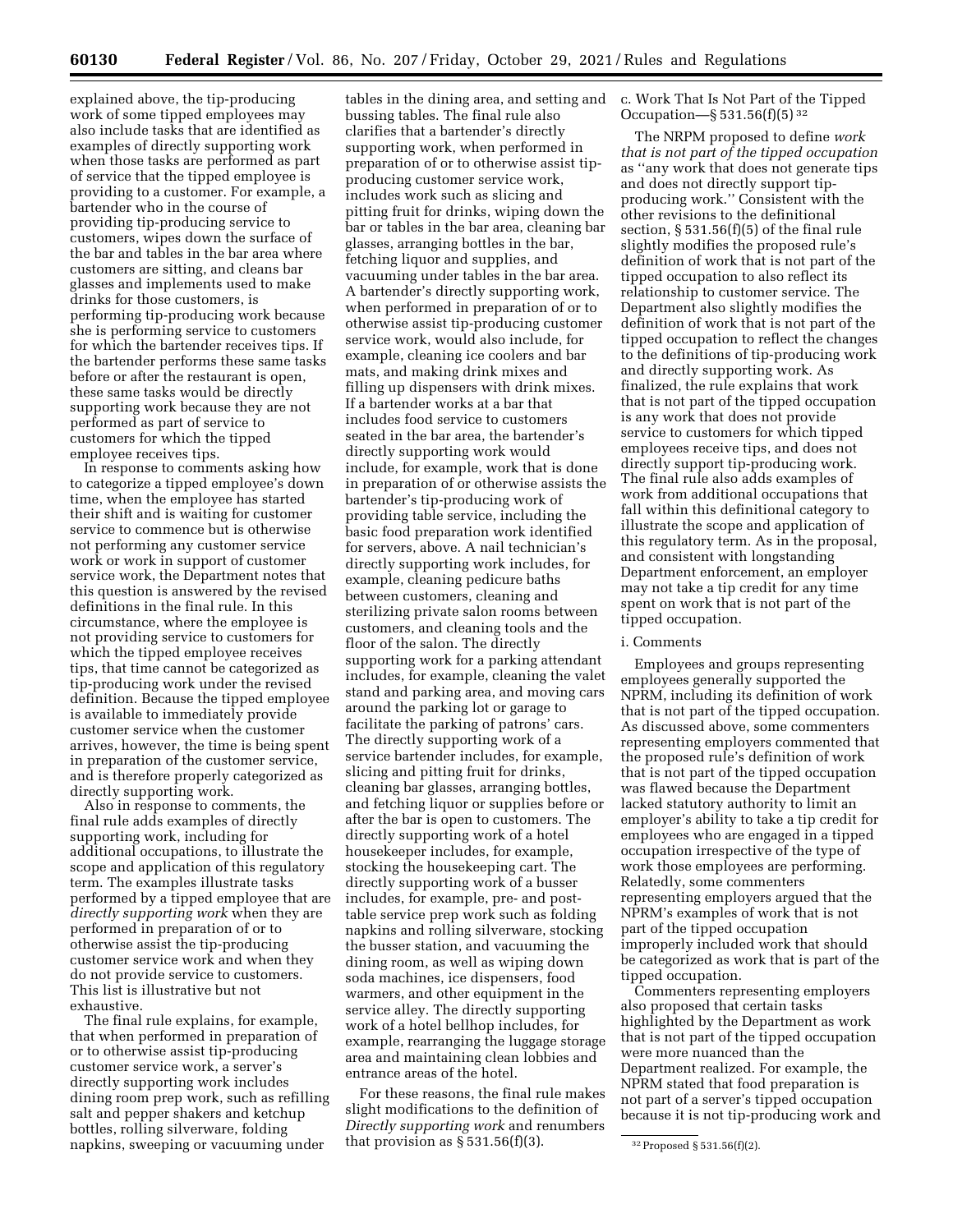explained above, the tip-producing work of some tipped employees may also include tasks that are identified as examples of directly supporting work when those tasks are performed as part of service that the tipped employee is providing to a customer. For example, a bartender who in the course of providing tip-producing service to customers, wipes down the surface of the bar and tables in the bar area where customers are sitting, and cleans bar glasses and implements used to make drinks for those customers, is performing tip-producing work because she is performing service to customers for which the bartender receives tips. If the bartender performs these same tasks before or after the restaurant is open, these same tasks would be directly supporting work because they are not performed as part of service to customers for which the tipped employee receives tips.

In response to comments asking how to categorize a tipped employee's down time, when the employee has started their shift and is waiting for customer service to commence but is otherwise not performing any customer service work or work in support of customer service work, the Department notes that this question is answered by the revised definitions in the final rule. In this circumstance, where the employee is not providing service to customers for which the tipped employee receives tips, that time cannot be categorized as tip-producing work under the revised definition. Because the tipped employee is available to immediately provide customer service when the customer arrives, however, the time is being spent in preparation of the customer service, and is therefore properly categorized as directly supporting work.

Also in response to comments, the final rule adds examples of directly supporting work, including for additional occupations, to illustrate the scope and application of this regulatory term. The examples illustrate tasks performed by a tipped employee that are *directly supporting work* when they are performed in preparation of or to otherwise assist the tip-producing customer service work and when they do not provide service to customers. This list is illustrative but not exhaustive.

The final rule explains, for example, that when performed in preparation of or to otherwise assist tip-producing customer service work, a server's directly supporting work includes dining room prep work, such as refilling salt and pepper shakers and ketchup bottles, rolling silverware, folding napkins, sweeping or vacuuming under tables in the dining area, and setting and bussing tables. The final rule also clarifies that a bartender's directly supporting work, when performed in preparation of or to otherwise assist tip-producing customer service work, includes work such as slicing and pitting fruit for drinks, wiping down the bar or tables in the bar area, cleaning bar glasses, arranging bottles in the bar, fetching liquor and supplies, and vacuuming under tables in the bar area. A bartender's directly supporting work, when performed in preparation of or to otherwise assist tip-producing customer service work, would also include, for example, cleaning ice coolers and bar mats, and making drink mixes and filling up dispensers with drink mixes. If a bartender works at a bar that includes food service to customers seated in the bar area, the bartender's directly supporting work would include, for example, work that is done in preparation of or otherwise assists the bartender's tip-producing work of providing table service, including the basic food preparation work identified for servers, above. A nail technician's directly supporting work includes, for example, cleaning pedicure baths between customers, cleaning and sterilizing private salon rooms between customers, and cleaning tools and the floor of the salon. The directly supporting work for a parking attendant includes, for example, cleaning the valet stand and parking area, and moving cars around the parking lot or garage to facilitate the parking of patrons' cars. The directly supporting work of a service bartender includes, for example, slicing and pitting fruit for drinks, cleaning bar glasses, arranging bottles, and fetching liquor or supplies before or after the bar is open to customers. The directly supporting work of a hotel housekeeper includes, for example, stocking the housekeeping cart. The directly supporting work of a busser includes, for example, pre- and post-table service prep work such as folding napkins and rolling silverware, stocking the busser station, and vacuuming the dining room, as well as wiping down soda machines, ice dispensers, food warmers, and other equipment in the service alley. The directly supporting work of a hotel bellhop includes, for example, rearranging the luggage storage area and maintaining clean lobbies and entrance areas of the hotel.

For these reasons, the final rule makes slight modifications to the definition of *Directly supporting work* and renumbers that provision as § 531.56(f)(3).

c. Work That Is Not Part of the Tipped Occupation—§ 531.56(f)(5) [32]

The NRPM proposed to define *work that is not part of the tipped occupation* as "any work that does not generate tips and does not directly support tip-producing work." Consistent with the other revisions to the definitional section, § 531.56(f)(5) of the final rule slightly modifies the proposed rule's definition of work that is not part of the tipped occupation to also reflect its relationship to customer service. The Department also slightly modifies the definition of work that is not part of the tipped occupation to reflect the changes to the definitions of tip-producing work and directly supporting work. As finalized, the rule explains that work that is not part of the tipped occupation is any work that does not provide service to customers for which tipped employees receive tips, and does not directly support tip-producing work. The final rule also adds examples of work from additional occupations that fall within this definitional category to illustrate the scope and application of this regulatory term. As in the proposal, and consistent with longstanding Department enforcement, an employer may not take a tip credit for any time spent on work that is not part of the tipped occupation.

i. Comments

Employees and groups representing employees generally supported the NPRM, including its definition of work that is not part of the tipped occupation. As discussed above, some commenters representing employers commented that the proposed rule's definition of work that is not part of the tipped occupation was flawed because the Department lacked statutory authority to limit an employer's ability to take a tip credit for employees who are engaged in a tipped occupation irrespective of the type of work those employees are performing. Relatedly, some commenters representing employers argued that the NPRM's examples of work that is not part of the tipped occupation improperly included work that should be categorized as work that is part of the tipped occupation.

Commenters representing employers also proposed that certain tasks highlighted by the Department as work that is not part of the tipped occupation were more nuanced than the Department realized. For example, the NPRM stated that food preparation is not part of a server's tipped occupation because it is not tip-producing work and

[32] Proposed § 531.56(f)(2).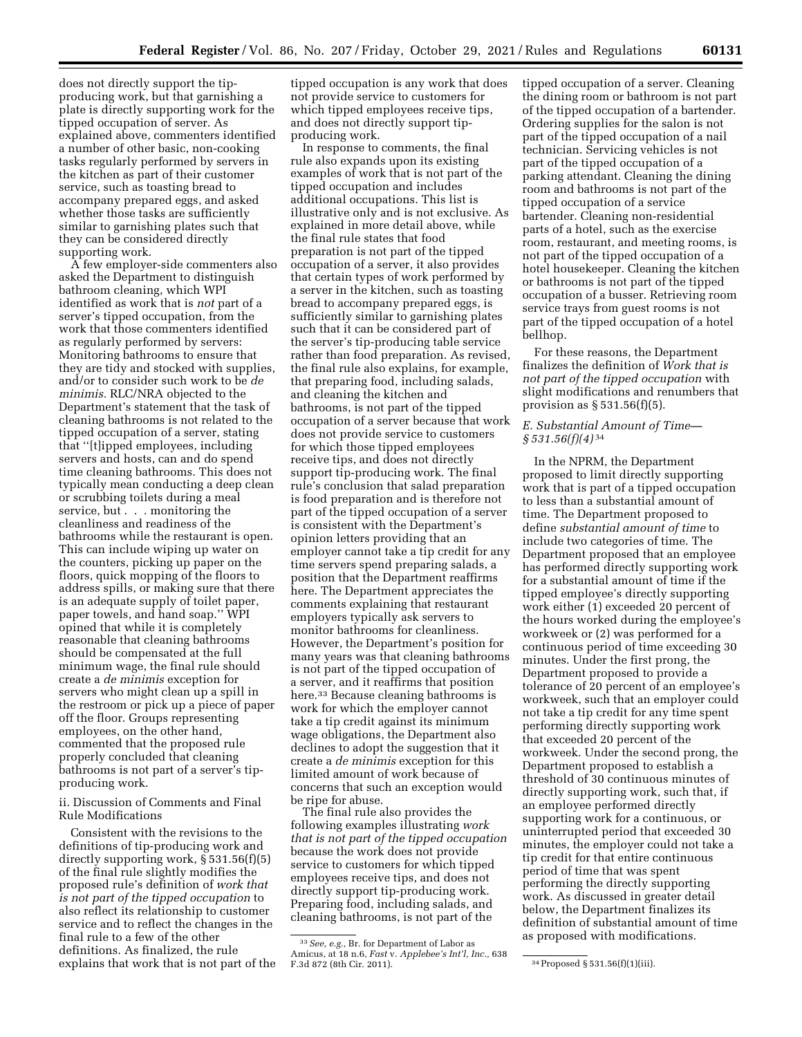does not directly support the tip-producing work, but that garnishing a plate is directly supporting work for the tipped occupation of server. As explained above, commenters identified a number of other basic, non-cooking tasks regularly performed by servers in the kitchen as part of their customer service, such as toasting bread to accompany prepared eggs, and asked whether those tasks are sufficiently similar to garnishing plates such that they can be considered directly supporting work.

A few employer-side commenters also asked the Department to distinguish bathroom cleaning, which WPI identified as work that is *not* part of a server's tipped occupation, from the work that those commenters identified as regularly performed by servers: Monitoring bathrooms to ensure that they are tidy and stocked with supplies, and/or to consider such work to be *de minimis.* RLC/NRA objected to the Department's statement that the task of cleaning bathrooms is not related to the tipped occupation of a server, stating that ''[t]ipped employees, including servers and hosts, can and do spend time cleaning bathrooms. This does not typically mean conducting a deep clean or scrubbing toilets during a meal service, but . . . monitoring the cleanliness and readiness of the bathrooms while the restaurant is open. This can include wiping up water on the counters, picking up paper on the floors, quick mopping of the floors to address spills, or making sure that there is an adequate supply of toilet paper, paper towels, and hand soap.'' WPI opined that while it is completely reasonable that cleaning bathrooms should be compensated at the full minimum wage, the final rule should create a *de minimis* exception for servers who might clean up a spill in the restroom or pick up a piece of paper off the floor. Groups representing employees, on the other hand, commented that the proposed rule properly concluded that cleaning bathrooms is not part of a server's tip-producing work.

ii. Discussion of Comments and Final Rule Modifications

Consistent with the revisions to the definitions of tip-producing work and directly supporting work, § 531.56(f)(5) of the final rule slightly modifies the proposed rule's definition of *work that is not part of the tipped occupation* to also reflect its relationship to customer service and to reflect the changes in the final rule to a few of the other definitions. As finalized, the rule explains that work that is not part of the tipped occupation is any work that does not provide service to customers for which tipped employees receive tips, and does not directly support tip-producing work.

In response to comments, the final rule also expands upon its existing examples of work that is not part of the tipped occupation and includes additional occupations. This list is illustrative only and is not exclusive. As explained in more detail above, while the final rule states that food preparation is not part of the tipped occupation of a server, it also provides that certain types of work performed by a server in the kitchen, such as toasting bread to accompany prepared eggs, is sufficiently similar to garnishing plates such that it can be considered part of the server's tip-producing table service rather than food preparation. As revised, the final rule also explains, for example, that preparing food, including salads, and cleaning the kitchen and bathrooms, is not part of the tipped occupation of a server because that work does not provide service to customers for which those tipped employees receive tips, and does not directly support tip-producing work. The final rule's conclusion that salad preparation is food preparation and is therefore not part of the tipped occupation of a server is consistent with the Department's opinion letters providing that an employer cannot take a tip credit for any time servers spend preparing salads, a position that the Department reaffirms here. The Department appreciates the comments explaining that restaurant employers typically ask servers to monitor bathrooms for cleanliness. However, the Department's position for many years was that cleaning bathrooms is not part of the tipped occupation of a server, and it reaffirms that position here.[33] Because cleaning bathrooms is work for which the employer cannot take a tip credit against its minimum wage obligations, the Department also declines to adopt the suggestion that it create a *de minimis* exception for this limited amount of work because of concerns that such an exception would be ripe for abuse.

The final rule also provides the following examples illustrating *work that is not part of the tipped occupation* because the work does not provide service to customers for which tipped employees receive tips, and does not directly support tip-producing work. Preparing food, including salads, and cleaning bathrooms, is not part of the tipped occupation of a server. Cleaning the dining room or bathroom is not part of the tipped occupation of a bartender. Ordering supplies for the salon is not part of the tipped occupation of a nail technician. Servicing vehicles is not part of the tipped occupation of a parking attendant. Cleaning the dining room and bathrooms is not part of the tipped occupation of a service bartender. Cleaning non-residential parts of a hotel, such as the exercise room, restaurant, and meeting rooms, is not part of the tipped occupation of a hotel housekeeper. Cleaning the kitchen or bathrooms is not part of the tipped occupation of a busser. Retrieving room service trays from guest rooms is not part of the tipped occupation of a hotel bellhop.

For these reasons, the Department finalizes the definition of *Work that is not part of the tipped occupation* with slight modifications and renumbers that provision as § 531.56(f)(5).

### E. Substantial Amount of Time—§ 531.56(f)(4)[34]

In the NPRM, the Department proposed to limit directly supporting work that is part of a tipped occupation to less than a substantial amount of time. The Department proposed to define *substantial amount of time* to include two categories of time. The Department proposed that an employee has performed directly supporting work for a substantial amount of time if the tipped employee's directly supporting work either (1) exceeded 20 percent of the hours worked during the employee's workweek or (2) was performed for a continuous period of time exceeding 30 minutes. Under the first prong, the Department proposed to provide a tolerance of 20 percent of an employee's workweek, such that an employer could not take a tip credit for any time spent performing directly supporting work that exceeded 20 percent of the workweek. Under the second prong, the Department proposed to establish a threshold of 30 continuous minutes of directly supporting work, such that, if an employee performed directly supporting work for a continuous, or uninterrupted period that exceeded 30 minutes, the employer could not take a tip credit for that entire continuous period of time that was spent performing the directly supporting work. As discussed in greater detail below, the Department finalizes its definition of substantial amount of time as proposed with modifications.

---

[33] *See, e.g.,* Br. for Department of Labor as Amicus, at 18 n.6, *Fast* v. *Applebee's Int'l, Inc.,* 638 F.3d 872 (8th Cir. 2011).

[34] Proposed § 531.56(f)(1)(iii).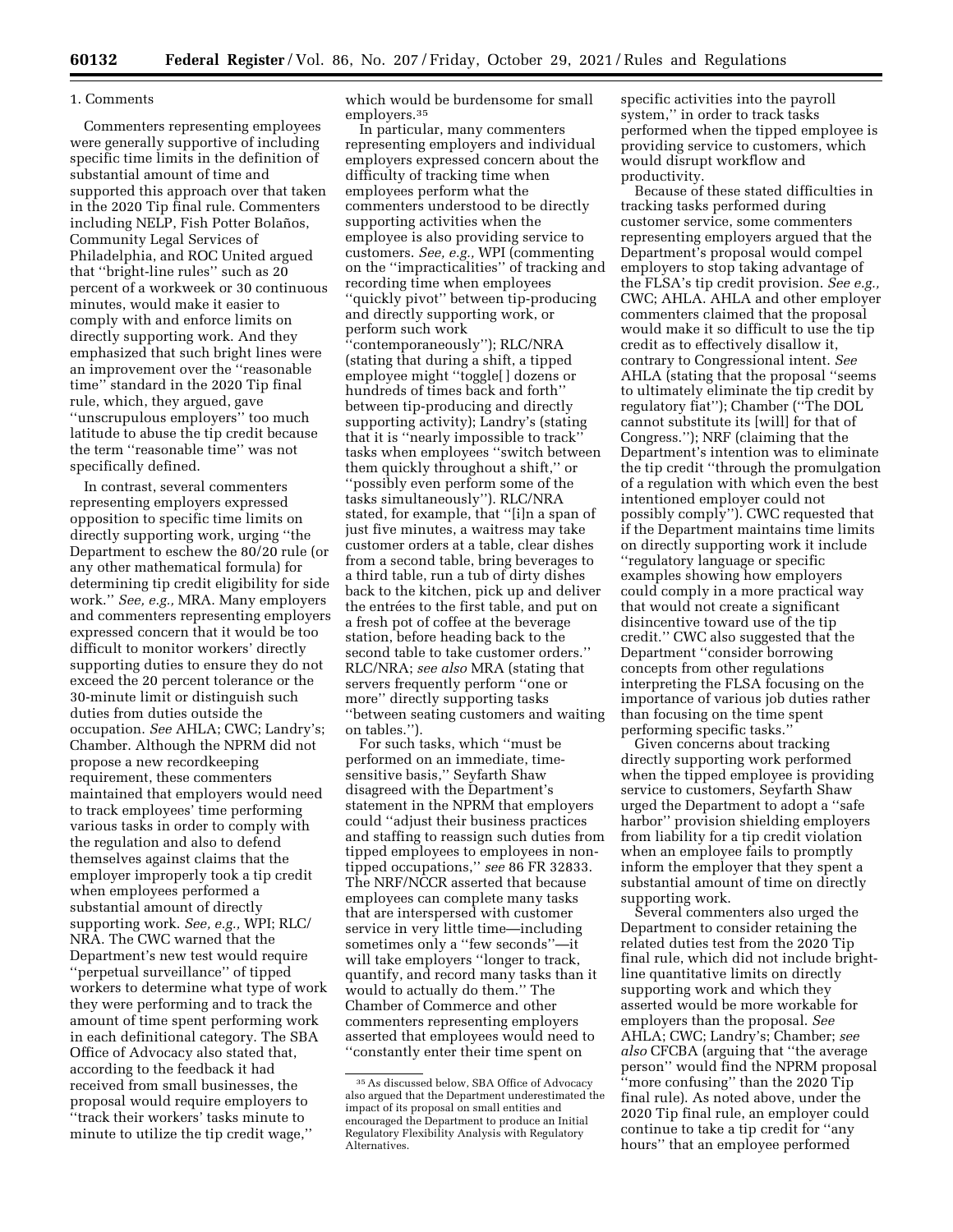### 1. Comments

Commenters representing employees were generally supportive of including specific time limits in the definition of substantial amount of time and supported this approach over that taken in the 2020 Tip final rule. Commenters including NELP, Fish Potter Bolaños, Community Legal Services of Philadelphia, and ROC United argued that ''bright-line rules'' such as 20 percent of a workweek or 30 continuous minutes, would make it easier to comply with and enforce limits on directly supporting work. And they emphasized that such bright lines were an improvement over the ''reasonable time'' standard in the 2020 Tip final rule, which, they argued, gave ''unscrupulous employers'' too much latitude to abuse the tip credit because the term ''reasonable time'' was not specifically defined.

In contrast, several commenters representing employers expressed opposition to specific time limits on directly supporting work, urging ''the Department to eschew the 80/20 rule (or any other mathematical formula) for determining tip credit eligibility for side work.'' *See, e.g.,* MRA. Many employers and commenters representing employers expressed concern that it would be too difficult to monitor workers' directly supporting duties to ensure they do not exceed the 20 percent tolerance or the 30-minute limit or distinguish such duties from duties outside the occupation. *See* AHLA; CWC; Landry's; Chamber. Although the NPRM did not propose a new recordkeeping requirement, these commenters maintained that employers would need to track employees' time performing various tasks in order to comply with the regulation and also to defend themselves against claims that the employer improperly took a tip credit when employees performed a substantial amount of directly supporting work. *See, e.g.,* WPI; RLC/NRA. The CWC warned that the Department's new test would require ''perpetual surveillance'' of tipped workers to determine what type of work they were performing and to track the amount of time spent performing work in each definitional category. The SBA Office of Advocacy also stated that, according to the feedback it had received from small businesses, the proposal would require employers to ''track their workers' tasks minute to minute to utilize the tip credit wage,'' which would be burdensome for small employers.[35]

In particular, many commenters representing employers and individual employers expressed concern about the difficulty of tracking time when employees perform what the commenters understood to be directly supporting activities when the employee is also providing service to customers. *See, e.g.,* WPI (commenting on the ''impracticalities'' of tracking and recording time when employees ''quickly pivot'' between tip-producing and directly supporting work, or perform such work ''contemporaneously''); RLC/NRA (stating that during a shift, a tipped employee might ''toggle[ ] dozens or hundreds of times back and forth'' between tip-producing and directly supporting activity); Landry's (stating that it is ''nearly impossible to track'' tasks when employees ''switch between them quickly throughout a shift,'' or ''possibly even perform some of the tasks simultaneously''). RLC/NRA stated, for example, that ''[i]n a span of just five minutes, a waitress may take customer orders at a table, clear dishes from a second table, bring beverages to a third table, run a tub of dirty dishes back to the kitchen, pick up and deliver the entrées to the first table, and put on a fresh pot of coffee at the beverage station, before heading back to the second table to take customer orders.'' RLC/NRA; *see also* MRA (stating that servers frequently perform ''one or more'' directly supporting tasks ''between seating customers and waiting on tables.'').

For such tasks, which ''must be performed on an immediate, time-sensitive basis,'' Seyfarth Shaw disagreed with the Department's statement in the NPRM that employers could ''adjust their business practices and staffing to reassign such duties from tipped employees to employees in non-tipped occupations,'' *see* 86 FR 32833. The NRF/NCCR asserted that because employees can complete many tasks that are interspersed with customer service in very little time—including sometimes only a ''few seconds''—it will take employers ''longer to track, quantify, and record many tasks than it would to actually do them.'' The Chamber of Commerce and other commenters representing employers asserted that employees would need to ''constantly enter their time spent on specific activities into the payroll system,'' in order to track tasks performed when the tipped employee is providing service to customers, which would disrupt workflow and productivity.

Because of these stated difficulties in tracking tasks performed during customer service, some commenters representing employers argued that the Department's proposal would compel employers to stop taking advantage of the FLSA's tip credit provision. *See e.g.,* CWC; AHLA. AHLA and other employer commenters claimed that the proposal would make it so difficult to use the tip credit as to effectively disallow it, contrary to Congressional intent. *See* AHLA (stating that the proposal ''seems to ultimately eliminate the tip credit by regulatory fiat''); Chamber (''The DOL cannot substitute its [will] for that of Congress.''); NRF (claiming that the Department's intention was to eliminate the tip credit ''through the promulgation of a regulation with which even the best intentioned employer could not possibly comply''). CWC requested that if the Department maintains time limits on directly supporting work it include ''regulatory language or specific examples showing how employers could comply in a more practical way that would not create a significant disincentive toward use of the tip credit.'' CWC also suggested that the Department ''consider borrowing concepts from other regulations interpreting the FLSA focusing on the importance of various job duties rather than focusing on the time spent performing specific tasks.''

Given concerns about tracking directly supporting work performed when the tipped employee is providing service to customers, Seyfarth Shaw urged the Department to adopt a ''safe harbor'' provision shielding employers from liability for a tip credit violation when an employee fails to promptly inform the employer that they spent a substantial amount of time on directly supporting work.

Several commenters also urged the Department to consider retaining the related duties test from the 2020 Tip final rule, which did not include bright-line quantitative limits on directly supporting work and which they asserted would be more workable for employers than the proposal. *See* AHLA; CWC; Landry's; Chamber; *see also* CFCBA (arguing that ''the average person'' would find the NPRM proposal ''more confusing'' than the 2020 Tip final rule). As noted above, under the 2020 Tip final rule, an employer could continue to take a tip credit for ''any hours'' that an employee performed

[35] As discussed below, SBA Office of Advocacy also argued that the Department underestimated the impact of its proposal on small entities and encouraged the Department to produce an Initial Regulatory Flexibility Analysis with Regulatory Alternatives.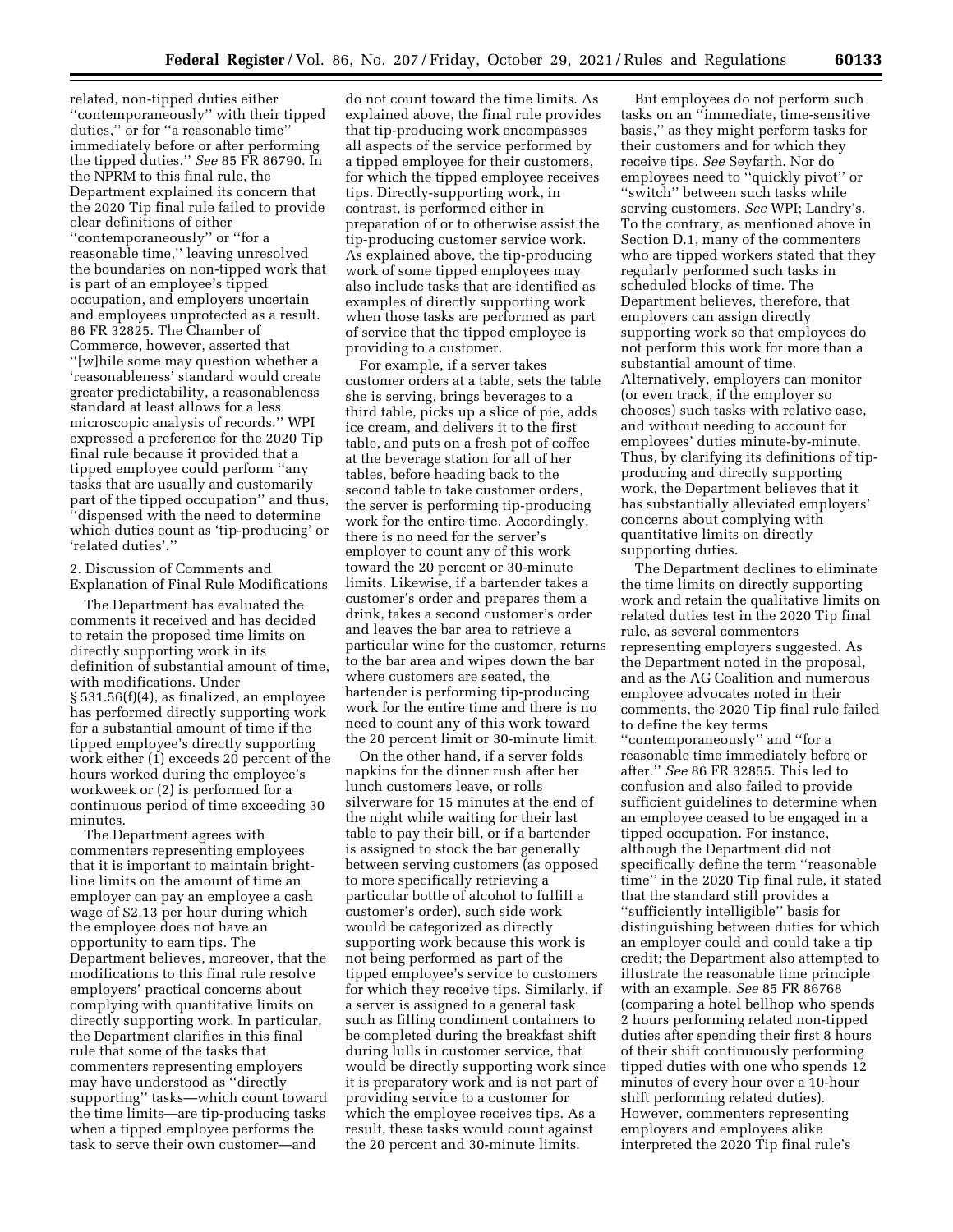related, non-tipped duties either ''contemporaneously'' with their tipped duties,'' or for ''a reasonable time'' immediately before or after performing the tipped duties.'' *See* 85 FR 86790. In the NPRM to this final rule, the Department explained its concern that the 2020 Tip final rule failed to provide clear definitions of either ''contemporaneously'' or ''for a reasonable time,'' leaving unresolved the boundaries on non-tipped work that is part of an employee's tipped occupation, and employers uncertain and employees unprotected as a result. 86 FR 32825. The Chamber of Commerce, however, asserted that ''[w]hile some may question whether a 'reasonableness' standard would create greater predictability, a reasonableness standard at least allows for a less microscopic analysis of records.'' WPI expressed a preference for the 2020 Tip final rule because it provided that a tipped employee could perform ''any tasks that are usually and customarily part of the tipped occupation'' and thus, ''dispensed with the need to determine which duties count as 'tip-producing' or 'related duties'.''

2. Discussion of Comments and Explanation of Final Rule Modifications

The Department has evaluated the comments it received and has decided to retain the proposed time limits on directly supporting work in its definition of substantial amount of time, with modifications. Under § 531.56(f)(4), as finalized, an employee has performed directly supporting work for a substantial amount of time if the tipped employee's directly supporting work either (1) exceeds 20 percent of the hours worked during the employee's workweek or (2) is performed for a continuous period of time exceeding 30 minutes.

The Department agrees with commenters representing employees that it is important to maintain bright-line limits on the amount of time an employer can pay an employee a cash wage of $2.13 per hour during which the employee does not have an opportunity to earn tips. The Department believes, moreover, that the modifications to this final rule resolve employers' practical concerns about complying with quantitative limits on directly supporting work. In particular, the Department clarifies in this final rule that some of the tasks that commenters representing employers may have understood as ''directly supporting'' tasks—which count toward the time limits—are tip-producing tasks when a tipped employee performs the task to serve their own customer—and do not count toward the time limits. As explained above, the final rule provides that tip-producing work encompasses all aspects of the service performed by a tipped employee for their customers, for which the tipped employee receives tips. Directly-supporting work, in contrast, is performed either in preparation of or to otherwise assist the tip-producing customer service work. As explained above, the tip-producing work of some tipped employees may also include tasks that are identified as examples of directly supporting work when those tasks are performed as part of service that the tipped employee is providing to a customer.

For example, if a server takes customer orders at a table, sets the table she is serving, brings beverages to a third table, picks up a slice of pie, adds ice cream, and delivers it to the first table, and puts on a fresh pot of coffee at the beverage station for all of her tables, before heading back to the second table to take customer orders, the server is performing tip-producing work for the entire time. Accordingly, there is no need for the server's employer to count any of this work toward the 20 percent or 30-minute limits. Likewise, if a bartender takes a customer's order and prepares them a drink, takes a second customer's order and leaves the bar area to retrieve a particular wine for the customer, returns to the bar area and wipes down the bar where customers are seated, the bartender is performing tip-producing work for the entire time and there is no need to count any of this work toward the 20 percent limit or 30-minute limit.

On the other hand, if a server folds napkins for the dinner rush after her lunch customers leave, or rolls silverware for 15 minutes at the end of the night while waiting for their last table to pay their bill, or if a bartender is assigned to stock the bar generally between serving customers (as opposed to more specifically retrieving a particular bottle of alcohol to fulfill a customer's order), such side work would be categorized as directly supporting work because this work is not being performed as part of the tipped employee's service to customers for which they receive tips. Similarly, if a server is assigned to a general task such as filling condiment containers to be completed during the breakfast shift during lulls in customer service, that would be directly supporting work since it is preparatory work and is not part of providing service to a customer for which the employee receives tips. As a result, these tasks would count against the 20 percent and 30-minute limits.

But employees do not perform such tasks on an ''immediate, time-sensitive basis,'' as they might perform tasks for their customers and for which they receive tips. *See* Seyfarth. Nor do employees need to ''quickly pivot'' or ''switch'' between such tasks while serving customers. *See* WPI; Landry's. To the contrary, as mentioned above in Section D.1, many of the commenters who are tipped workers stated that they regularly performed such tasks in scheduled blocks of time. The Department believes, therefore, that employers can assign directly supporting work so that employees do not perform this work for more than a substantial amount of time. Alternatively, employers can monitor (or even track, if the employer so chooses) such tasks with relative ease, and without needing to account for employees' duties minute-by-minute. Thus, by clarifying its definitions of tip-producing and directly supporting work, the Department believes that it has substantially alleviated employers' concerns about complying with quantitative limits on directly supporting duties.

The Department declines to eliminate the time limits on directly supporting work and retain the qualitative limits on related duties test in the 2020 Tip final rule, as several commenters representing employers suggested. As the Department noted in the proposal, and as the AG Coalition and numerous employee advocates noted in their comments, the 2020 Tip final rule failed to define the key terms ''contemporaneously'' and ''for a reasonable time immediately before or after.'' *See* 86 FR 32855. This led to confusion and also failed to provide sufficient guidelines to determine when an employee ceased to be engaged in a tipped occupation. For instance, although the Department did not specifically define the term ''reasonable time'' in the 2020 Tip final rule, it stated that the standard still provides a ''sufficiently intelligible'' basis for distinguishing between duties for which an employer could and could take a tip credit; the Department also attempted to illustrate the reasonable time principle with an example. *See* 85 FR 86768 (comparing a hotel bellhop who spends 2 hours performing related non-tipped duties after spending their first 8 hours of their shift continuously performing tipped duties with one who spends 12 minutes of every hour over a 10-hour shift performing related duties). However, commenters representing employers and employees alike interpreted the 2020 Tip final rule's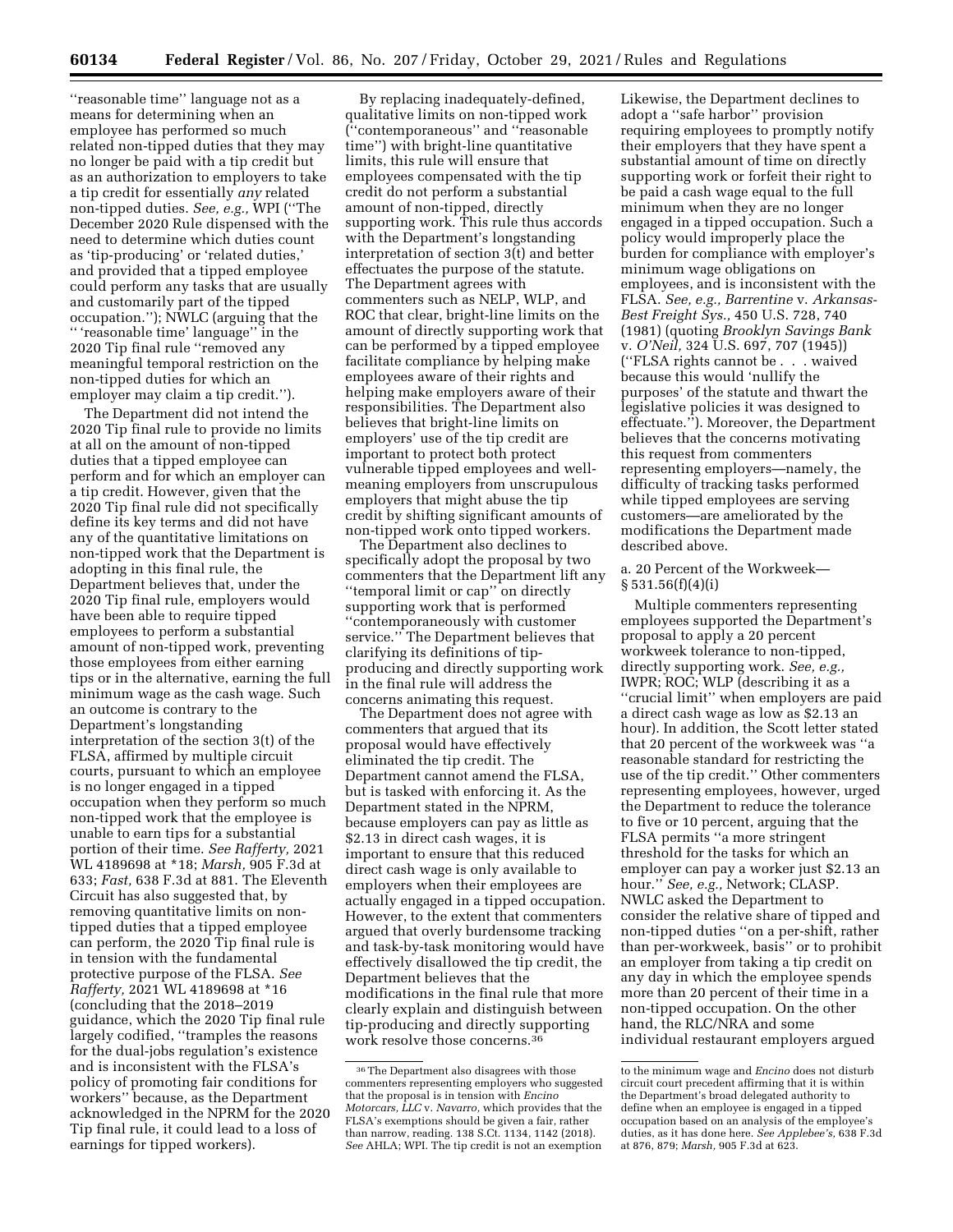''reasonable time'' language not as a means for determining when an employee has performed so much related non-tipped duties that they may no longer be paid with a tip credit but as an authorization to employers to take a tip credit for essentially *any* related non-tipped duties. *See, e.g.,* WPI (''The December 2020 Rule dispensed with the need to determine which duties count as 'tip-producing' or 'related duties,' and provided that a tipped employee could perform any tasks that are usually and customarily part of the tipped occupation.''); NWLC (arguing that the '' 'reasonable time' language'' in the 2020 Tip final rule ''removed any meaningful temporal restriction on the non-tipped duties for which an employer may claim a tip credit.'').

The Department did not intend the 2020 Tip final rule to provide no limits at all on the amount of non-tipped duties that a tipped employee can perform and for which an employer can a tip credit. However, given that the 2020 Tip final rule did not specifically define its key terms and did not have any of the quantitative limitations on non-tipped work that the Department is adopting in this final rule, the Department believes that, under the 2020 Tip final rule, employers would have been able to require tipped employees to perform a substantial amount of non-tipped work, preventing those employees from either earning tips or in the alternative, earning the full minimum wage as the cash wage. Such an outcome is contrary to the Department's longstanding interpretation of the section 3(t) of the FLSA, affirmed by multiple circuit courts, pursuant to which an employee is no longer engaged in a tipped occupation when they perform so much non-tipped work that the employee is unable to earn tips for a substantial portion of their time. *See Rafferty,* 2021 WL 4189698 at *18; *Marsh,* 905 F.3d at 633; *Fast,* 638 F.3d at 881. The Eleventh Circuit has also suggested that, by removing quantitative limits on non-tipped duties that a tipped employee can perform, the 2020 Tip final rule is in tension with the fundamental protective purpose of the FLSA. *See Rafferty,* 2021 WL 4189698 at *16 (concluding that the 2018–2019 guidance, which the 2020 Tip final rule largely codified, ''tramples the reasons for the dual-jobs regulation's existence and is inconsistent with the FLSA's policy of promoting fair conditions for workers'' because, as the Department acknowledged in the NPRM for the 2020 Tip final rule, it could lead to a loss of earnings for tipped workers).

By replacing inadequately-defined, qualitative limits on non-tipped work (''contemporaneous'' and ''reasonable time'') with bright-line quantitative limits, this rule will ensure that employees compensated with the tip credit do not perform a substantial amount of non-tipped, directly supporting work. This rule thus accords with the Department's longstanding interpretation of section 3(t) and better effectuates the purpose of the statute. The Department agrees with commenters such as NELP, WLP, and ROC that clear, bright-line limits on the amount of directly supporting work that can be performed by a tipped employee facilitate compliance by helping make employees aware of their rights and helping make employers aware of their responsibilities. The Department also believes that bright-line limits on employers' use of the tip credit are important to protect both protect vulnerable tipped employees and well-meaning employers from unscrupulous employers that might abuse the tip credit by shifting significant amounts of non-tipped work onto tipped workers.

The Department also declines to specifically adopt the proposal by two commenters that the Department lift any ''temporal limit or cap'' on directly supporting work that is performed ''contemporaneously with customer service.'' The Department believes that clarifying its definitions of tip-producing and directly supporting work in the final rule will address the concerns animating this request.

The Department does not agree with commenters that argued that its proposal would have effectively eliminated the tip credit. The Department cannot amend the FLSA, but is tasked with enforcing it. As the Department stated in the NPRM, because employers can pay as little as $2.13 in direct cash wages, it is important to ensure that this reduced direct cash wage is only available to employers when their employees are actually engaged in a tipped occupation. However, to the extent that commenters argued that overly burdensome tracking and task-by-task monitoring would have effectively disallowed the tip credit, the Department believes that the modifications in the final rule that more clearly explain and distinguish between tip-producing and directly supporting work resolve those concerns.[36]

Likewise, the Department declines to adopt a ''safe harbor'' provision requiring employees to promptly notify their employers that they have spent a substantial amount of time on directly supporting work or forfeit their right to be paid a cash wage equal to the full minimum when they are no longer engaged in a tipped occupation. Such a policy would improperly place the burden for compliance with employer's minimum wage obligations on employees, and is inconsistent with the FLSA. *See, e.g., Barrentine* v. *Arkansas-Best Freight Sys.,* 450 U.S. 728, 740 (1981) (quoting *Brooklyn Savings Bank* v. *O'Neil,* 324 U.S. 697, 707 (1945)) (''FLSA rights cannot be . . . waived because this would 'nullify the purposes' of the statute and thwart the legislative policies it was designed to effectuate.''). Moreover, the Department believes that the concerns motivating this request from commenters representing employers—namely, the difficulty of tracking tasks performed while tipped employees are serving customers—are ameliorated by the modifications the Department made described above.

a. 20 Percent of the Workweek—§ 531.56(f)(4)(i)

Multiple commenters representing employees supported the Department's proposal to apply a 20 percent workweek tolerance to non-tipped, directly supporting work. *See, e.g.,* IWPR; ROC; WLP (describing it as a ''crucial limit'' when employers are paid a direct cash wage as low as $2.13 an hour). In addition, the Scott letter stated that 20 percent of the workweek was ''a reasonable standard for restricting the use of the tip credit.'' Other commenters representing employees, however, urged the Department to reduce the tolerance to five or 10 percent, arguing that the FLSA permits ''a more stringent threshold for the tasks for which an employer can pay a worker just $2.13 an hour.'' *See, e.g.,* Network; CLASP. NWLC asked the Department to consider the relative share of tipped and non-tipped duties ''on a per-shift, rather than per-workweek, basis'' or to prohibit an employer from taking a tip credit on any day in which the employee spends more than 20 percent of their time in a non-tipped occupation. On the other hand, the RLC/NRA and some individual restaurant employers argued

[36] The Department also disagrees with those commenters representing employers who suggested that the proposal is in tension with *Encino Motorcars, LLC* v. *Navarro,* which provides that the FLSA's exemptions should be given a fair, rather than narrow, reading. 138 S.Ct. 1134, 1142 (2018). *See* AHLA; WPI. The tip credit is not an exemption to the minimum wage and *Encino* does not disturb circuit court precedent affirming that it is within the Department's broad delegated authority to define when an employee is engaged in a tipped occupation based on an analysis of the employee's duties, as it has done here. *See Applebee's,* 638 F.3d at 876, 879; *Marsh,* 905 F.3d at 623.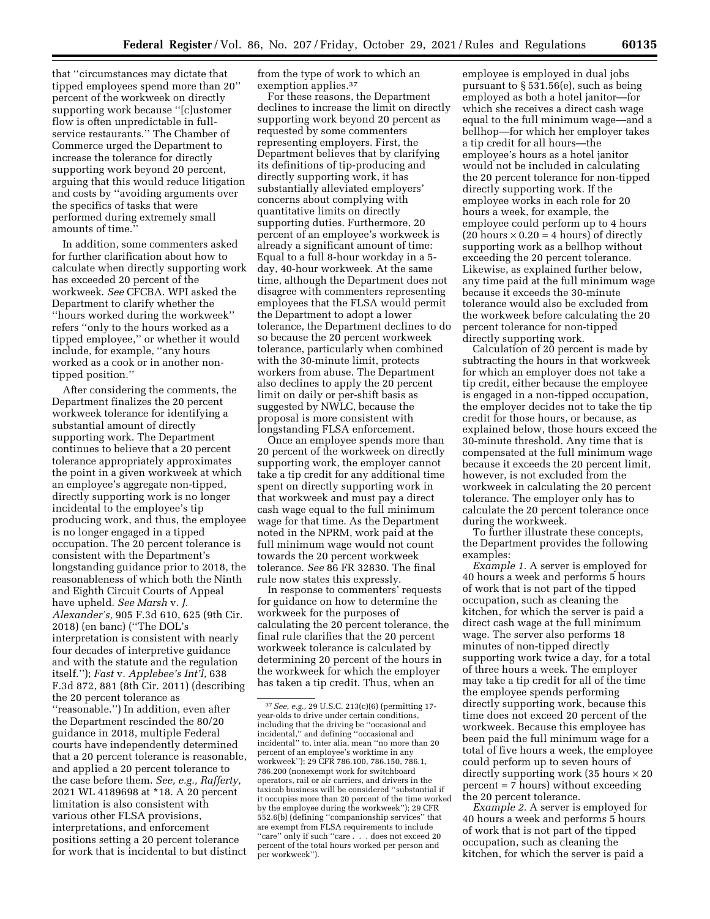that "circumstances may dictate that tipped employees spend more than 20" percent of the workweek on directly supporting work because "[c]ustomer flow is often unpredictable in full-service restaurants." The Chamber of Commerce urged the Department to increase the tolerance for directly supporting work beyond 20 percent, arguing that this would reduce litigation and costs by "avoiding arguments over the specifics of tasks that were performed during extremely small amounts of time."

In addition, some commenters asked for further clarification about how to calculate when directly supporting work has exceeded 20 percent of the workweek. *See* CFCBA. WPI asked the Department to clarify whether the "hours worked during the workweek" refers "only to the hours worked as a tipped employee," or whether it would include, for example, "any hours worked as a cook or in another non-tipped position."

After considering the comments, the Department finalizes the 20 percent workweek tolerance for identifying a substantial amount of directly supporting work. The Department continues to believe that a 20 percent tolerance appropriately approximates the point in a given workweek at which an employee's aggregate non-tipped, directly supporting work is no longer incidental to the employee's tip producing work, and thus, the employee is no longer engaged in a tipped occupation. The 20 percent tolerance is consistent with the Department's longstanding guidance prior to 2018, the reasonableness of which both the Ninth and Eighth Circuit Courts of Appeal have upheld. *See Marsh* v. *J. Alexander's,* 905 F.3d 610, 625 (9th Cir. 2018) (en banc) ("The DOL's interpretation is consistent with nearly four decades of interpretive guidance and with the statute and the regulation itself."); *Fast* v. *Applebee's Int'l,* 638 F.3d 872, 881 (8th Cir. 2011) (describing the 20 percent tolerance as "reasonable.") In addition, even after the Department rescinded the 80/20 guidance in 2018, multiple Federal courts have independently determined that a 20 percent tolerance is reasonable, and applied a 20 percent tolerance to the case before them. *See, e.g., Rafferty,* 2021 WL 4189698 at *18. A 20 percent limitation is also consistent with various other FLSA provisions, interpretations, and enforcement positions setting a 20 percent tolerance for work that is incidental to but distinct from the type of work to which an exemption applies.[37]

For these reasons, the Department declines to increase the limit on directly supporting work beyond 20 percent as requested by some commenters representing employers. First, the Department believes that by clarifying its definitions of tip-producing and directly supporting work, it has substantially alleviated employers' concerns about complying with quantitative limits on directly supporting duties. Furthermore, 20 percent of an employee's workweek is already a significant amount of time: Equal to a full 8-hour workday in a 5-day, 40-hour workweek. At the same time, although the Department does not disagree with commenters representing employees that the FLSA would permit the Department to adopt a lower tolerance, the Department declines to do so because the 20 percent workweek tolerance, particularly when combined with the 30-minute limit, protects workers from abuse. The Department also declines to apply the 20 percent limit on daily or per-shift basis as suggested by NWLC, because the proposal is more consistent with longstanding FLSA enforcement.

Once an employee spends more than 20 percent of the workweek on directly supporting work, the employer cannot take a tip credit for any additional time spent on directly supporting work in that workweek and must pay a direct cash wage equal to the full minimum wage for that time. As the Department noted in the NPRM, work paid at the full minimum wage would not count towards the 20 percent workweek tolerance. *See* 86 FR 32830. The final rule now states this expressly.

In response to commenters' requests for guidance on how to determine the workweek for the purposes of calculating the 20 percent tolerance, the final rule clarifies that the 20 percent workweek tolerance is calculated by determining 20 percent of the hours in the workweek for which the employer has taken a tip credit. Thus, when an employee is employed in dual jobs pursuant to § 531.56(e), such as being employed as both a hotel janitor—for which she receives a direct cash wage equal to the full minimum wage—and a bellhop—for which her employer takes a tip credit for all hours—the employee's hours as a hotel janitor would not be included in calculating the 20 percent tolerance for non-tipped directly supporting work. If the employee works in each role for 20 hours a week, for example, the employee could perform up to 4 hours ($20 \text{ hours} \times 0.20 = 4 \text{ hours}$) of directly supporting work as a bellhop without exceeding the 20 percent tolerance. Likewise, as explained further below, any time paid at the full minimum wage because it exceeds the 30-minute tolerance would also be excluded from the workweek before calculating the 20 percent tolerance for non-tipped directly supporting work.

Calculation of 20 percent is made by subtracting the hours in that workweek for which an employer does not take a tip credit, either because the employee is engaged in a non-tipped occupation, the employer decides not to take the tip credit for those hours, or because, as explained below, those hours exceed the 30-minute threshold. Any time that is compensated at the full minimum wage because it exceeds the 20 percent limit, however, is not excluded from the workweek in calculating the 20 percent tolerance. The employer only has to calculate the 20 percent tolerance once during the workweek.

To further illustrate these concepts, the Department provides the following examples:

*Example 1.* A server is employed for 40 hours a week and performs 5 hours of work that is not part of the tipped occupation, such as cleaning the kitchen, for which the server is paid a direct cash wage at the full minimum wage. The server also performs 18 minutes of non-tipped directly supporting work twice a day, for a total of three hours a week. The employer may take a tip credit for all of the time the employee spends performing directly supporting work, because this time does not exceed 20 percent of the workweek. Because this employee has been paid the full minimum wage for a total of five hours a week, the employee could perform up to seven hours of directly supporting work ($35 \text{ hours} \times 20 \text{ percent} = 7 \text{ hours}$) without exceeding the 20 percent tolerance.

*Example 2.* A server is employed for 40 hours a week and performs 5 hours of work that is not part of the tipped occupation, such as cleaning the kitchen, for which the server is paid a

[37] *See, e.g.,* 29 U.S.C. 213(c)(6) (permitting 17-year-olds to drive under certain conditions, including that the driving be "occasional and incidental," and defining "occasional and incidental" to, inter alia, mean "no more than 20 percent of an employee's worktime in any workweek"); 29 CFR 786.100, 786.150, 786.1, 786.200 (nonexempt work for switchboard operators, rail or air carriers, and drivers in the taxicab business will be considered "substantial if it occupies more than 20 percent of the time worked by the employee during the workweek"); 29 CFR 552.6(b) (defining "companionship services" that are exempt from FLSA requirements to include "care" only if such "care . . . does not exceed 20 percent of the total hours worked per person and per workweek").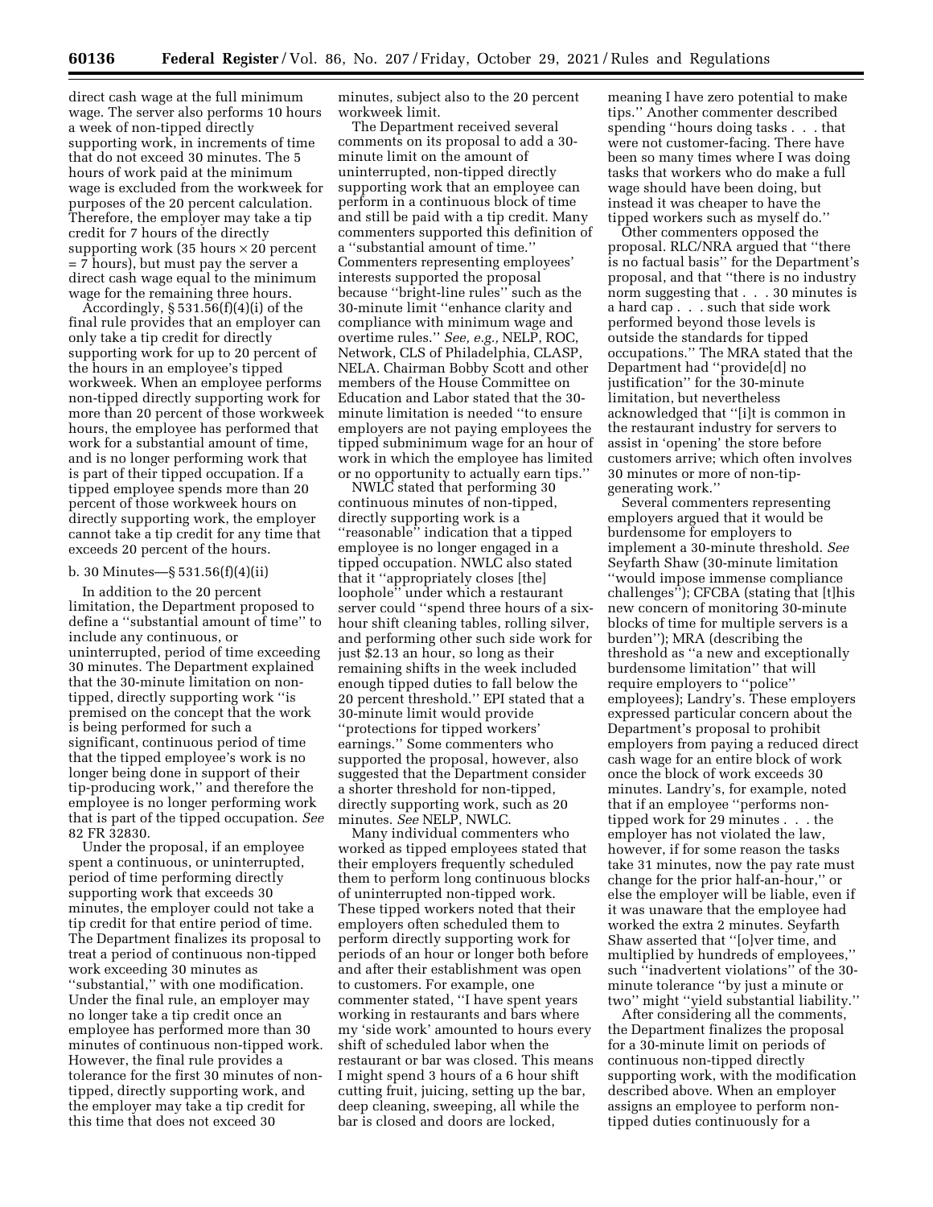direct cash wage at the full minimum wage. The server also performs 10 hours a week of non-tipped directly supporting work, in increments of time that do not exceed 30 minutes. The 5 hours of work paid at the minimum wage is excluded from the workweek for purposes of the 20 percent calculation. Therefore, the employer may take a tip credit for 7 hours of the directly supporting work (35 hours × 20 percent = 7 hours), but must pay the server a direct cash wage equal to the minimum wage for the remaining three hours.

Accordingly, § 531.56(f)(4)(i) of the final rule provides that an employer can only take a tip credit for directly supporting work for up to 20 percent of the hours in an employee's tipped workweek. When an employee performs non-tipped directly supporting work for more than 20 percent of those workweek hours, the employee has performed that work for a substantial amount of time, and is no longer performing work that is part of their tipped occupation. If a tipped employee spends more than 20 percent of those workweek hours on directly supporting work, the employer cannot take a tip credit for any time that exceeds 20 percent of the hours.

### b. 30 Minutes—§ 531.56(f)(4)(ii)

In addition to the 20 percent limitation, the Department proposed to define a ''substantial amount of time'' to include any continuous, or uninterrupted, period of time exceeding 30 minutes. The Department explained that the 30-minute limitation on non-tipped, directly supporting work ''is premised on the concept that the work is being performed for such a significant, continuous period of time that the tipped employee's work is no longer being done in support of their tip-producing work,'' and therefore the employee is no longer performing work that is part of the tipped occupation. *See* 82 FR 32830.

Under the proposal, if an employee spent a continuous, or uninterrupted, period of time performing directly supporting work that exceeds 30 minutes, the employer could not take a tip credit for that entire period of time. The Department finalizes its proposal to treat a period of continuous non-tipped work exceeding 30 minutes as ''substantial,'' with one modification. Under the final rule, an employer may no longer take a tip credit once an employee has performed more than 30 minutes of continuous non-tipped work. However, the final rule provides a tolerance for the first 30 minutes of non-tipped, directly supporting work, and the employer may take a tip credit for this time that does not exceed 30 minutes, subject also to the 20 percent workweek limit.

The Department received several comments on its proposal to add a 30-minute limit on the amount of uninterrupted, non-tipped directly supporting work that an employee can perform in a continuous block of time and still be paid with a tip credit. Many commenters supported this definition of a ''substantial amount of time.'' Commenters representing employees' interests supported the proposal because ''bright-line rules'' such as the 30-minute limit ''enhance clarity and compliance with minimum wage and overtime rules.'' *See, e.g.,* NELP, ROC, Network, CLS of Philadelphia, CLASP, NELA. Chairman Bobby Scott and other members of the House Committee on Education and Labor stated that the 30-minute limitation is needed ''to ensure employers are not paying employees the tipped subminimum wage for an hour of work in which the employee has limited or no opportunity to actually earn tips.''

NWLC stated that performing 30 continuous minutes of non-tipped, directly supporting work is a ''reasonable'' indication that a tipped employee is no longer engaged in a tipped occupation. NWLC also stated that it ''appropriately closes [the] loophole'' under which a restaurant server could ''spend three hours of a six-hour shift cleaning tables, rolling silver, and performing other such side work for just $2.13 an hour, so long as their remaining shifts in the week included enough tipped duties to fall below the 20 percent threshold.'' EPI stated that a 30-minute limit would provide ''protections for tipped workers' earnings.'' Some commenters who supported the proposal, however, also suggested that the Department consider a shorter threshold for non-tipped, directly supporting work, such as 20 minutes. *See* NELP, NWLC.

Many individual commenters who worked as tipped employees stated that their employers frequently scheduled them to perform long continuous blocks of uninterrupted non-tipped work. These tipped workers noted that their employers often scheduled them to perform directly supporting work for periods of an hour or longer both before and after their establishment was open to customers. For example, one commenter stated, ''I have spent years working in restaurants and bars where my 'side work' amounted to hours every shift of scheduled labor when the restaurant or bar was closed. This means I might spend 3 hours of a 6 hour shift cutting fruit, juicing, setting up the bar, deep cleaning, sweeping, all while the bar is closed and doors are locked, meaning I have zero potential to make tips.'' Another commenter described spending ''hours doing tasks . . . that were not customer-facing. There have been so many times where I was doing tasks that workers who do make a full wage should have been doing, but instead it was cheaper to have the tipped workers such as myself do.''

Other commenters opposed the proposal. RLC/NRA argued that ''there is no factual basis'' for the Department's proposal, and that ''there is no industry norm suggesting that . . . 30 minutes is a hard cap . . . such that side work performed beyond those levels is outside the standards for tipped occupations.'' The MRA stated that the Department had ''provide[d] no justification'' for the 30-minute limitation, but nevertheless acknowledged that ''[i]t is common in the restaurant industry for servers to assist in 'opening' the store before customers arrive; which often involves 30 minutes or more of non-tip-generating work.''

Several commenters representing employers argued that it would be burdensome for employers to implement a 30-minute threshold. *See* Seyfarth Shaw (30-minute limitation ''would impose immense compliance challenges''); CFCBA (stating that [t]his new concern of monitoring 30-minute blocks of time for multiple servers is a burden''); MRA (describing the threshold as ''a new and exceptionally burdensome limitation'' that will require employers to ''police'' employees); Landry's. These employers expressed particular concern about the Department's proposal to prohibit employers from paying a reduced direct cash wage for an entire block of work once the block of work exceeds 30 minutes. Landry's, for example, noted that if an employee ''performs non-tipped work for 29 minutes . . . the employer has not violated the law, however, if for some reason the tasks take 31 minutes, now the pay rate must change for the prior half-an-hour,'' or else the employer will be liable, even if it was unaware that the employee had worked the extra 2 minutes. Seyfarth Shaw asserted that ''[o]ver time, and multiplied by hundreds of employees,'' such ''inadvertent violations'' of the 30-minute tolerance ''by just a minute or two'' might ''yield substantial liability.''

After considering all the comments, the Department finalizes the proposal for a 30-minute limit on periods of continuous non-tipped directly supporting work, with the modification described above. When an employer assigns an employee to perform non-tipped duties continuously for a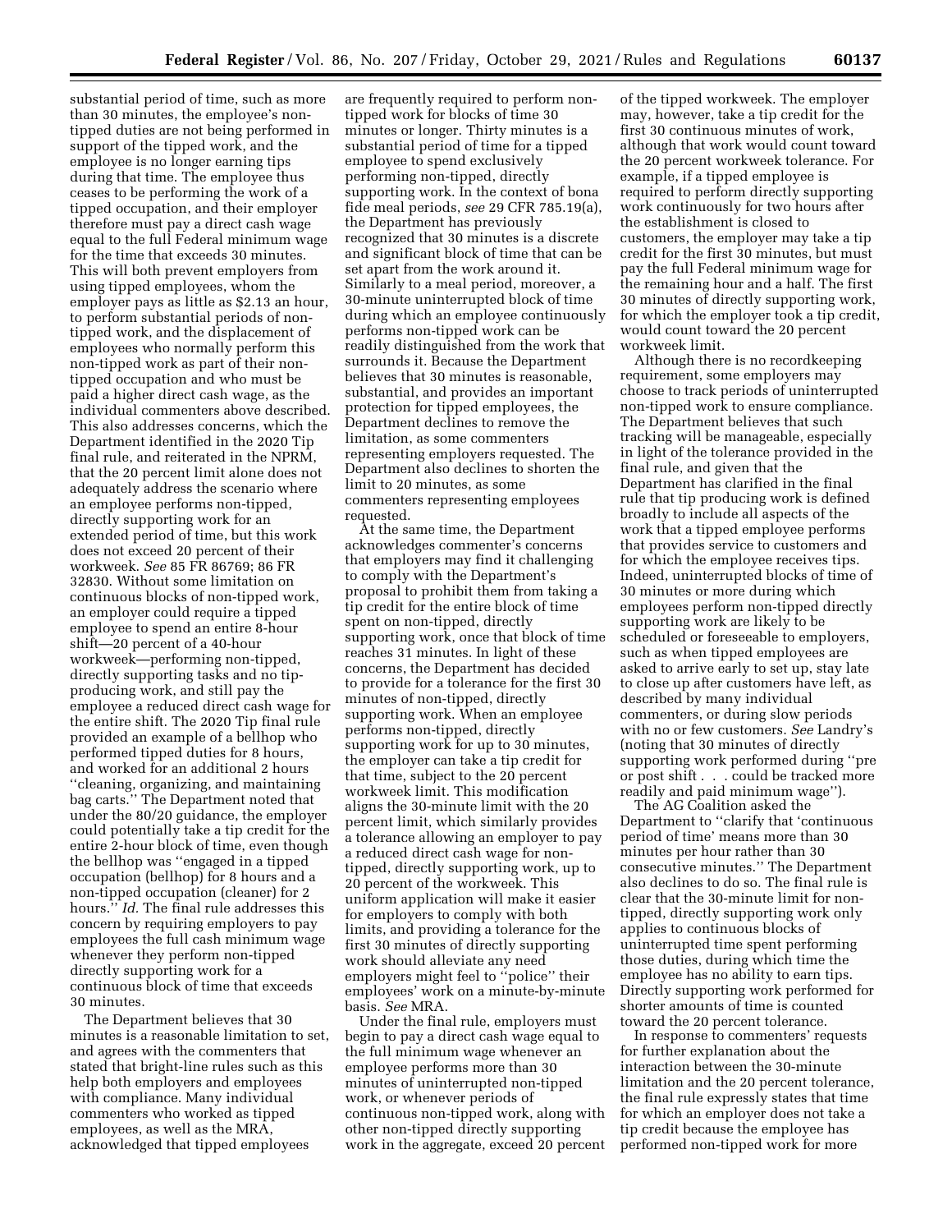substantial period of time, such as more than 30 minutes, the employee's non-tipped duties are not being performed in support of the tipped work, and the employee is no longer earning tips during that time. The employee thus ceases to be performing the work of a tipped occupation, and their employer therefore must pay a direct cash wage equal to the full Federal minimum wage for the time that exceeds 30 minutes. This will both prevent employers from using tipped employees, whom the employer pays as little as $2.13 an hour, to perform substantial periods of non-tipped work, and the displacement of employees who normally perform this non-tipped work as part of their non-tipped occupation and who must be paid a higher direct cash wage, as the individual commenters above described. This also addresses concerns, which the Department identified in the 2020 Tip final rule, and reiterated in the NPRM, that the 20 percent limit alone does not adequately address the scenario where an employee performs non-tipped, directly supporting work for an extended period of time, but this work does not exceed 20 percent of their workweek. *See* 85 FR 86769; 86 FR 32830. Without some limitation on continuous blocks of non-tipped work, an employer could require a tipped employee to spend an entire 8-hour shift—20 percent of a 40-hour workweek—performing non-tipped, directly supporting tasks and no tip-producing work, and still pay the employee a reduced direct cash wage for the entire shift. The 2020 Tip final rule provided an example of a bellhop who performed tipped duties for 8 hours, and worked for an additional 2 hours "cleaning, organizing, and maintaining bag carts." The Department noted that under the 80/20 guidance, the employer could potentially take a tip credit for the entire 2-hour block of time, even though the bellhop was "engaged in a tipped occupation (bellhop) for 8 hours and a non-tipped occupation (cleaner) for 2 hours." *Id.* The final rule addresses this concern by requiring employers to pay employees the full cash minimum wage whenever they perform non-tipped directly supporting work for a continuous block of time that exceeds 30 minutes.

The Department believes that 30 minutes is a reasonable limitation to set, and agrees with the commenters that stated that bright-line rules such as this help both employers and employees with compliance. Many individual commenters who worked as tipped employees, as well as the MRA, acknowledged that tipped employees are frequently required to perform non-tipped work for blocks of time 30 minutes or longer. Thirty minutes is a substantial period of time for a tipped employee to spend exclusively performing non-tipped, directly supporting work. In the context of bona fide meal periods, *see* 29 CFR 785.19(a), the Department has previously recognized that 30 minutes is a discrete and significant block of time that can be set apart from the work around it. Similarly to a meal period, moreover, a 30-minute uninterrupted block of time during which an employee continuously performs non-tipped work can be readily distinguished from the work that surrounds it. Because the Department believes that 30 minutes is reasonable, substantial, and provides an important protection for tipped employees, the Department declines to remove the limitation, as some commenters representing employers requested. The Department also declines to shorten the limit to 20 minutes, as some commenters representing employees requested.

At the same time, the Department acknowledges commenter's concerns that employers may find it challenging to comply with the Department's proposal to prohibit them from taking a tip credit for the entire block of time spent on non-tipped, directly supporting work, once that block of time reaches 31 minutes. In light of these concerns, the Department has decided to provide for a tolerance for the first 30 minutes of non-tipped, directly supporting work. When an employee performs non-tipped, directly supporting work for up to 30 minutes, the employer can take a tip credit for that time, subject to the 20 percent workweek limit. This modification aligns the 30-minute limit with the 20 percent limit, which similarly provides a tolerance allowing an employer to pay a reduced direct cash wage for non-tipped, directly supporting work, up to 20 percent of the workweek. This uniform application will make it easier for employers to comply with both limits, and providing a tolerance for the first 30 minutes of directly supporting work should alleviate any need employers might feel to "police" their employees' work on a minute-by-minute basis. *See* MRA.

Under the final rule, employers must begin to pay a direct cash wage equal to the full minimum wage whenever an employee performs more than 30 minutes of uninterrupted non-tipped work, or whenever periods of continuous non-tipped work, along with other non-tipped directly supporting work in the aggregate, exceed 20 percent of the tipped workweek. The employer may, however, take a tip credit for the first 30 continuous minutes of work, although that work would count toward the 20 percent workweek tolerance. For example, if a tipped employee is required to perform directly supporting work continuously for two hours after the establishment is closed to customers, the employer may take a tip credit for the first 30 minutes, but must pay the full Federal minimum wage for the remaining hour and a half. The first 30 minutes of directly supporting work, for which the employer took a tip credit, would count toward the 20 percent workweek limit.

Although there is no recordkeeping requirement, some employers may choose to track periods of uninterrupted non-tipped work to ensure compliance. The Department believes that such tracking will be manageable, especially in light of the tolerance provided in the final rule, and given that the Department has clarified in the final rule that tip producing work is defined broadly to include all aspects of the work that a tipped employee performs that provides service to customers and for which the employee receives tips. Indeed, uninterrupted blocks of time of 30 minutes or more during which employees perform non-tipped directly supporting work are likely to be scheduled or foreseeable to employers, such as when tipped employees are asked to arrive early to set up, stay late to close up after customers have left, as described by many individual commenters, or during slow periods with no or few customers. *See* Landry's (noting that 30 minutes of directly supporting work performed during "pre or post shift . . . could be tracked more readily and paid minimum wage").

The AG Coalition asked the Department to "clarify that 'continuous period of time' means more than 30 minutes per hour rather than 30 consecutive minutes." The Department also declines to do so. The final rule is clear that the 30-minute limit for non-tipped, directly supporting work only applies to continuous blocks of uninterrupted time spent performing those duties, during which time the employee has no ability to earn tips. Directly supporting work performed for shorter amounts of time is counted toward the 20 percent tolerance.

In response to commenters' requests for further explanation about the interaction between the 30-minute limitation and the 20 percent tolerance, the final rule expressly states that time for which an employer does not take a tip credit because the employee has performed non-tipped work for more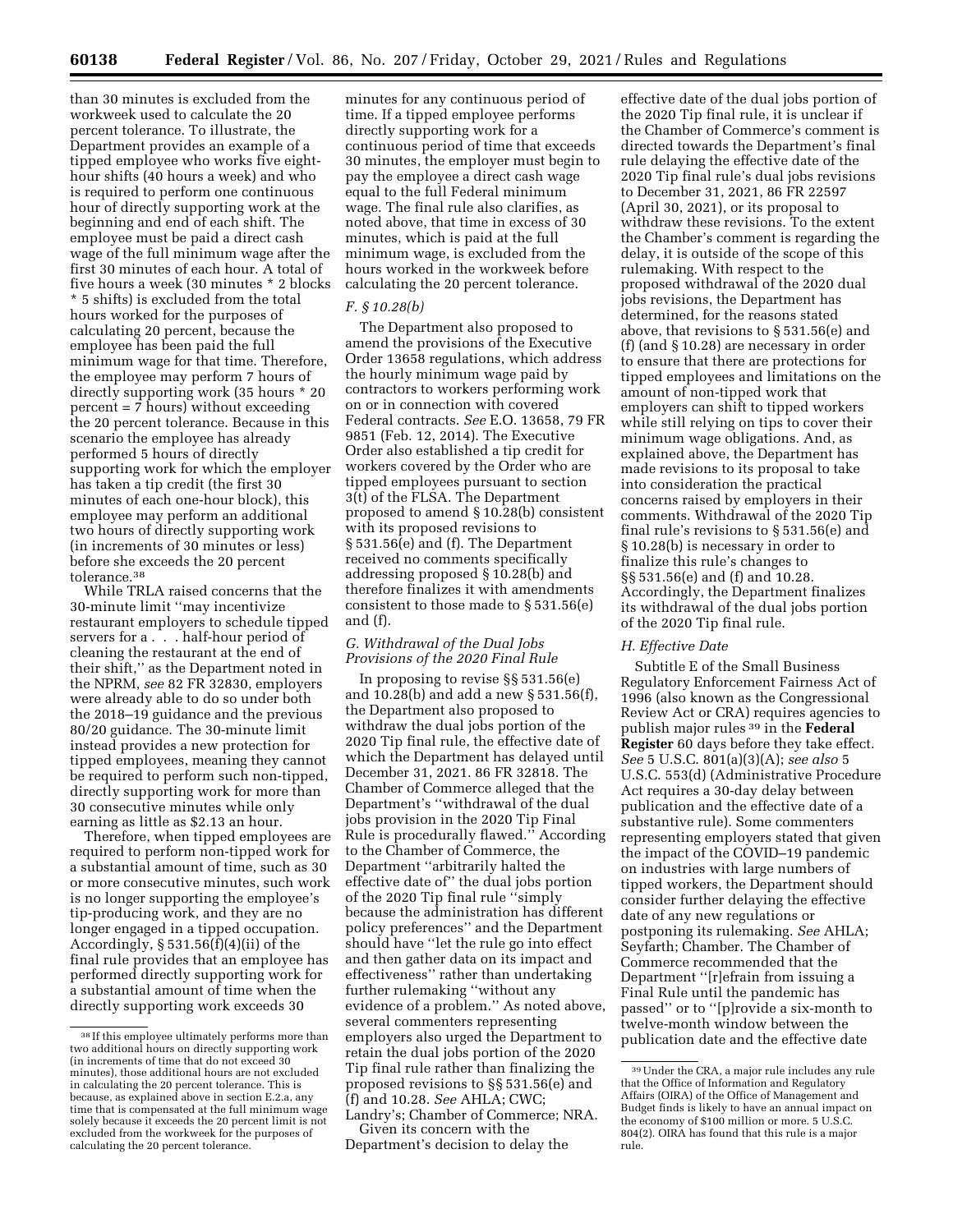than 30 minutes is excluded from the workweek used to calculate the 20 percent tolerance. To illustrate, the Department provides an example of a tipped employee who works five eight-hour shifts (40 hours a week) and who is required to perform one continuous hour of directly supporting work at the beginning and end of each shift. The employee must be paid a direct cash wage of the full minimum wage after the first 30 minutes of each hour. A total of five hours a week (30 minutes * 2 blocks * 5 shifts) is excluded from the total hours worked for the purposes of calculating 20 percent, because the employee has been paid the full minimum wage for that time. Therefore, the employee may perform 7 hours of directly supporting work (35 hours * 20 percent = 7 hours) without exceeding the 20 percent tolerance. Because in this scenario the employee has already performed 5 hours of directly supporting work for which the employer has taken a tip credit (the first 30 minutes of each one-hour block), this employee may perform an additional two hours of directly supporting work (in increments of 30 minutes or less) before she exceeds the 20 percent tolerance.[38]

While TRLA raised concerns that the 30-minute limit ''may incentivize restaurant employers to schedule tipped servers for a . . . half-hour period of cleaning the restaurant at the end of their shift,'' as the Department noted in the NPRM, *see* 82 FR 32830, employers were already able to do so under both the 2018–19 guidance and the previous 80/20 guidance. The 30-minute limit instead provides a new protection for tipped employees, meaning they cannot be required to perform such non-tipped, directly supporting work for more than 30 consecutive minutes while only earning as little as $2.13 an hour.

Therefore, when tipped employees are required to perform non-tipped work for a substantial amount of time, such as 30 or more consecutive minutes, such work is no longer supporting the employee's tip-producing work, and they are no longer engaged in a tipped occupation. Accordingly, § 531.56(f)(4)(ii) of the final rule provides that an employee has performed directly supporting work for a substantial amount of time when the directly supporting work exceeds 30 minutes for any continuous period of time. If a tipped employee performs directly supporting work for a continuous period of time that exceeds 30 minutes, the employer must begin to pay the employee a direct cash wage equal to the full Federal minimum wage. The final rule also clarifies, as noted above, that time in excess of 30 minutes, which is paid at the full minimum wage, is excluded from the hours worked in the workweek before calculating the 20 percent tolerance.

### *F. § 10.28(b)*

The Department also proposed to amend the provisions of the Executive Order 13658 regulations, which address the hourly minimum wage paid by contractors to workers performing work on or in connection with covered Federal contracts. *See* E.O. 13658, 79 FR 9851 (Feb. 12, 2014). The Executive Order also established a tip credit for workers covered by the Order who are tipped employees pursuant to section 3(t) of the FLSA. The Department proposed to amend § 10.28(b) consistent with its proposed revisions to § 531.56(e) and (f). The Department received no comments specifically addressing proposed § 10.28(b) and therefore finalizes it with amendments consistent to those made to § 531.56(e) and (f).

### *G. Withdrawal of the Dual Jobs Provisions of the 2020 Final Rule*

In proposing to revise §§ 531.56(e) and 10.28(b) and add a new § 531.56(f), the Department also proposed to withdraw the dual jobs portion of the 2020 Tip final rule, the effective date of which the Department has delayed until December 31, 2021. 86 FR 32818. The Chamber of Commerce alleged that the Department's ''withdrawal of the dual jobs provision in the 2020 Tip Final Rule is procedurally flawed.'' According to the Chamber of Commerce, the Department ''arbitrarily halted the effective date of'' the dual jobs portion of the 2020 Tip final rule ''simply because the administration has different policy preferences'' and the Department should have ''let the rule go into effect and then gather data on its impact and effectiveness'' rather than undertaking further rulemaking ''without any evidence of a problem.'' As noted above, several commenters representing employers also urged the Department to retain the dual jobs portion of the 2020 Tip final rule rather than finalizing the proposed revisions to §§ 531.56(e) and (f) and 10.28. *See* AHLA; CWC; Landry's; Chamber of Commerce; NRA.

Given its concern with the Department's decision to delay the effective date of the dual jobs portion of the 2020 Tip final rule, it is unclear if the Chamber of Commerce's comment is directed towards the Department's final rule delaying the effective date of the 2020 Tip final rule's dual jobs revisions to December 31, 2021, 86 FR 22597 (April 30, 2021), or its proposal to withdraw these revisions. To the extent the Chamber's comment is regarding the delay, it is outside of the scope of this rulemaking. With respect to the proposed withdrawal of the 2020 dual jobs revisions, the Department has determined, for the reasons stated above, that revisions to § 531.56(e) and (f) (and § 10.28) are necessary in order to ensure that there are protections for tipped employees and limitations on the amount of non-tipped work that employers can shift to tipped workers while still relying on tips to cover their minimum wage obligations. And, as explained above, the Department has made revisions to its proposal to take into consideration the practical concerns raised by employers in their comments. Withdrawal of the 2020 Tip final rule's revisions to § 531.56(e) and § 10.28(b) is necessary in order to finalize this rule's changes to §§ 531.56(e) and (f) and 10.28. Accordingly, the Department finalizes its withdrawal of the dual jobs portion of the 2020 Tip final rule.

### *H. Effective Date*

Subtitle E of the Small Business Regulatory Enforcement Fairness Act of 1996 (also known as the Congressional Review Act or CRA) requires agencies to publish major rules[39] in the **Federal Register** 60 days before they take effect. *See* 5 U.S.C. 801(a)(3)(A); *see also* 5 U.S.C. 553(d) (Administrative Procedure Act requires a 30-day delay between publication and the effective date of a substantive rule). Some commenters representing employers stated that given the impact of the COVID–19 pandemic on industries with large numbers of tipped workers, the Department should consider further delaying the effective date of any new regulations or postponing its rulemaking. *See* AHLA; Seyfarth; Chamber. The Chamber of Commerce recommended that the Department ''[r]efrain from issuing a Final Rule until the pandemic has passed'' or to ''[p]rovide a six-month to twelve-month window between the publication date and the effective date

---

[38] If this employee ultimately performs more than two additional hours on directly supporting work (in increments of time that do not exceed 30 minutes), those additional hours are not excluded in calculating the 20 percent tolerance. This is because, as explained above in section E.2.a, any time that is compensated at the full minimum wage solely because it exceeds the 20 percent limit is not excluded from the workweek for the purposes of calculating the 20 percent tolerance.

[39] Under the CRA, a major rule includes any rule that the Office of Information and Regulatory Affairs (OIRA) of the Office of Management and Budget finds is likely to have an annual impact on the economy of $100 million or more. 5 U.S.C. 804(2). OIRA has found that this rule is a major rule.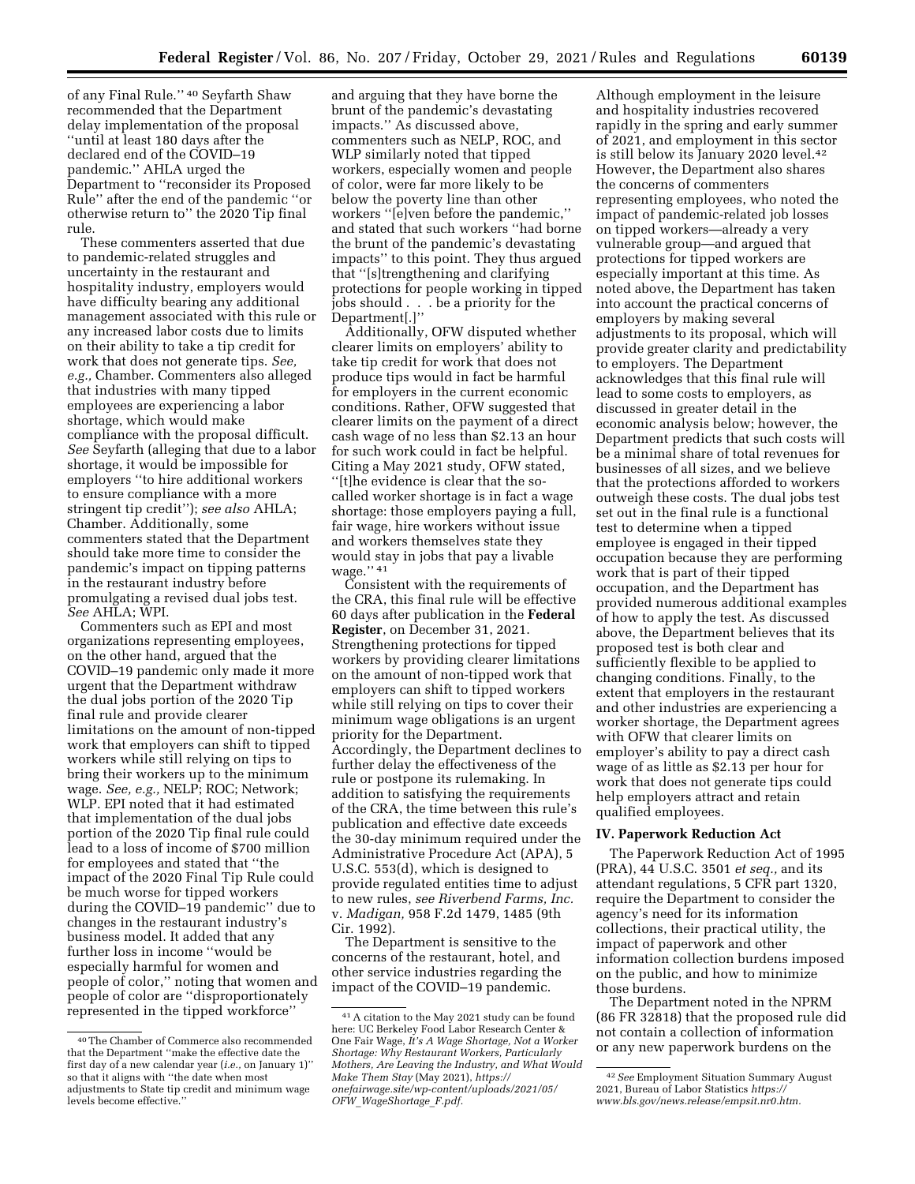of any Final Rule.'' [40] Seyfarth Shaw recommended that the Department delay implementation of the proposal ''until at least 180 days after the declared end of the COVID–19 pandemic.'' AHLA urged the Department to ''reconsider its Proposed Rule'' after the end of the pandemic ''or otherwise return to'' the 2020 Tip final rule.

These commenters asserted that due to pandemic-related struggles and uncertainty in the restaurant and hospitality industry, employers would have difficulty bearing any additional management associated with this rule or any increased labor costs due to limits on their ability to take a tip credit for work that does not generate tips. *See, e.g.,* Chamber. Commenters also alleged that industries with many tipped employees are experiencing a labor shortage, which would make compliance with the proposal difficult. *See* Seyfarth (alleging that due to a labor shortage, it would be impossible for employers ''to hire additional workers to ensure compliance with a more stringent tip credit''); *see also* AHLA; Chamber. Additionally, some commenters stated that the Department should take more time to consider the pandemic's impact on tipping patterns in the restaurant industry before promulgating a revised dual jobs test. *See* AHLA; WPI.

Commenters such as EPI and most organizations representing employees, on the other hand, argued that the COVID–19 pandemic only made it more urgent that the Department withdraw the dual jobs portion of the 2020 Tip final rule and provide clearer limitations on the amount of non-tipped work that employers can shift to tipped workers while still relying on tips to bring their workers up to the minimum wage. *See, e.g.,* NELP; ROC; Network; WLP. EPI noted that it had estimated that implementation of the dual jobs portion of the 2020 Tip final rule could lead to a loss of income of $700 million for employees and stated that ''the impact of the 2020 Final Tip Rule could be much worse for tipped workers during the COVID–19 pandemic'' due to changes in the restaurant industry's business model. It added that any further loss in income ''would be especially harmful for women and people of color,'' noting that women and people of color are ''disproportionately represented in the tipped workforce'' and arguing that they have borne the brunt of the pandemic's devastating impacts.'' As discussed above, commenters such as NELP, ROC, and WLP similarly noted that tipped workers, especially women and people of color, were far more likely to be below the poverty line than other workers ''[e]ven before the pandemic,'' and stated that such workers ''had borne the brunt of the pandemic's devastating impacts'' to this point. They thus argued that ''[s]trengthening and clarifying protections for people working in tipped jobs should . . . be a priority for the Department[.]''

Additionally, OFW disputed whether clearer limits on employers' ability to take tip credit for work that does not produce tips would in fact be harmful for employers in the current economic conditions. Rather, OFW suggested that clearer limits on the payment of a direct cash wage of no less than $2.13 an hour for such work could in fact be helpful. Citing a May 2021 study, OFW stated, ''[t]he evidence is clear that the so-called worker shortage is in fact a wage shortage: those employers paying a full, fair wage, hire workers without issue and workers themselves state they would stay in jobs that pay a livable wage.'' [41]

Consistent with the requirements of the CRA, this final rule will be effective 60 days after publication in the **Federal Register**, on December 31, 2021. Strengthening protections for tipped workers by providing clearer limitations on the amount of non-tipped work that employers can shift to tipped workers while still relying on tips to cover their minimum wage obligations is an urgent priority for the Department. Accordingly, the Department declines to further delay the effectiveness of the rule or postpone its rulemaking. In addition to satisfying the requirements of the CRA, the time between this rule's publication and effective date exceeds the 30-day minimum required under the Administrative Procedure Act (APA), 5 U.S.C. 553(d), which is designed to provide regulated entities time to adjust to new rules, *see Riverbend Farms, Inc.* v. *Madigan,* 958 F.2d 1479, 1485 (9th Cir. 1992).

The Department is sensitive to the concerns of the restaurant, hotel, and other service industries regarding the impact of the COVID–19 pandemic. Although employment in the leisure and hospitality industries recovered rapidly in the spring and early summer of 2021, and employment in this sector is still below its January 2020 level.[42] However, the Department also shares the concerns of commenters representing employees, who noted the impact of pandemic-related job losses on tipped workers—already a very vulnerable group—and argued that protections for tipped workers are especially important at this time. As noted above, the Department has taken into account the practical concerns of employers by making several adjustments to its proposal, which will provide greater clarity and predictability to employers. The Department acknowledges that this final rule will lead to some costs to employers, as discussed in greater detail in the economic analysis below; however, the Department predicts that such costs will be a minimal share of total revenues for businesses of all sizes, and we believe that the protections afforded to workers outweigh these costs. The dual jobs test set out in the final rule is a functional test to determine when a tipped employee is engaged in their tipped occupation because they are performing work that is part of their tipped occupation, and the Department has provided numerous additional examples of how to apply the test. As discussed above, the Department believes that its proposed test is both clear and sufficiently flexible to be applied to changing conditions. Finally, to the extent that employers in the restaurant and other industries are experiencing a worker shortage, the Department agrees with OFW that clearer limits on employer's ability to pay a direct cash wage of as little as $2.13 per hour for work that does not generate tips could help employers attract and retain qualified employees.

## IV. Paperwork Reduction Act

The Paperwork Reduction Act of 1995 (PRA), 44 U.S.C. 3501 *et seq.,* and its attendant regulations, 5 CFR part 1320, require the Department to consider the agency's need for its information collections, their practical utility, the impact of paperwork and other information collection burdens imposed on the public, and how to minimize those burdens.

The Department noted in the NPRM (86 FR 32818) that the proposed rule did not contain a collection of information or any new paperwork burdens on the

[40] The Chamber of Commerce also recommended that the Department ''make the effective date the first day of a new calendar year (*i.e.,* on January 1)'' so that it aligns with ''the date when most adjustments to State tip credit and minimum wage levels become effective.''

[41] A citation to the May 2021 study can be found here: UC Berkeley Food Labor Research Center & One Fair Wage, *It's A Wage Shortage, Not a Worker Shortage: Why Restaurant Workers, Particularly Mothers, Are Leaving the Industry, and What Would Make Them Stay* (May 2021), *https://onefairwage.site/wp-content/uploads/2021/05/OFW_WageShortage_F.pdf.*

[42] *See* Employment Situation Summary August 2021, Bureau of Labor Statistics *https://www.bls.gov/news.release/empsit.nr0.htm.*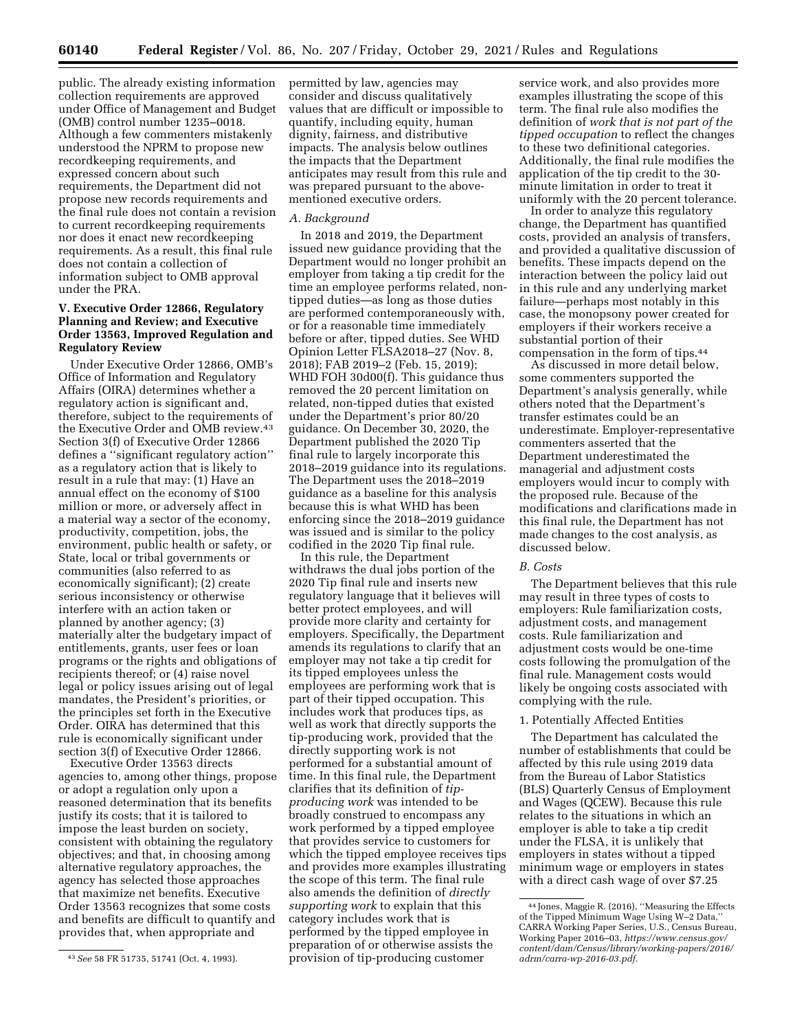public. The already existing information collection requirements are approved under Office of Management and Budget (OMB) control number 1235–0018. Although a few commenters mistakenly understood the NPRM to propose new recordkeeping requirements, and expressed concern about such requirements, the Department did not propose new records requirements and the final rule does not contain a revision to current recordkeeping requirements nor does it enact new recordkeeping requirements. As a result, this final rule does not contain a collection of information subject to OMB approval under the PRA.

## V. Executive Order 12866, Regulatory Planning and Review; and Executive Order 13563, Improved Regulation and Regulatory Review

Under Executive Order 12866, OMB's Office of Information and Regulatory Affairs (OIRA) determines whether a regulatory action is significant and, therefore, subject to the requirements of the Executive Order and OMB review.[43] Section 3(f) of Executive Order 12866 defines a ''significant regulatory action'' as a regulatory action that is likely to result in a rule that may: (1) Have an annual effect on the economy of $100 million or more, or adversely affect in a material way a sector of the economy, productivity, competition, jobs, the environment, public health or safety, or State, local or tribal governments or communities (also referred to as economically significant); (2) create serious inconsistency or otherwise interfere with an action taken or planned by another agency; (3) materially alter the budgetary impact of entitlements, grants, user fees or loan programs or the rights and obligations of recipients thereof; or (4) raise novel legal or policy issues arising out of legal mandates, the President's priorities, or the principles set forth in the Executive Order. OIRA has determined that this rule is economically significant under section 3(f) of Executive Order 12866.

Executive Order 13563 directs agencies to, among other things, propose or adopt a regulation only upon a reasoned determination that its benefits justify its costs; that it is tailored to impose the least burden on society, consistent with obtaining the regulatory objectives; and that, in choosing among alternative regulatory approaches, the agency has selected those approaches that maximize net benefits. Executive Order 13563 recognizes that some costs and benefits are difficult to quantify and provides that, when appropriate and permitted by law, agencies may consider and discuss qualitatively values that are difficult or impossible to quantify, including equity, human dignity, fairness, and distributive impacts. The analysis below outlines the impacts that the Department anticipates may result from this rule and was prepared pursuant to the above-mentioned executive orders.

### A. Background

In 2018 and 2019, the Department issued new guidance providing that the Department would no longer prohibit an employer from taking a tip credit for the time an employee performs related, non-tipped duties—as long as those duties are performed contemporaneously with, or for a reasonable time immediately before or after, tipped duties. See WHD Opinion Letter FLSA2018–27 (Nov. 8, 2018); FAB 2019–2 (Feb. 15, 2019); WHD FOH 30d00(f). This guidance thus removed the 20 percent limitation on related, non-tipped duties that existed under the Department's prior 80/20 guidance. On December 30, 2020, the Department published the 2020 Tip final rule to largely incorporate this 2018–2019 guidance into its regulations. The Department uses the 2018–2019 guidance as a baseline for this analysis because this is what WHD has been enforcing since the 2018–2019 guidance was issued and is similar to the policy codified in the 2020 Tip final rule.

In this rule, the Department withdraws the dual jobs portion of the 2020 Tip final rule and inserts new regulatory language that it believes will better protect employees, and will provide more clarity and certainty for employers. Specifically, the Department amends its regulations to clarify that an employer may not take a tip credit for its tipped employees unless the employees are performing work that is part of their tipped occupation. This includes work that produces tips, as well as work that directly supports the tip-producing work, provided that the directly supporting work is not performed for a substantial amount of time. In this final rule, the Department clarifies that its definition of *tip-producing work* was intended to be broadly construed to encompass any work performed by a tipped employee that provides service to customers for which the tipped employee receives tips and provides more examples illustrating the scope of this term. The final rule also amends the definition of *directly supporting work* to explain that this category includes work that is performed by the tipped employee in preparation of or otherwise assists the provision of tip-producing customer service work, and also provides more examples illustrating the scope of this term. The final rule also modifies the definition of *work that is not part of the tipped occupation* to reflect the changes to these two definitional categories. Additionally, the final rule modifies the application of the tip credit to the 30-minute limitation in order to treat it uniformly with the 20 percent tolerance.

In order to analyze this regulatory change, the Department has quantified costs, provided an analysis of transfers, and provided a qualitative discussion of benefits. These impacts depend on the interaction between the policy laid out in this rule and any underlying market failure—perhaps most notably in this case, the monopsony power created for employers if their workers receive a substantial portion of their compensation in the form of tips.[44]

As discussed in more detail below, some commenters supported the Department's analysis generally, while others noted that the Department's transfer estimates could be an underestimate. Employer-representative commenters asserted that the Department underestimated the managerial and adjustment costs employers would incur to comply with the proposed rule. Because of the modifications and clarifications made in this final rule, the Department has not made changes to the cost analysis, as discussed below.

### B. Costs

The Department believes that this rule may result in three types of costs to employers: Rule familiarization costs, adjustment costs, and management costs. Rule familiarization and adjustment costs would be one-time costs following the promulgation of the final rule. Management costs would likely be ongoing costs associated with complying with the rule.

#### 1. Potentially Affected Entities

The Department has calculated the number of establishments that could be affected by this rule using 2019 data from the Bureau of Labor Statistics (BLS) Quarterly Census of Employment and Wages (QCEW). Because this rule relates to the situations in which an employer is able to take a tip credit under the FLSA, it is unlikely that employers in states without a tipped minimum wage or employers in states with a direct cash wage of over $7.25

---

[43] *See* 58 FR 51735, 51741 (Oct. 4, 1993).

[44] Jones, Maggie R. (2016), ''Measuring the Effects of the Tipped Minimum Wage Using W–2 Data,'' CARRA Working Paper Series, U.S., Census Bureau, Working Paper 2016–03, *https://www.census.gov/content/dam/Census/library/working-papers/2016/adrm/carra-wp-2016-03.pdf*.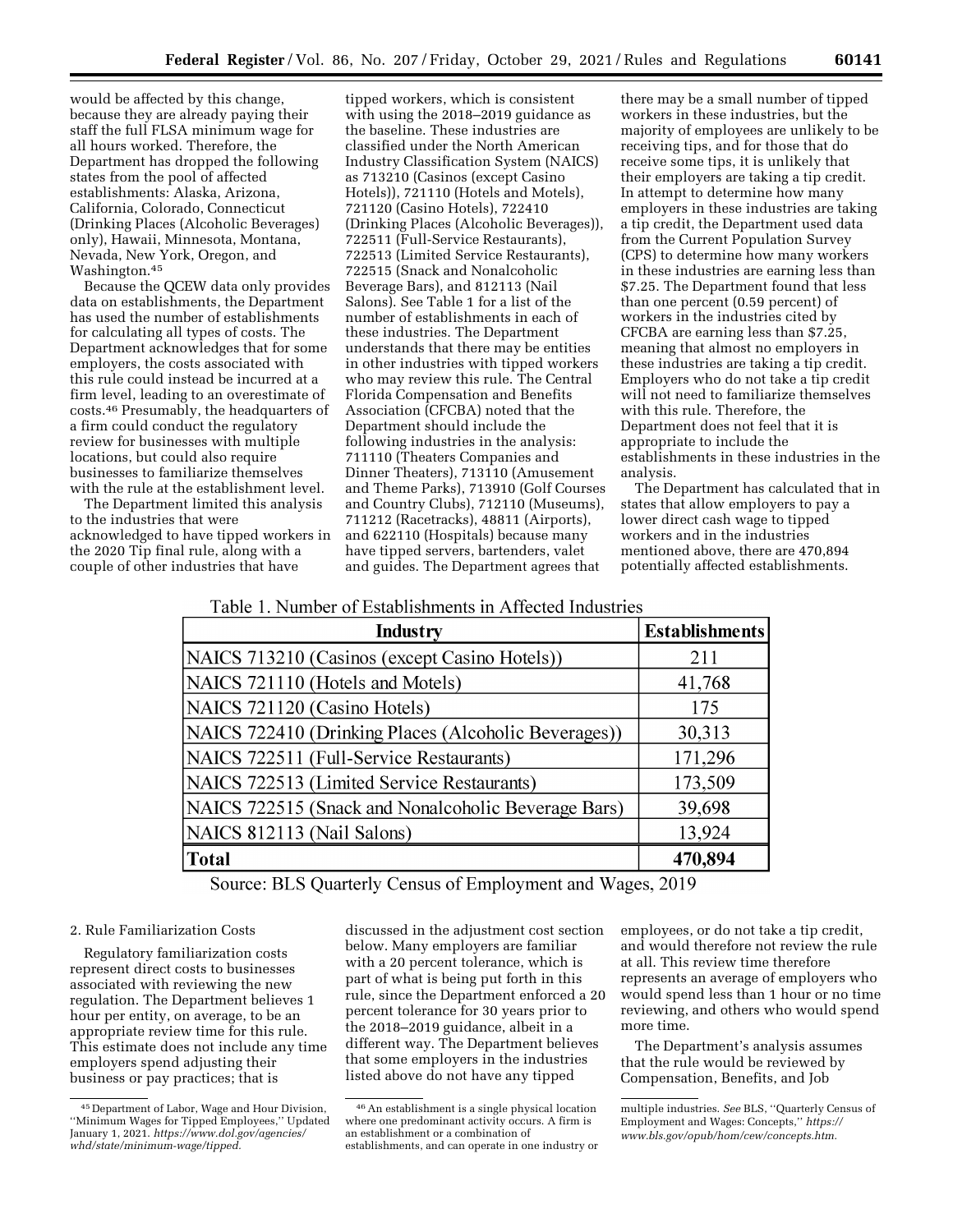would be affected by this change, because they are already paying their staff the full FLSA minimum wage for all hours worked. Therefore, the Department has dropped the following states from the pool of affected establishments: Alaska, Arizona, California, Colorado, Connecticut (Drinking Places (Alcoholic Beverages) only), Hawaii, Minnesota, Montana, Nevada, New York, Oregon, and Washington.[45]

Because the QCEW data only provides data on establishments, the Department has used the number of establishments for calculating all types of costs. The Department acknowledges that for some employers, the costs associated with this rule could instead be incurred at a firm level, leading to an overestimate of costs.[46] Presumably, the headquarters of a firm could conduct the regulatory review for businesses with multiple locations, but could also require businesses to familiarize themselves with the rule at the establishment level.

The Department limited this analysis to the industries that were acknowledged to have tipped workers in the 2020 Tip final rule, along with a couple of other industries that have tipped workers, which is consistent with using the 2018–2019 guidance as the baseline. These industries are classified under the North American Industry Classification System (NAICS) as 713210 (Casinos (except Casino Hotels)), 721110 (Hotels and Motels), 721120 (Casino Hotels), 722410 (Drinking Places (Alcoholic Beverages)), 722511 (Full-Service Restaurants), 722513 (Limited Service Restaurants), 722515 (Snack and Nonalcoholic Beverage Bars), and 812113 (Nail Salons). See Table 1 for a list of the number of establishments in each of these industries. The Department understands that there may be entities in other industries with tipped workers who may review this rule. The Central Florida Compensation and Benefits Association (CFCBA) noted that the Department should include the following industries in the analysis: 711110 (Theaters Companies and Dinner Theaters), 713110 (Amusement and Theme Parks), 713910 (Golf Courses and Country Clubs), 712110 (Museums), 711212 (Racetracks), 48811 (Airports), and 622110 (Hospitals) because many have tipped servers, bartenders, valet and guides. The Department agrees that there may be a small number of tipped workers in these industries, but the majority of employees are unlikely to be receiving tips, and for those that do receive some tips, it is unlikely that their employers are taking a tip credit. In attempt to determine how many employers in these industries are taking a tip credit, the Department used data from the Current Population Survey (CPS) to determine how many workers in these industries are earning less than \$7.25. The Department found that less than one percent (0.59 percent) of workers in the industries cited by CFCBA are earning less than \$7.25, meaning that almost no employers in these industries are taking a tip credit. Employers who do not take a tip credit will not need to familiarize themselves with this rule. Therefore, the Department does not feel that it is appropriate to include the establishments in these industries in the analysis.

The Department has calculated that in states that allow employers to pay a lower direct cash wage to tipped workers and in the industries mentioned above, there are 470,894 potentially affected establishments.

Table 1. Number of Establishments in Affected Industries

| Industry | Establishments |
|---|---|
| NAICS 713210 (Casinos (except Casino Hotels)) | 211 |
| NAICS 721110 (Hotels and Motels) | 41,768 |
| NAICS 721120 (Casino Hotels) | 175 |
| NAICS 722410 (Drinking Places (Alcoholic Beverages)) | 30,313 |
| NAICS 722511 (Full-Service Restaurants) | 171,296 |
| NAICS 722513 (Limited Service Restaurants) | 173,509 |
| NAICS 722515 (Snack and Nonalcoholic Beverage Bars) | 39,698 |
| NAICS 812113 (Nail Salons) | 13,924 |
| **Total** | **470,894** |

Source: BLS Quarterly Census of Employment and Wages, 2019

2. Rule Familiarization Costs

Regulatory familiarization costs represent direct costs to businesses associated with reviewing the new regulation. The Department believes 1 hour per entity, on average, to be an appropriate review time for this rule. This estimate does not include any time employers spend adjusting their business or pay practices; that is discussed in the adjustment cost section below. Many employers are familiar with a 20 percent tolerance, which is part of what is being put forth in this rule, since the Department enforced a 20 percent tolerance for 30 years prior to the 2018–2019 guidance, albeit in a different way. The Department believes that some employers in the industries listed above do not have any tipped employees, or do not take a tip credit, and would therefore not review the rule at all. This review time therefore represents an average of employers who would spend less than 1 hour or no time reviewing, and others who would spend more time.

The Department's analysis assumes that the rule would be reviewed by Compensation, Benefits, and Job

[45] Department of Labor, Wage and Hour Division, ''Minimum Wages for Tipped Employees,'' Updated January 1, 2021. *https://www.dol.gov/agencies/whd/state/minimum-wage/tipped.*

[46] An establishment is a single physical location where one predominant activity occurs. A firm is an establishment or a combination of establishments, and can operate in one industry or multiple industries. *See* BLS, ''Quarterly Census of Employment and Wages: Concepts,'' *https://www.bls.gov/opub/hom/cew/concepts.htm.*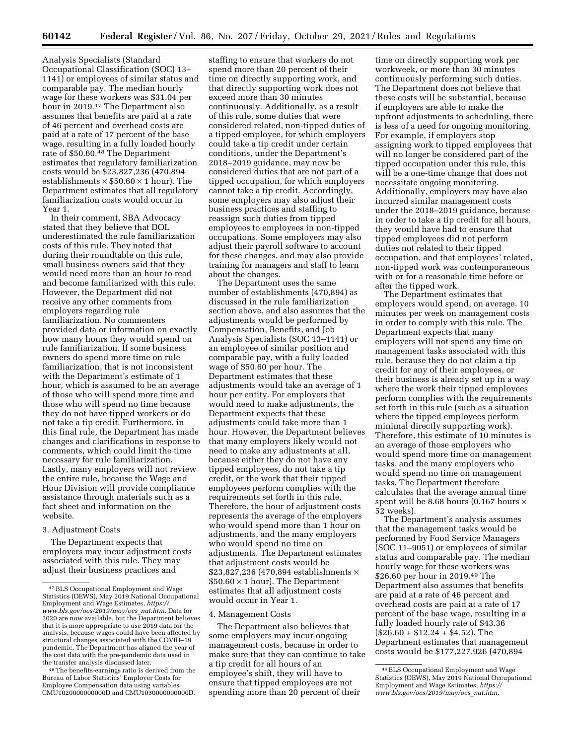Analysis Specialists (Standard Occupational Classification (SOC) 13–1141) or employees of similar status and comparable pay. The median hourly wage for these workers was $31.04 per hour in 2019.[47] The Department also assumes that benefits are paid at a rate of 46 percent and overhead costs are paid at a rate of 17 percent of the base wage, resulting in a fully loaded hourly rate of $50.60.[48] The Department estimates that regulatory familiarization costs would be $23,827,236 (470,894 establishments × $50.60 × 1 hour). The Department estimates that all regulatory familiarization costs would occur in Year 1.

In their comment, SBA Advocacy stated that they believe that DOL underestimated the rule familiarization costs of this rule. They noted that during their roundtable on this rule, small business owners said that they would need more than an hour to read and become familiarized with this rule. However, the Department did not receive any other comments from employers regarding rule familiarization. No commenters provided data or information on exactly how many hours they would spend on rule familiarization. If some business owners do spend more time on rule familiarization, that is not inconsistent with the Department's estimate of 1 hour, which is assumed to be an average of those who will spend more time and those who will spend no time because they do not have tipped workers or do not take a tip credit. Furthermore, in this final rule, the Department has made changes and clarifications in response to comments, which could limit the time necessary for rule familiarization. Lastly, many employers will not review the entire rule, because the Wage and Hour Division will provide compliance assistance through materials such as a fact sheet and information on the website.

3. Adjustment Costs

The Department expects that employers may incur adjustment costs associated with this rule. They may adjust their business practices and staffing to ensure that workers do not spend more than 20 percent of their time on directly supporting work, and that directly supporting work does not exceed more than 30 minutes continuously. Additionally, as a result of this rule, some duties that were considered related, non-tipped duties of a tipped employee, for which employers could take a tip credit under certain conditions, under the Department's 2018–2019 guidance, may now be considered duties that are not part of a tipped occupation, for which employers cannot take a tip credit. Accordingly, some employers may also adjust their business practices and staffing to reassign such duties from tipped employees to employees in non-tipped occupations. Some employers may also adjust their payroll software to account for these changes, and may also provide training for managers and staff to learn about the changes.

The Department uses the same number of establishments (470,894) as discussed in the rule familiarization section above, and also assumes that the adjustments would be performed by Compensation, Benefits, and Job Analysis Specialists (SOC 13–1141) or an employee of similar position and comparable pay, with a fully loaded wage of $50.60 per hour. The Department estimates that these adjustments would take an average of 1 hour per entity. For employers that would need to make adjustments, the Department expects that these adjustments could take more than 1 hour. However, the Department believes that many employers likely would not need to make any adjustments at all, because either they do not have any tipped employees, do not take a tip credit, or the work that their tipped employees perform complies with the requirements set forth in this rule. Therefore, the hour of adjustment costs represents the average of the employers who would spend more than 1 hour on adjustments, and the many employers who would spend no time on adjustments. The Department estimates that adjustment costs would be $23,827,236 (470,894 establishments × $50.60 × 1 hour). The Department estimates that all adjustment costs would occur in Year 1.

4. Management Costs

The Department also believes that some employers may incur ongoing management costs, because in order to make sure that they can continue to take a tip credit for all hours of an employee's shift, they will have to ensure that tipped employees are not spending more than 20 percent of their time on directly supporting work per workweek, or more than 30 minutes continuously performing such duties. The Department does not believe that these costs will be substantial, because if employers are able to make the upfront adjustments to scheduling, there is less of a need for ongoing monitoring. For example, if employers stop assigning work to tipped employees that will no longer be considered part of the tipped occupation under this rule, this will be a one-time change that does not necessitate ongoing monitoring. Additionally, employers may have also incurred similar management costs under the 2018–2019 guidance, because in order to take a tip credit for all hours, they would have had to ensure that tipped employees did not perform duties not related to their tipped occupation, and that employees' related, non-tipped work was contemporaneous with or for a reasonable time before or after the tipped work.

The Department estimates that employers would spend, on average, 10 minutes per week on management costs in order to comply with this rule. The Department expects that many employers will not spend any time on management tasks associated with this rule, because they do not claim a tip credit for any of their employees, or their business is already set up in a way where the work their tipped employees perform complies with the requirements set forth in this rule (such as a situation where the tipped employees perform minimal directly supporting work). Therefore, this estimate of 10 minutes is an average of those employers who would spend more time on management tasks, and the many employers who would spend no time on management tasks. The Department therefore calculates that the average annual time spent will be 8.68 hours (0.167 hours × 52 weeks).

The Department's analysis assumes that the management tasks would be performed by Food Service Managers (SOC 11–9051) or employees of similar status and comparable pay. The median hourly wage for these workers was $26.60 per hour in 2019.[49] The Department also assumes that benefits are paid at a rate of 46 percent and overhead costs are paid at a rate of 17 percent of the base wage, resulting in a fully loaded hourly rate of $43.36 ($26.60 + $12.24 + $4.52). The Department estimates that management costs would be $177,227,926 (470,894

---

[47] BLS Occupational Employment and Wage Statistics (OEWS), May 2019 National Occupational Employment and Wage Estimates, *https://www.bls.gov/oes/2019/may/oes_nat.htm*. Data for 2020 are now available, but the Department believes that it is more appropriate to use 2019 data for the analysis, because wages could have been affected by structural changes associated with the COVID–19 pandemic. The Department has aligned the year of the cost data with the pre-pandemic data used in the transfer analysis discussed later.

[48] The benefits-earnings ratio is derived from the Bureau of Labor Statistics' Employer Costs for Employee Compensation data using variables CMU1020000000000D and CMU1030000000000D.

[49] BLS Occupational Employment and Wage Statistics (OEWS), May 2019 National Occupational Employment and Wage Estimates, *https://www.bls.gov/oes/2019/may/oes_nat.htm*.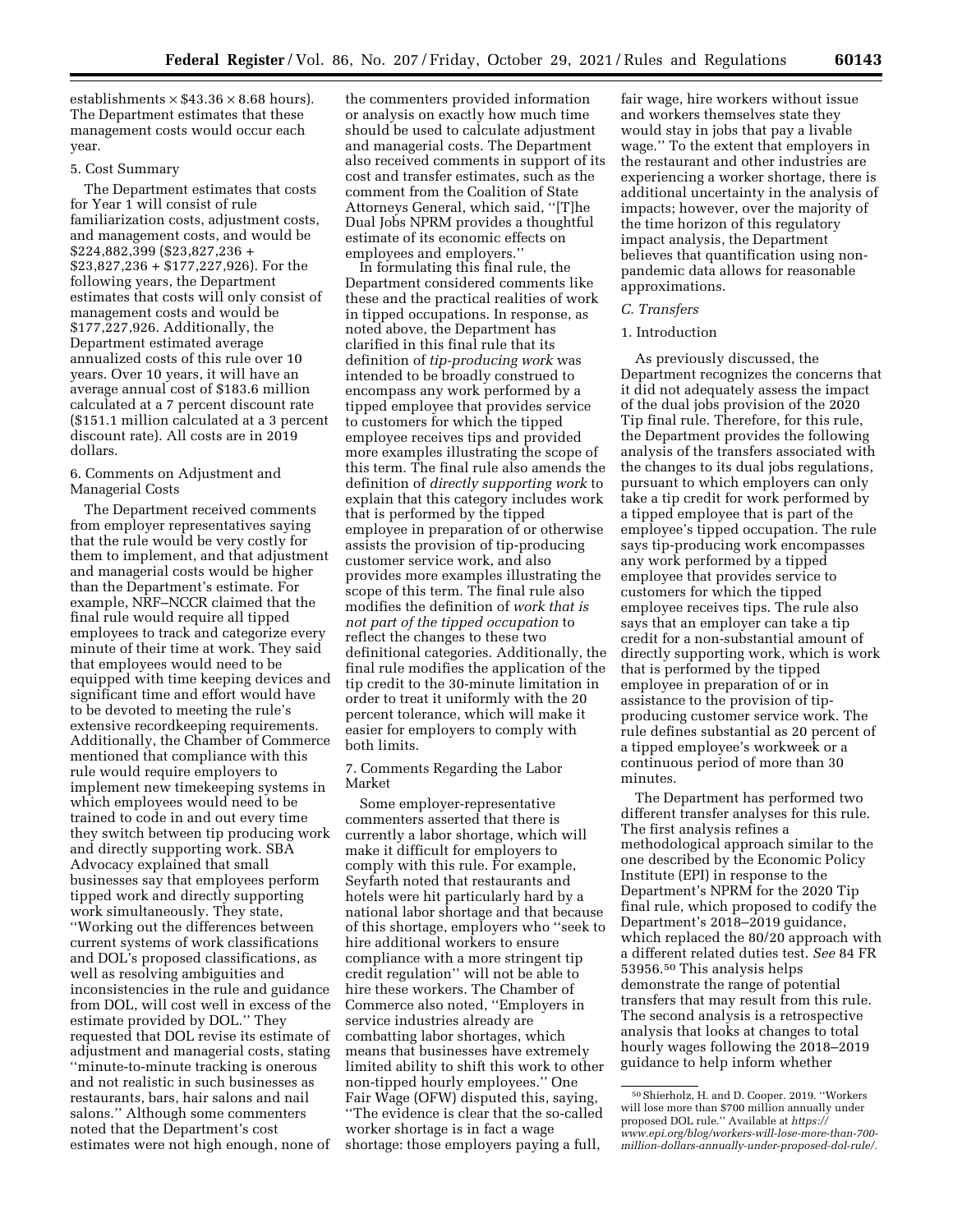establishments × $43.36 × 8.68 hours). The Department estimates that these management costs would occur each year.

### 5. Cost Summary

The Department estimates that costs for Year 1 will consist of rule familiarization costs, adjustment costs, and management costs, and would be $224,882,399 ($23,827,236 + $23,827,236 + $177,227,926). For the following years, the Department estimates that costs will only consist of management costs and would be $177,227,926. Additionally, the Department estimated average annualized costs of this rule over 10 years. Over 10 years, it will have an average annual cost of $183.6 million calculated at a 7 percent discount rate ($151.1 million calculated at a 3 percent discount rate). All costs are in 2019 dollars.

### 6. Comments on Adjustment and Managerial Costs

The Department received comments from employer representatives saying that the rule would be very costly for them to implement, and that adjustment and managerial costs would be higher than the Department's estimate. For example, NRF–NCCR claimed that the final rule would require all tipped employees to track and categorize every minute of their time at work. They said that employees would need to be equipped with time keeping devices and significant time and effort would have to be devoted to meeting the rule's extensive recordkeeping requirements. Additionally, the Chamber of Commerce mentioned that compliance with this rule would require employers to implement new timekeeping systems in which employees would need to be trained to code in and out every time they switch between tip producing work and directly supporting work. SBA Advocacy explained that small businesses say that employees perform tipped work and directly supporting work simultaneously. They state, ''Working out the differences between current systems of work classifications and DOL's proposed classifications, as well as resolving ambiguities and inconsistencies in the rule and guidance from DOL, will cost well in excess of the estimate provided by DOL.'' They requested that DOL revise its estimate of adjustment and managerial costs, stating ''minute-to-minute tracking is onerous and not realistic in such businesses as restaurants, bars, hair salons and nail salons.'' Although some commenters noted that the Department's cost estimates were not high enough, none of the commenters provided information or analysis on exactly how much time should be used to calculate adjustment and managerial costs. The Department also received comments in support of its cost and transfer estimates, such as the comment from the Coalition of State Attorneys General, which said, ''[T]he Dual Jobs NPRM provides a thoughtful estimate of its economic effects on employees and employers.''

In formulating this final rule, the Department considered comments like these and the practical realities of work in tipped occupations. In response, as noted above, the Department has clarified in this final rule that its definition of *tip-producing work* was intended to be broadly construed to encompass any work performed by a tipped employee that provides service to customers for which the tipped employee receives tips and provided more examples illustrating the scope of this term. The final rule also amends the definition of *directly supporting work* to explain that this category includes work that is performed by the tipped employee in preparation of or otherwise assists the provision of tip-producing customer service work, and also provides more examples illustrating the scope of this term. The final rule also modifies the definition of *work that is not part of the tipped occupation* to reflect the changes to these two definitional categories. Additionally, the final rule modifies the application of the tip credit to the 30-minute limitation in order to treat it uniformly with the 20 percent tolerance, which will make it easier for employers to comply with both limits.

### 7. Comments Regarding the Labor Market

Some employer-representative commenters asserted that there is currently a labor shortage, which will make it difficult for employers to comply with this rule. For example, Seyfarth noted that restaurants and hotels were hit particularly hard by a national labor shortage and that because of this shortage, employers who ''seek to hire additional workers to ensure compliance with a more stringent tip credit regulation'' will not be able to hire these workers. The Chamber of Commerce also noted, ''Employers in service industries already are combatting labor shortages, which means that businesses have extremely limited ability to shift this work to other non-tipped hourly employees.'' One Fair Wage (OFW) disputed this, saying, ''The evidence is clear that the so-called worker shortage is in fact a wage shortage: those employers paying a full, fair wage, hire workers without issue and workers themselves state they would stay in jobs that pay a livable wage.'' To the extent that employers in the restaurant and other industries are experiencing a worker shortage, there is additional uncertainty in the analysis of impacts; however, over the majority of the time horizon of this regulatory impact analysis, the Department believes that quantification using non-pandemic data allows for reasonable approximations.

## *C. Transfers*

### 1. Introduction

As previously discussed, the Department recognizes the concerns that it did not adequately assess the impact of the dual jobs provision of the 2020 Tip final rule. Therefore, for this rule, the Department provides the following analysis of the transfers associated with the changes to its dual jobs regulations, pursuant to which employers can only take a tip credit for work performed by a tipped employee that is part of the employee's tipped occupation. The rule says tip-producing work encompasses any work performed by a tipped employee that provides service to customers for which the tipped employee receives tips. The rule also says that an employer can take a tip credit for a non-substantial amount of directly supporting work, which is work that is performed by the tipped employee in preparation of or in assistance to the provision of tip-producing customer service work. The rule defines substantial as 20 percent of a tipped employee's workweek or a continuous period of more than 30 minutes.

The Department has performed two different transfer analyses for this rule. The first analysis refines a methodological approach similar to the one described by the Economic Policy Institute (EPI) in response to the Department's NPRM for the 2020 Tip final rule, which proposed to codify the Department's 2018–2019 guidance, which replaced the 80/20 approach with a different related duties test. *See* 84 FR 53956.[50] This analysis helps demonstrate the range of potential transfers that may result from this rule. The second analysis is a retrospective analysis that looks at changes to total hourly wages following the 2018–2019 guidance to help inform whether

[50] Shierholz, H. and D. Cooper. 2019. ''Workers will lose more than $700 million annually under proposed DOL rule.'' Available at *https://www.epi.org/blog/workers-will-lose-more-than-700-million-dollars-annually-under-proposed-dol-rule/*.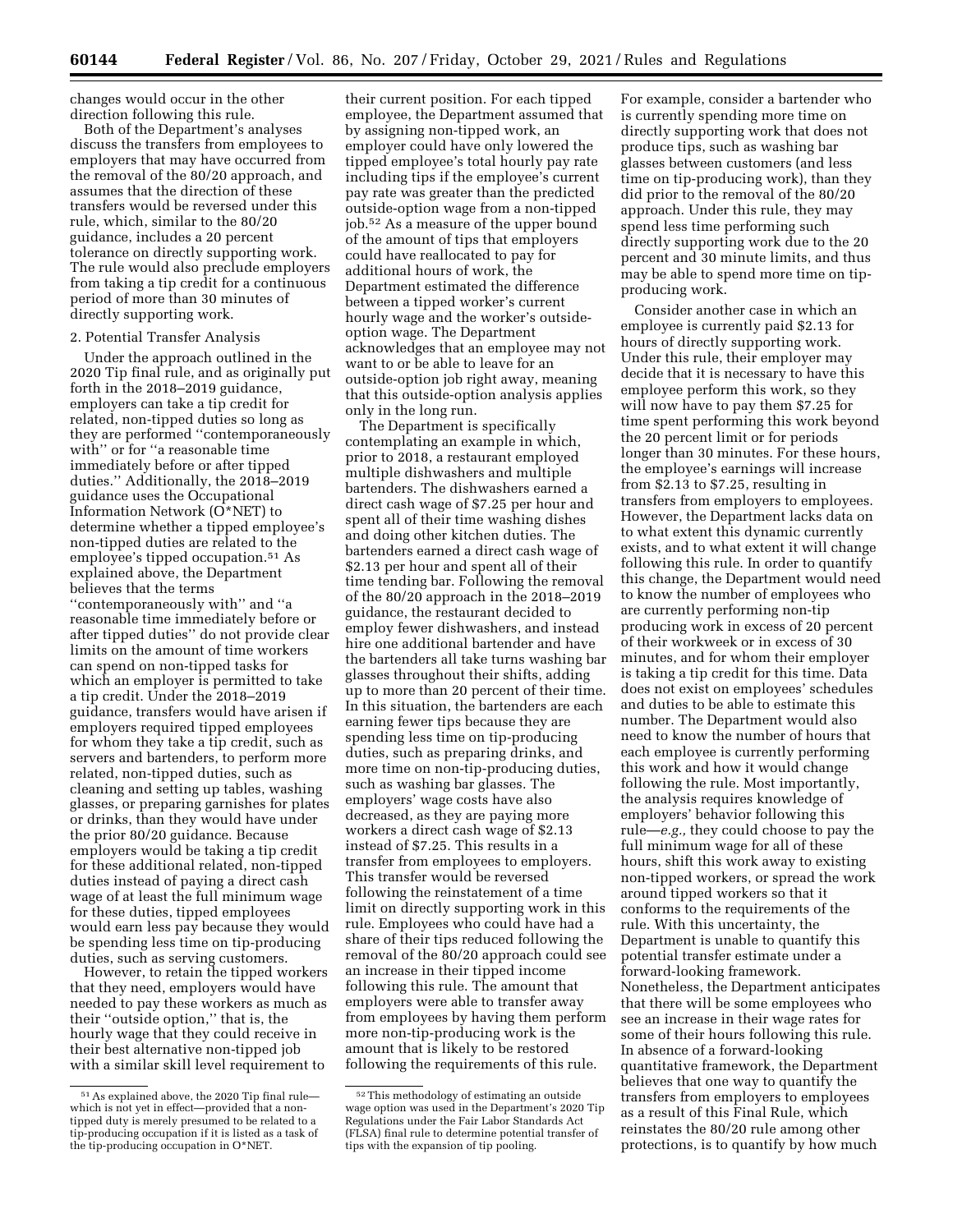changes would occur in the other direction following this rule.

Both of the Department's analyses discuss the transfers from employees to employers that may have occurred from the removal of the 80/20 approach, and assumes that the direction of these transfers would be reversed under this rule, which, similar to the 80/20 guidance, includes a 20 percent tolerance on directly supporting work. The rule would also preclude employers from taking a tip credit for a continuous period of more than 30 minutes of directly supporting work.

2. Potential Transfer Analysis

Under the approach outlined in the 2020 Tip final rule, and as originally put forth in the 2018–2019 guidance, employers can take a tip credit for related, non-tipped duties so long as they are performed ''contemporaneously with'' or for ''a reasonable time immediately before or after tipped duties.'' Additionally, the 2018–2019 guidance uses the Occupational Information Network (O*NET) to determine whether a tipped employee's non-tipped duties are related to the employee's tipped occupation.[51] As explained above, the Department believes that the terms ''contemporaneously with'' and ''a reasonable time immediately before or after tipped duties'' do not provide clear limits on the amount of time workers can spend on non-tipped tasks for which an employer is permitted to take a tip credit. Under the 2018–2019 guidance, transfers would have arisen if employers required tipped employees for whom they take a tip credit, such as servers and bartenders, to perform more related, non-tipped duties, such as cleaning and setting up tables, washing glasses, or preparing garnishes for plates or drinks, than they would have under the prior 80/20 guidance. Because employers would be taking a tip credit for these additional related, non-tipped duties instead of paying a direct cash wage of at least the full minimum wage for these duties, tipped employees would earn less pay because they would be spending less time on tip-producing duties, such as serving customers.

However, to retain the tipped workers that they need, employers would have needed to pay these workers as much as their ''outside option,'' that is, the hourly wage that they could receive in their best alternative non-tipped job with a similar skill level requirement to their current position. For each tipped employee, the Department assumed that by assigning non-tipped work, an employer could have only lowered the tipped employee's total hourly pay rate including tips if the employee's current pay rate was greater than the predicted outside-option wage from a non-tipped job.[52] As a measure of the upper bound of the amount of tips that employers could have reallocated to pay for additional hours of work, the Department estimated the difference between a tipped worker's current hourly wage and the worker's outside-option wage. The Department acknowledges that an employee may not want to or be able to leave for an outside-option job right away, meaning that this outside-option analysis applies only in the long run.

The Department is specifically contemplating an example in which, prior to 2018, a restaurant employed multiple dishwashers and multiple bartenders. The dishwashers earned a direct cash wage of $7.25 per hour and spent all of their time washing dishes and doing other kitchen duties. The bartenders earned a direct cash wage of $2.13 per hour and spent all of their time tending bar. Following the removal of the 80/20 approach in the 2018–2019 guidance, the restaurant decided to employ fewer dishwashers, and instead hire one additional bartender and have the bartenders all take turns washing bar glasses throughout their shifts, adding up to more than 20 percent of their time. In this situation, the bartenders are each earning fewer tips because they are spending less time on tip-producing duties, such as preparing drinks, and more time on non-tip-producing duties, such as washing bar glasses. The employers' wage costs have also decreased, as they are paying more workers a direct cash wage of $2.13 instead of $7.25. This results in a transfer from employees to employers. This transfer would be reversed following the reinstatement of a time limit on directly supporting work in this rule. Employees who could have had a share of their tips reduced following the removal of the 80/20 approach could see an increase in their tipped income following this rule. The amount that employers were able to transfer away from employees by having them perform more non-tip-producing work is the amount that is likely to be restored following the requirements of this rule.

For example, consider a bartender who is currently spending more time on directly supporting work that does not produce tips, such as washing bar glasses between customers (and less time on tip-producing work), than they did prior to the removal of the 80/20 approach. Under this rule, they may spend less time performing such directly supporting work due to the 20 percent and 30 minute limits, and thus may be able to spend more time on tip-producing work.

Consider another case in which an employee is currently paid $2.13 for hours of directly supporting work. Under this rule, their employer may decide that it is necessary to have this employee perform this work, so they will now have to pay them $7.25 for time spent performing this work beyond the 20 percent limit or for periods longer than 30 minutes. For these hours, the employee's earnings will increase from $2.13 to $7.25, resulting in transfers from employers to employees. However, the Department lacks data on to what extent this dynamic currently exists, and to what extent it will change following this rule. In order to quantify this change, the Department would need to know the number of employees who are currently performing non-tip producing work in excess of 20 percent of their workweek or in excess of 30 minutes, and for whom their employer is taking a tip credit for this time. Data does not exist on employees' schedules and duties to be able to estimate this number. The Department would also need to know the number of hours that each employee is currently performing this work and how it would change following the rule. Most importantly, the analysis requires knowledge of employers' behavior following this rule—*e.g.,* they could choose to pay the full minimum wage for all of these hours, shift this work away to existing non-tipped workers, or spread the work around tipped workers so that it conforms to the requirements of the rule. With this uncertainty, the Department is unable to quantify this potential transfer estimate under a forward-looking framework. Nonetheless, the Department anticipates that there will be some employees who see an increase in their wage rates for some of their hours following this rule. In absence of a forward-looking quantitative framework, the Department believes that one way to quantify the transfers from employers to employees as a result of this Final Rule, which reinstates the 80/20 rule among other protections, is to quantify by how much

[51] As explained above, the 2020 Tip final rule—which is not yet in effect—provided that a non-tipped duty is merely presumed to be related to a tip-producing occupation if it is listed as a task of the tip-producing occupation in O*NET.

[52] This methodology of estimating an outside wage option was used in the Department's 2020 Tip Regulations under the Fair Labor Standards Act (FLSA) final rule to determine potential transfer of tips with the expansion of tip pooling.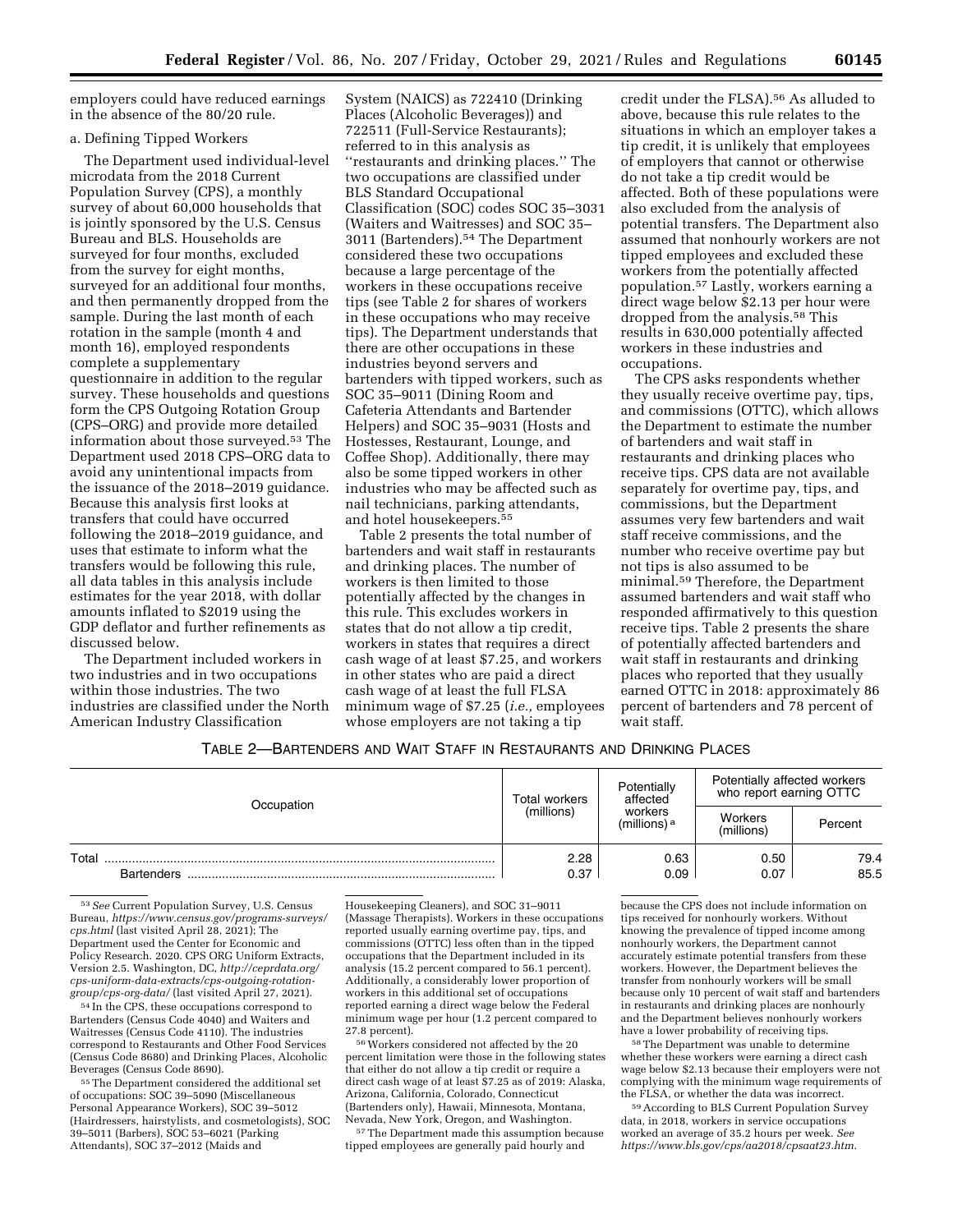employers could have reduced earnings in the absence of the 80/20 rule.

a. Defining Tipped Workers

The Department used individual-level microdata from the 2018 Current Population Survey (CPS), a monthly survey of about 60,000 households that is jointly sponsored by the U.S. Census Bureau and BLS. Households are surveyed for four months, excluded from the survey for eight months, surveyed for an additional four months, and then permanently dropped from the sample. During the last month of each rotation in the sample (month 4 and month 16), employed respondents complete a supplementary questionnaire in addition to the regular survey. These households and questions form the CPS Outgoing Rotation Group (CPS–ORG) and provide more detailed information about those surveyed.[53] The Department used 2018 CPS–ORG data to avoid any unintentional impacts from the issuance of the 2018–2019 guidance. Because this analysis first looks at transfers that could have occurred following the 2018–2019 guidance, and uses that estimate to inform what the transfers would be following this rule, all data tables in this analysis include estimates for the year 2018, with dollar amounts inflated to $2019 using the GDP deflator and further refinements as discussed below.

The Department included workers in two industries and in two occupations within those industries. The two industries are classified under the North American Industry Classification System (NAICS) as 722410 (Drinking Places (Alcoholic Beverages)) and 722511 (Full-Service Restaurants); referred to in this analysis as ''restaurants and drinking places.'' The two occupations are classified under BLS Standard Occupational Classification (SOC) codes SOC 35–3031 (Waiters and Waitresses) and SOC 35–3011 (Bartenders).[54] The Department considered these two occupations because a large percentage of the workers in these occupations receive tips (see Table 2 for shares of workers in these occupations who may receive tips). The Department understands that there are other occupations in these industries beyond servers and bartenders with tipped workers, such as SOC 35–9011 (Dining Room and Cafeteria Attendants and Bartender Helpers) and SOC 35–9031 (Hosts and Hostesses, Restaurant, Lounge, and Coffee Shop). Additionally, there may also be some tipped workers in other industries who may be affected such as nail technicians, parking attendants, and hotel housekeepers.[55]

Table 2 presents the total number of bartenders and wait staff in restaurants and drinking places. The number of workers is then limited to those potentially affected by the changes in this rule. This excludes workers in states that do not allow a tip credit, workers in states that requires a direct cash wage of at least $7.25, and workers in other states who are paid a direct cash wage of at least the full FLSA minimum wage of $7.25 (*i.e.,* employees whose employers are not taking a tip credit under the FLSA).[56] As alluded to above, because this rule relates to the situations in which an employer takes a tip credit, it is unlikely that employees of employers that cannot or otherwise do not take a tip credit would be affected. Both of these populations were also excluded from the analysis of potential transfers. The Department also assumed that nonhourly workers are not tipped employees and excluded these workers from the potentially affected population.[57] Lastly, workers earning a direct wage below $2.13 per hour were dropped from the analysis.[58] This results in 630,000 potentially affected workers in these industries and occupations.

The CPS asks respondents whether they usually receive overtime pay, tips, and commissions (OTTC), which allows the Department to estimate the number of bartenders and wait staff in restaurants and drinking places who receive tips. CPS data are not available separately for overtime pay, tips, and commissions, but the Department assumes very few bartenders and wait staff receive commissions, and the number who receive overtime pay but not tips is also assumed to be minimal.[59] Therefore, the Department assumed bartenders and wait staff who responded affirmatively to this question receive tips. Table 2 presents the share of potentially affected bartenders and wait staff in restaurants and drinking places who reported that they usually earned OTTC in 2018: approximately 86 percent of bartenders and 78 percent of wait staff.

TABLE 2—BARTENDERS AND WAIT STAFF IN RESTAURANTS AND DRINKING PLACES

| Occupation | Total workers (millions) | Potentially affected workers (millions) [a] | Potentially affected workers who report earning OTTC | |
|---|---|---|---|---|
| | | | Workers (millions) | Percent |
| Total | 2.28 | 0.63 | 0.50 | 79.4 |
| Bartenders | 0.37 | 0.09 | 0.07 | 85.5 |

[53] *See* Current Population Survey, U.S. Census Bureau, *https://www.census.gov/programs-surveys/cps.html* (last visited April 28, 2021); The Department used the Center for Economic and Policy Research. 2020. CPS ORG Uniform Extracts, Version 2.5. Washington, DC, *http://ceprdata.org/cps-uniform-data-extracts/cps-outgoing-rotation-group/cps-org-data/* (last visited April 27, 2021).

[54] In the CPS, these occupations correspond to Bartenders (Census Code 4040) and Waiters and Waitresses (Census Code 4110). The industries correspond to Restaurants and Other Food Services (Census Code 8680) and Drinking Places, Alcoholic Beverages (Census Code 8690).

[55] The Department considered the additional set of occupations: SOC 39–5090 (Miscellaneous Personal Appearance Workers), SOC 39–5012 (Hairdressers, hairstylists, and cosmetologists), SOC 39–5011 (Barbers), SOC 53–6021 (Parking Attendants), SOC 37–2012 (Maids and Housekeeping Cleaners), and SOC 31–9011 (Massage Therapists). Workers in these occupations reported usually earning overtime pay, tips, and commissions (OTTC) less often than in the tipped occupations that the Department included in its analysis (15.2 percent compared to 56.1 percent). Additionally, a considerably lower proportion of workers in this additional set of occupations reported earning a direct wage below the Federal minimum wage per hour (1.2 percent compared to 27.8 percent).

[56] Workers considered not affected by the 20 percent limitation were those in the following states that either do not allow a tip credit or require a direct cash wage of at least $7.25 as of 2019: Alaska, Arizona, California, Colorado, Connecticut (Bartenders only), Hawaii, Minnesota, Montana, Nevada, New York, Oregon, and Washington.

[57] The Department made this assumption because tipped employees are generally paid hourly and because the CPS does not include information on tips received for nonhourly workers. Without knowing the prevalence of tipped income among nonhourly workers, the Department cannot accurately estimate potential transfers from these workers. However, the Department believes the transfer from nonhourly workers will be small because only 10 percent of wait staff and bartenders in restaurants and drinking places are nonhourly and the Department believes nonhourly workers have a lower probability of receiving tips.

[58] The Department was unable to determine whether these workers were earning a direct cash wage below $2.13 because their employers were not complying with the minimum wage requirements of the FLSA, or whether the data was incorrect.

[59] According to BLS Current Population Survey data, in 2018, workers in service occupations worked an average of 35.2 hours per week. *See https://www.bls.gov/cps/aa2018/cpsaat23.htm.*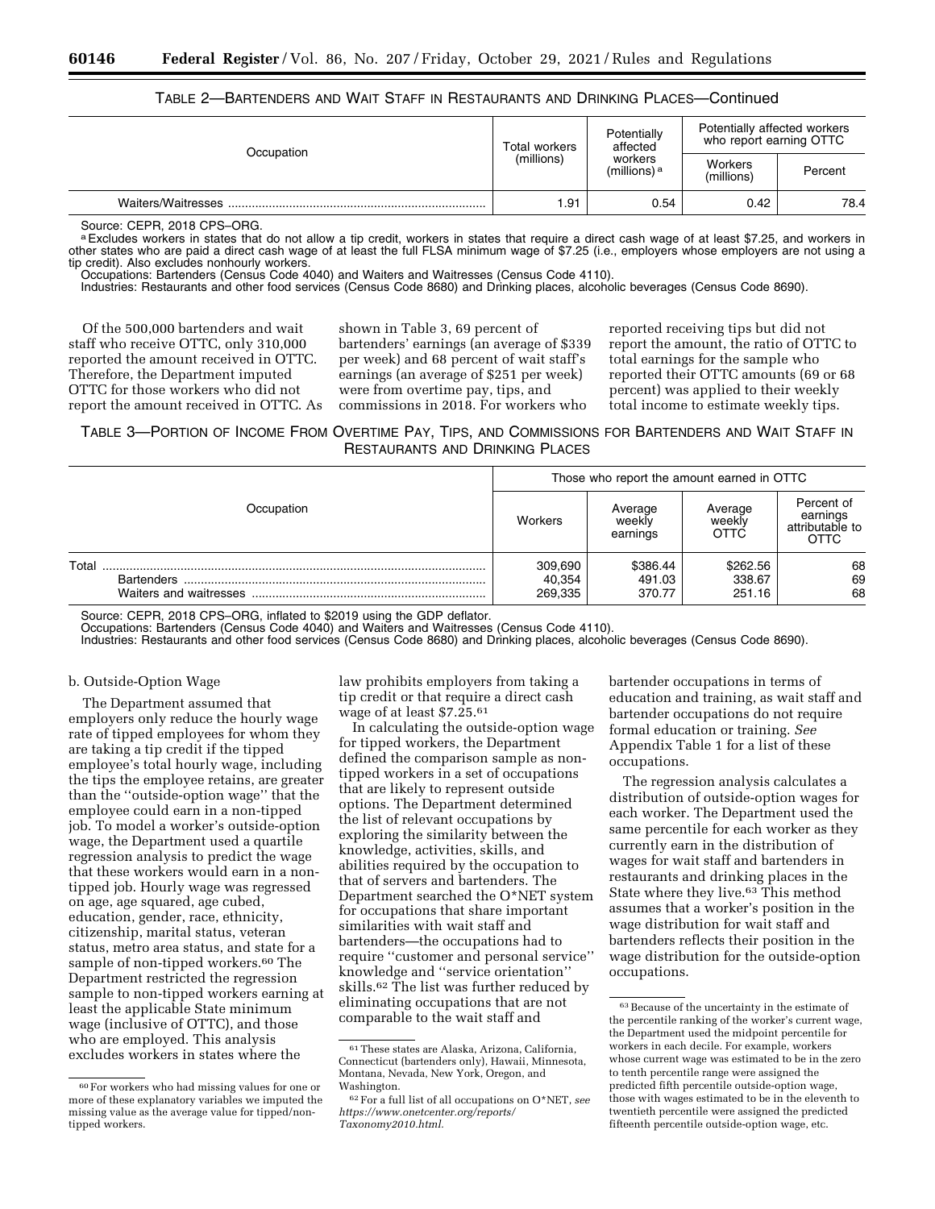TABLE 2—BARTENDERS AND WAIT STAFF IN RESTAURANTS AND DRINKING PLACES—Continued

| Occupation | Total workers (millions) | Potentially affected workers (millions) [a] | Potentially affected workers who report earning OTTC | |
|---|---|---|---|---|
| | | | Workers (millions) | Percent |
| Waiters/Waitresses | 1.91 | 0.54 | 0.42 | 78.4 |

Source: CEPR, 2018 CPS–ORG.

[a] Excludes workers in states that do not allow a tip credit, workers in states that require a direct cash wage of at least $7.25, and workers in other states who are paid a direct cash wage of at least the full FLSA minimum wage of $7.25 (i.e., employers whose employers are not using a tip credit). Also excludes nonhourly workers.

Occupations: Bartenders (Census Code 4040) and Waiters and Waitresses (Census Code 4110).

Industries: Restaurants and other food services (Census Code 8680) and Drinking places, alcoholic beverages (Census Code 8690).

Of the 500,000 bartenders and wait staff who receive OTTC, only 310,000 reported the amount received in OTTC. Therefore, the Department imputed OTTC for those workers who did not report the amount received in OTTC. As shown in Table 3, 69 percent of bartenders' earnings (an average of $339 per week) and 68 percent of wait staff's earnings (an average of $251 per week) were from overtime pay, tips, and commissions in 2018. For workers who reported receiving tips but did not report the amount, the ratio of OTTC to total earnings for the sample who reported their OTTC amounts (69 or 68 percent) was applied to their weekly total income to estimate weekly tips.

TABLE 3—PORTION OF INCOME FROM OVERTIME PAY, TIPS, AND COMMISSIONS FOR BARTENDERS AND WAIT STAFF IN RESTAURANTS AND DRINKING PLACES

| Occupation | Those who report the amount earned in OTTC | | | |
|---|---|---|---|---|
| | Workers | Average weekly earnings | Average weekly OTTC | Percent of earnings attributable to OTTC |
| Total | 309,690 | $386.44 | $262.56 | 68 |
| Bartenders | 40,354 | 491.03 | 338.67 | 69 |
| Waiters and waitresses | 269,335 | 370.77 | 251.16 | 68 |

Source: CEPR, 2018 CPS–ORG, inflated to $2019 using the GDP deflator.

Occupations: Bartenders (Census Code 4040) and Waiters and Waitresses (Census Code 4110).

Industries: Restaurants and other food services (Census Code 8680) and Drinking places, alcoholic beverages (Census Code 8690).

b. Outside-Option Wage

The Department assumed that employers only reduce the hourly wage rate of tipped employees for whom they are taking a tip credit if the tipped employee's total hourly wage, including the tips the employee retains, are greater than the ''outside-option wage'' that the employee could earn in a non-tipped job. To model a worker's outside-option wage, the Department used a quartile regression analysis to predict the wage that these workers would earn in a non-tipped job. Hourly wage was regressed on age, age squared, age cubed, education, gender, race, ethnicity, citizenship, marital status, veteran status, metro area status, and state for a sample of non-tipped workers.[60] The Department restricted the regression sample to non-tipped workers earning at least the applicable State minimum wage (inclusive of OTTC), and those who are employed. This analysis excludes workers in states where the law prohibits employers from taking a tip credit or that require a direct cash wage of at least $7.25.[61]

In calculating the outside-option wage for tipped workers, the Department defined the comparison sample as non-tipped workers in a set of occupations that are likely to represent outside options. The Department determined the list of relevant occupations by exploring the similarity between the knowledge, activities, skills, and abilities required by the occupation to that of servers and bartenders. The Department searched the O*NET system for occupations that share important similarities with wait staff and bartenders—the occupations had to require ''customer and personal service'' knowledge and ''service orientation'' skills.[62] The list was further reduced by eliminating occupations that are not comparable to the wait staff and bartender occupations in terms of education and training, as wait staff and bartender occupations do not require formal education or training. *See* Appendix Table 1 for a list of these occupations.

The regression analysis calculates a distribution of outside-option wages for each worker. The Department used the same percentile for each worker as they currently earn in the distribution of wages for wait staff and bartenders in restaurants and drinking places in the State where they live.[63] This method assumes that a worker's position in the wage distribution for wait staff and bartenders reflects their position in the wage distribution for the outside-option occupations.

[60] For workers who had missing values for one or more of these explanatory variables we imputed the missing value as the average value for tipped/non-tipped workers.

[61] These states are Alaska, Arizona, California, Connecticut (bartenders only), Hawaii, Minnesota, Montana, Nevada, New York, Oregon, and Washington.

[62] For a full list of all occupations on O*NET, *see https://www.onetcenter.org/reports/Taxonomy2010.html.*

[63] Because of the uncertainty in the estimate of the percentile ranking of the worker's current wage, the Department used the midpoint percentile for workers in each decile. For example, workers whose current wage was estimated to be in the zero to tenth percentile range were assigned the predicted fifth percentile outside-option wage, those with wages estimated to be in the eleventh to twentieth percentile were assigned the predicted fifteenth percentile outside-option wage, etc.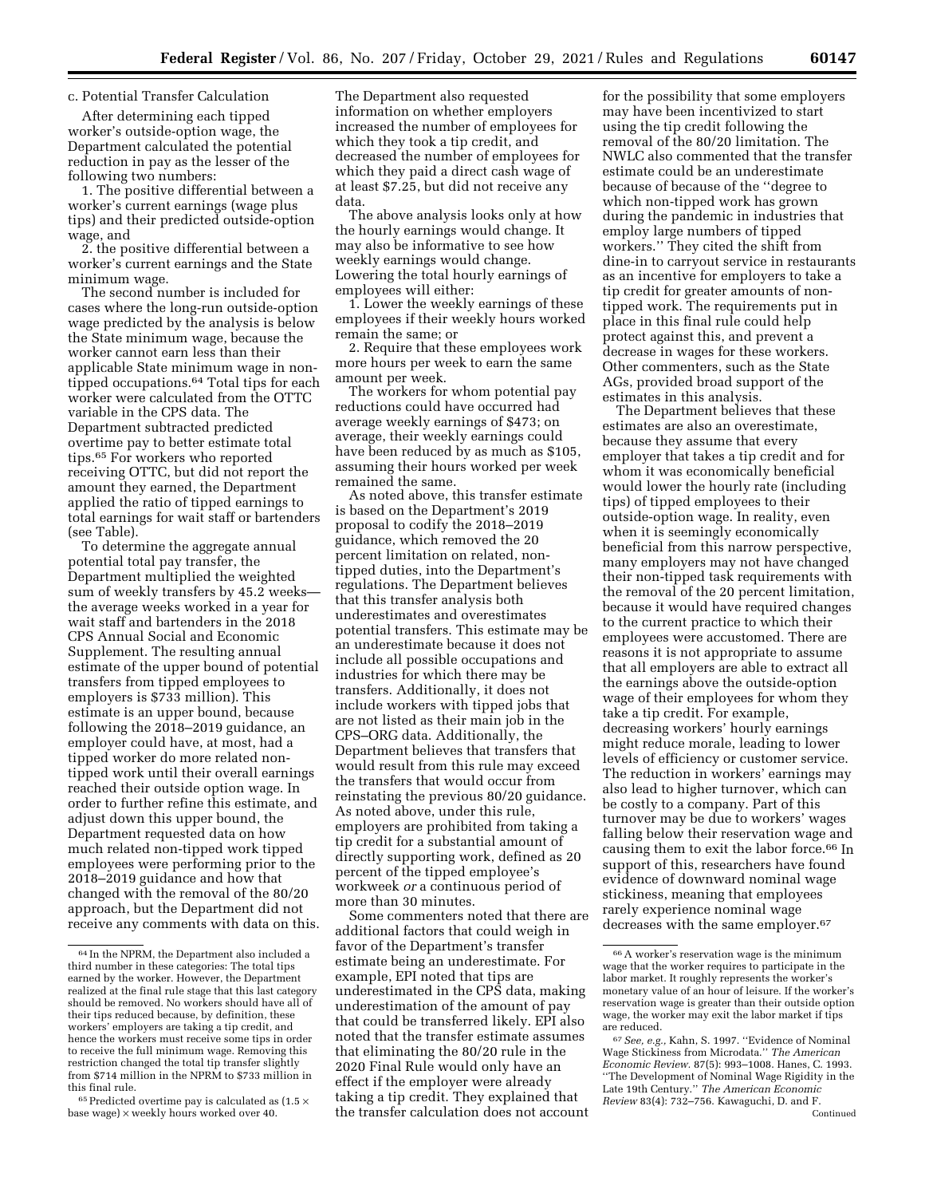c. Potential Transfer Calculation

After determining each tipped worker's outside-option wage, the Department calculated the potential reduction in pay as the lesser of the following two numbers:

1. The positive differential between a worker's current earnings (wage plus tips) and their predicted outside-option wage, and
2. the positive differential between a worker's current earnings and the State minimum wage.

The second number is included for cases where the long-run outside-option wage predicted by the analysis is below the State minimum wage, because the worker cannot earn less than their applicable State minimum wage in non-tipped occupations.[64] Total tips for each worker were calculated from the OTTC variable in the CPS data. The Department subtracted predicted overtime pay to better estimate total tips.[65] For workers who reported receiving OTTC, but did not report the amount they earned, the Department applied the ratio of tipped earnings to total earnings for wait staff or bartenders (see Table).

To determine the aggregate annual potential total pay transfer, the Department multiplied the weighted sum of weekly transfers by 45.2 weeks—the average weeks worked in a year for wait staff and bartenders in the 2018 CPS Annual Social and Economic Supplement. The resulting annual estimate of the upper bound of potential transfers from tipped employees to employers is $733 million). This estimate is an upper bound, because following the 2018–2019 guidance, an employer could have, at most, had a tipped worker do more related non-tipped work until their overall earnings reached their outside option wage. In order to further refine this estimate, and adjust down this upper bound, the Department requested data on how much related non-tipped work tipped employees were performing prior to the 2018–2019 guidance and how that changed with the removal of the 80/20 approach, but the Department did not receive any comments with data on this.

The Department also requested information on whether employers increased the number of employees for which they took a tip credit, and decreased the number of employees for which they paid a direct cash wage of at least $7.25, but did not receive any data.

The above analysis looks only at how the hourly earnings would change. It may also be informative to see how weekly earnings would change. Lowering the total hourly earnings of employees will either:

1. Lower the weekly earnings of these employees if their weekly hours worked remain the same; or
2. Require that these employees work more hours per week to earn the same amount per week.

The workers for whom potential pay reductions could have occurred had average weekly earnings of $473; on average, their weekly earnings could have been reduced by as much as $105, assuming their hours worked per week remained the same.

As noted above, this transfer estimate is based on the Department's 2019 proposal to codify the 2018–2019 guidance, which removed the 20 percent limitation on related, non-tipped duties, into the Department's regulations. The Department believes that this transfer analysis both underestimates and overestimates potential transfers. This estimate may be an underestimate because it does not include all possible occupations and industries for which there may be transfers. Additionally, it does not include workers with tipped jobs that are not listed as their main job in the CPS–ORG data. Additionally, the Department believes that transfers that would result from this rule may exceed the transfers that would occur from reinstating the previous 80/20 guidance. As noted above, under this rule, employers are prohibited from taking a tip credit for a substantial amount of directly supporting work, defined as 20 percent of the tipped employee's workweek *or* a continuous period of more than 30 minutes.

Some commenters noted that there are additional factors that could weigh in favor of the Department's transfer estimate being an underestimate. For example, EPI noted that tips are underestimated in the CPS data, making underestimation of the amount of pay that could be transferred likely. EPI also noted that the transfer estimate assumes that eliminating the 80/20 rule in the 2020 Final Rule would only have an effect if the employer were already taking a tip credit. They explained that the transfer calculation does not account for the possibility that some employers may have been incentivized to start using the tip credit following the removal of the 80/20 limitation. The NWLC also commented that the transfer estimate could be an underestimate because of because of the "degree to which non-tipped work has grown during the pandemic in industries that employ large numbers of tipped workers." They cited the shift from dine-in to carryout service in restaurants as an incentive for employers to take a tip credit for greater amounts of non-tipped work. The requirements put in place in this final rule could help protect against this, and prevent a decrease in wages for these workers. Other commenters, such as the State AGs, provided broad support of the estimates in this analysis.

The Department believes that these estimates are also an overestimate, because they assume that every employer that takes a tip credit and for whom it was economically beneficial would lower the hourly rate (including tips) of tipped employees to their outside-option wage. In reality, even when it is seemingly economically beneficial from this narrow perspective, many employers may not have changed their non-tipped task requirements with the removal of the 20 percent limitation, because it would have required changes to the current practice to which their employees were accustomed. There are reasons it is not appropriate to assume that all employers are able to extract all the earnings above the outside-option wage of their employees for whom they take a tip credit. For example, decreasing workers' hourly earnings might reduce morale, leading to lower levels of efficiency or customer service. The reduction in workers' earnings may also lead to higher turnover, which can be costly to a company. Part of this turnover may be due to workers' wages falling below their reservation wage and causing them to exit the labor force.[66] In support of this, researchers have found evidence of downward nominal wage stickiness, meaning that employees rarely experience nominal wage decreases with the same employer.[67]

---

[64] In the NPRM, the Department also included a third number in these categories: The total tips earned by the worker. However, the Department realized at the final rule stage that this last category should be removed. No workers should have all of their tips reduced because, by definition, these workers' employers are taking a tip credit, and hence the workers must receive some tips in order to receive the full minimum wage. Removing this restriction changed the total tip transfer slightly from $714 million in the NPRM to $733 million in this final rule.

[65] Predicted overtime pay is calculated as (1.5 × base wage) × weekly hours worked over 40.

[66] A worker's reservation wage is the minimum wage that the worker requires to participate in the labor market. It roughly represents the worker's monetary value of an hour of leisure. If the worker's reservation wage is greater than their outside option wage, the worker may exit the labor market if tips are reduced.

[67] *See, e.g.,* Kahn, S. 1997. "Evidence of Nominal Wage Stickiness from Microdata." *The American Economic Review.* 87(5): 993–1008. Hanes, C. 1993. "The Development of Nominal Wage Rigidity in the Late 19th Century." *The American Economic Review* 83(4): 732–756. Kawaguchi, D. and F. Continued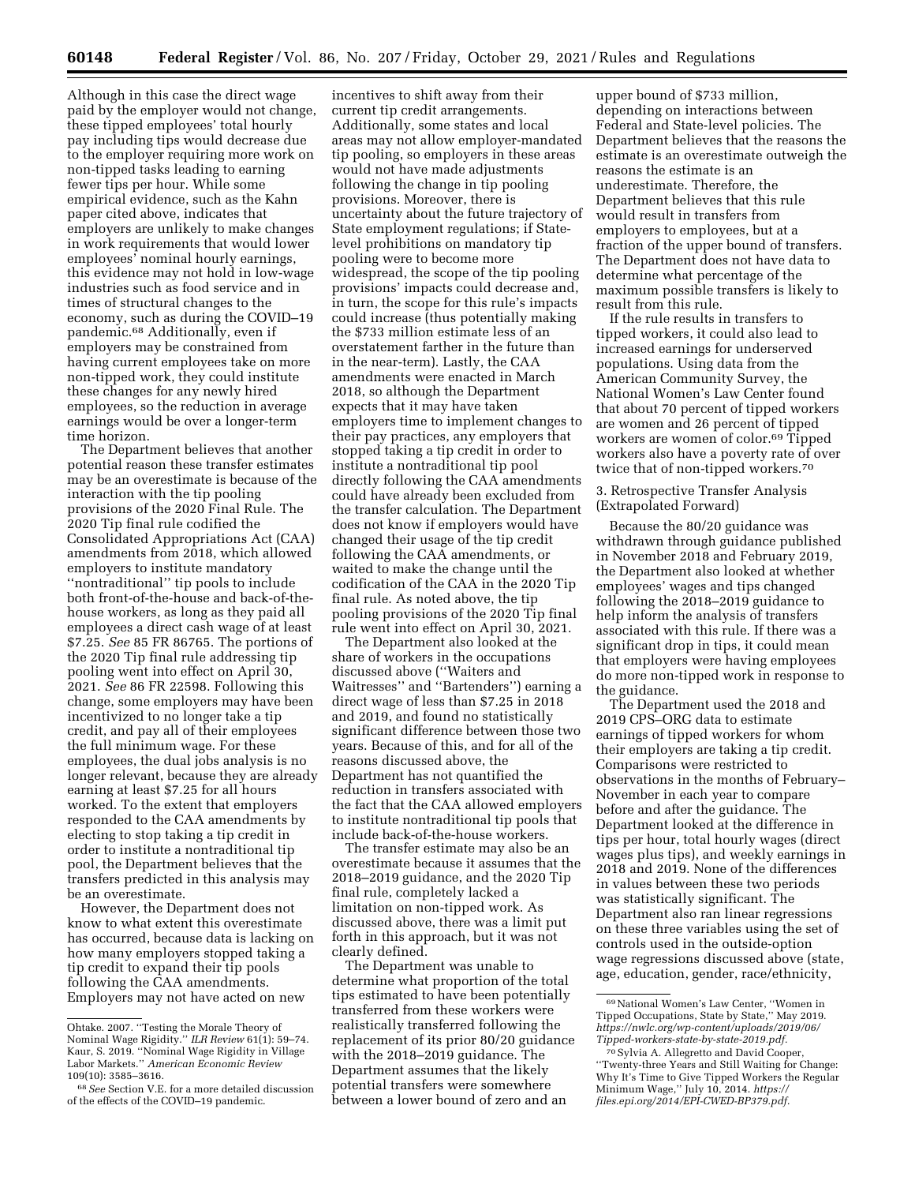Although in this case the direct wage paid by the employer would not change, these tipped employees' total hourly pay including tips would decrease due to the employer requiring more work on non-tipped tasks leading to earning fewer tips per hour. While some empirical evidence, such as the Kahn paper cited above, indicates that employers are unlikely to make changes in work requirements that would lower employees' nominal hourly earnings, this evidence may not hold in low-wage industries such as food service and in times of structural changes to the economy, such as during the COVID–19 pandemic.[68] Additionally, even if employers may be constrained from having current employees take on more non-tipped work, they could institute these changes for any newly hired employees, so the reduction in average earnings would be over a longer-term time horizon.

The Department believes that another potential reason these transfer estimates may be an overestimate is because of the interaction with the tip pooling provisions of the 2020 Final Rule. The 2020 Tip final rule codified the Consolidated Appropriations Act (CAA) amendments from 2018, which allowed employers to institute mandatory "nontraditional" tip pools to include both front-of-the-house and back-of-the-house workers, as long as they paid all employees a direct cash wage of at least $7.25. *See* 85 FR 86765. The portions of the 2020 Tip final rule addressing tip pooling went into effect on April 30, 2021. *See* 86 FR 22598. Following this change, some employers may have been incentivized to no longer take a tip credit, and pay all of their employees the full minimum wage. For these employees, the dual jobs analysis is no longer relevant, because they are already earning at least $7.25 for all hours worked. To the extent that employers responded to the CAA amendments by electing to stop taking a tip credit in order to institute a nontraditional tip pool, the Department believes that the transfers predicted in this analysis may be an overestimate.

However, the Department does not know to what extent this overestimate has occurred, because data is lacking on how many employers stopped taking a tip credit to expand their tip pools following the CAA amendments. Employers may not have acted on new incentives to shift away from their current tip credit arrangements. Additionally, some states and local areas may not allow employer-mandated tip pooling, so employers in these areas would not have made adjustments following the change in tip pooling provisions. Moreover, there is uncertainty about the future trajectory of State employment regulations; if State-level prohibitions on mandatory tip pooling were to become more widespread, the scope of the tip pooling provisions' impacts could decrease and, in turn, the scope for this rule's impacts could increase (thus potentially making the $733 million estimate less of an overstatement farther in the future than in the near-term). Lastly, the CAA amendments were enacted in March 2018, so although the Department expects that it may have taken employers time to implement changes to their pay practices, any employers that stopped taking a tip credit in order to institute a nontraditional tip pool directly following the CAA amendments could have already been excluded from the transfer calculation. The Department does not know if employers would have changed their usage of the tip credit following the CAA amendments, or waited to make the change until the codification of the CAA in the 2020 Tip final rule. As noted above, the tip pooling provisions of the 2020 Tip final rule went into effect on April 30, 2021.

The Department also looked at the share of workers in the occupations discussed above ("Waiters and Waitresses" and "Bartenders") earning a direct wage of less than $7.25 in 2018 and 2019, and found no statistically significant difference between those two years. Because of this, and for all of the reasons discussed above, the Department has not quantified the reduction in transfers associated with the fact that the CAA allowed employers to institute nontraditional tip pools that include back-of-the-house workers.

The transfer estimate may also be an overestimate because it assumes that the 2018–2019 guidance, and the 2020 Tip final rule, completely lacked a limitation on non-tipped work. As discussed above, there was a limit put forth in this approach, but it was not clearly defined.

The Department was unable to determine what proportion of the total tips estimated to have been potentially transferred from these workers were realistically transferred following the replacement of its prior 80/20 guidance with the 2018–2019 guidance. The Department assumes that the likely potential transfers were somewhere between a lower bound of zero and an upper bound of $733 million, depending on interactions between Federal and State-level policies. The Department believes that the reasons the estimate is an overestimate outweigh the reasons the estimate is an underestimate. Therefore, the Department believes that this rule would result in transfers from employers to employees, but at a fraction of the upper bound of transfers. The Department does not have data to determine what percentage of the maximum possible transfers is likely to result from this rule.

If the rule results in transfers to tipped workers, it could also lead to increased earnings for underserved populations. Using data from the American Community Survey, the National Women's Law Center found that about 70 percent of tipped workers are women and 26 percent of tipped workers are women of color.[69] Tipped workers also have a poverty rate of over twice that of non-tipped workers.[70]

3. Retrospective Transfer Analysis (Extrapolated Forward)

Because the 80/20 guidance was withdrawn through guidance published in November 2018 and February 2019, the Department also looked at whether employees' wages and tips changed following the 2018–2019 guidance to help inform the analysis of transfers associated with this rule. If there was a significant drop in tips, it could mean that employers were having employees do more non-tipped work in response to the guidance.

The Department used the 2018 and 2019 CPS–ORG data to estimate earnings of tipped workers for whom their employers are taking a tip credit. Comparisons were restricted to observations in the months of February–November in each year to compare before and after the guidance. The Department looked at the difference in tips per hour, total hourly wages (direct wages plus tips), and weekly earnings in 2018 and 2019. None of the differences in values between these two periods was statistically significant. The Department also ran linear regressions on these three variables using the set of controls used in the outside-option wage regressions discussed above (state, age, education, gender, race/ethnicity,

---

Ohtake. 2007. "Testing the Morale Theory of Nominal Wage Rigidity." *ILR Review* 61(1): 59–74. Kaur, S. 2019. "Nominal Wage Rigidity in Village Labor Markets." *American Economic Review* 109(10): 3585–3616.

[68] *See* Section V.E. for a more detailed discussion of the effects of the COVID–19 pandemic.

[69] National Women's Law Center, "Women in Tipped Occupations, State by State," May 2019. *https://nwlc.org/wp-content/uploads/2019/06/Tipped-workers-state-by-state-2019.pdf.*

[70] Sylvia A. Allegretto and David Cooper, "Twenty-three Years and Still Waiting for Change: Why It's Time to Give Tipped Workers the Regular Minimum Wage," July 10, 2014. *https://files.epi.org/2014/EPI-CWED-BP379.pdf.*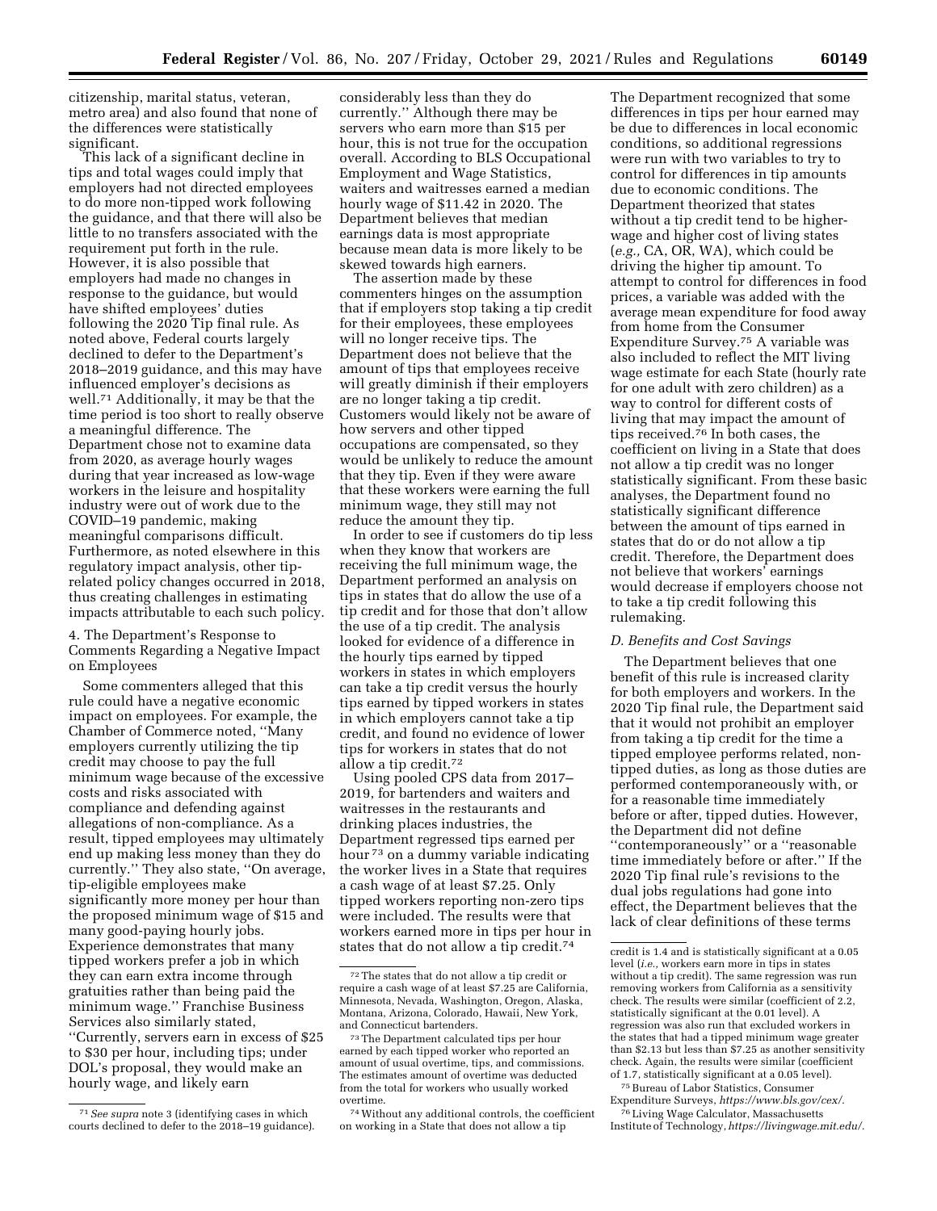citizenship, marital status, veteran, metro area) and also found that none of the differences were statistically significant.

This lack of a significant decline in tips and total wages could imply that employers had not directed employees to do more non-tipped work following the guidance, and that there will also be little to no transfers associated with the requirement put forth in the rule. However, it is also possible that employers had made no changes in response to the guidance, but would have shifted employees' duties following the 2020 Tip final rule. As noted above, Federal courts largely declined to defer to the Department's 2018–2019 guidance, and this may have influenced employer's decisions as well.[71] Additionally, it may be that the time period is too short to really observe a meaningful difference. The Department chose not to examine data from 2020, as average hourly wages during that year increased as low-wage workers in the leisure and hospitality industry were out of work due to the COVID–19 pandemic, making meaningful comparisons difficult. Furthermore, as noted elsewhere in this regulatory impact analysis, other tip-related policy changes occurred in 2018, thus creating challenges in estimating impacts attributable to each such policy.

4. The Department's Response to Comments Regarding a Negative Impact on Employees

Some commenters alleged that this rule could have a negative economic impact on employees. For example, the Chamber of Commerce noted, ''Many employers currently utilizing the tip credit may choose to pay the full minimum wage because of the excessive costs and risks associated with compliance and defending against allegations of non-compliance. As a result, tipped employees may ultimately end up making less money than they do currently.'' They also state, ''On average, tip-eligible employees make significantly more money per hour than the proposed minimum wage of $15 and many good-paying hourly jobs. Experience demonstrates that many tipped workers prefer a job in which they can earn extra income through gratuities rather than being paid the minimum wage.'' Franchise Business Services also similarly stated, ''Currently, servers earn in excess of $25 to $30 per hour, including tips; under DOL's proposal, they would make an hourly wage, and likely earn considerably less than they do currently.'' Although there may be servers who earn more than $15 per hour, this is not true for the occupation overall. According to BLS Occupational Employment and Wage Statistics, waiters and waitresses earned a median hourly wage of $11.42 in 2020. The Department believes that median earnings data is most appropriate because mean data is more likely to be skewed towards high earners.

The assertion made by these commenters hinges on the assumption that if employers stop taking a tip credit for their employees, these employees will no longer receive tips. The Department does not believe that the amount of tips that employees receive will greatly diminish if their employers are no longer taking a tip credit. Customers would likely not be aware of how servers and other tipped occupations are compensated, so they would be unlikely to reduce the amount that they tip. Even if they were aware that these workers were earning the full minimum wage, they still may not reduce the amount they tip.

In order to see if customers do tip less when they know that workers are receiving the full minimum wage, the Department performed an analysis on tips in states that do allow the use of a tip credit and for those that don't allow the use of a tip credit. The analysis looked for evidence of a difference in the hourly tips earned by tipped workers in states in which employers can take a tip credit versus the hourly tips earned by tipped workers in states in which employers cannot take a tip credit, and found no evidence of lower tips for workers in states that do not allow a tip credit.[72]

Using pooled CPS data from 2017–2019, for bartenders and waiters and waitresses in the restaurants and drinking places industries, the Department regressed tips earned per hour[73] on a dummy variable indicating the worker lives in a State that requires a cash wage of at least $7.25. Only tipped workers reporting non-zero tips were included. The results were that workers earned more in tips per hour in states that do not allow a tip credit.[74]

The Department recognized that some differences in tips per hour earned may be due to differences in local economic conditions, so additional regressions were run with two variables to try to control for differences in tip amounts due to economic conditions. The Department theorized that states without a tip credit tend to be higher-wage and higher cost of living states (*e.g.,* CA, OR, WA), which could be driving the higher tip amount. To attempt to control for differences in food prices, a variable was added with the average mean expenditure for food away from home from the Consumer Expenditure Survey.[75] A variable was also included to reflect the MIT living wage estimate for each State (hourly rate for one adult with zero children) as a way to control for different costs of living that may impact the amount of tips received.[76] In both cases, the coefficient on living in a State that does not allow a tip credit was no longer statistically significant. From these basic analyses, the Department found no statistically significant difference between the amount of tips earned in states that do or do not allow a tip credit. Therefore, the Department does not believe that workers' earnings would decrease if employers choose not to take a tip credit following this rulemaking.

### *D. Benefits and Cost Savings*

The Department believes that one benefit of this rule is increased clarity for both employers and workers. In the 2020 Tip final rule, the Department said that it would not prohibit an employer from taking a tip credit for the time a tipped employee performs related, non-tipped duties, as long as those duties are performed contemporaneously with, or for a reasonable time immediately before or after, tipped duties. However, the Department did not define ''contemporaneously'' or a ''reasonable time immediately before or after.'' If the 2020 Tip final rule's revisions to the dual jobs regulations had gone into effect, the Department believes that the lack of clear definitions of these terms

---

[71] *See supra* note 3 (identifying cases in which courts declined to defer to the 2018–19 guidance).

[72] The states that do not allow a tip credit or require a cash wage of at least $7.25 are California, Minnesota, Nevada, Washington, Oregon, Alaska, Montana, Arizona, Colorado, Hawaii, New York, and Connecticut bartenders.

[73] The Department calculated tips per hour earned by each tipped worker who reported an amount of usual overtime, tips, and commissions. The estimates amount of overtime was deducted from the total for workers who usually worked overtime.

[74] Without any additional controls, the coefficient on working in a State that does not allow a tip credit is 1.4 and is statistically significant at a 0.05 level (*i.e.,* workers earn more in tips in states without a tip credit). The same regression was run removing workers from California as a sensitivity check. The results were similar (coefficient of 2.2, statistically significant at the 0.01 level). A regression was also run that excluded workers in the states that had a tipped minimum wage greater than $2.13 but less than $7.25 as another sensitivity check. Again, the results were similar (coefficient of 1.7, statistically significant at a 0.05 level).

[75] Bureau of Labor Statistics, Consumer Expenditure Surveys, *https://www.bls.gov/cex/.*

[76] Living Wage Calculator, Massachusetts Institute of Technology, *https://livingwage.mit.edu/.*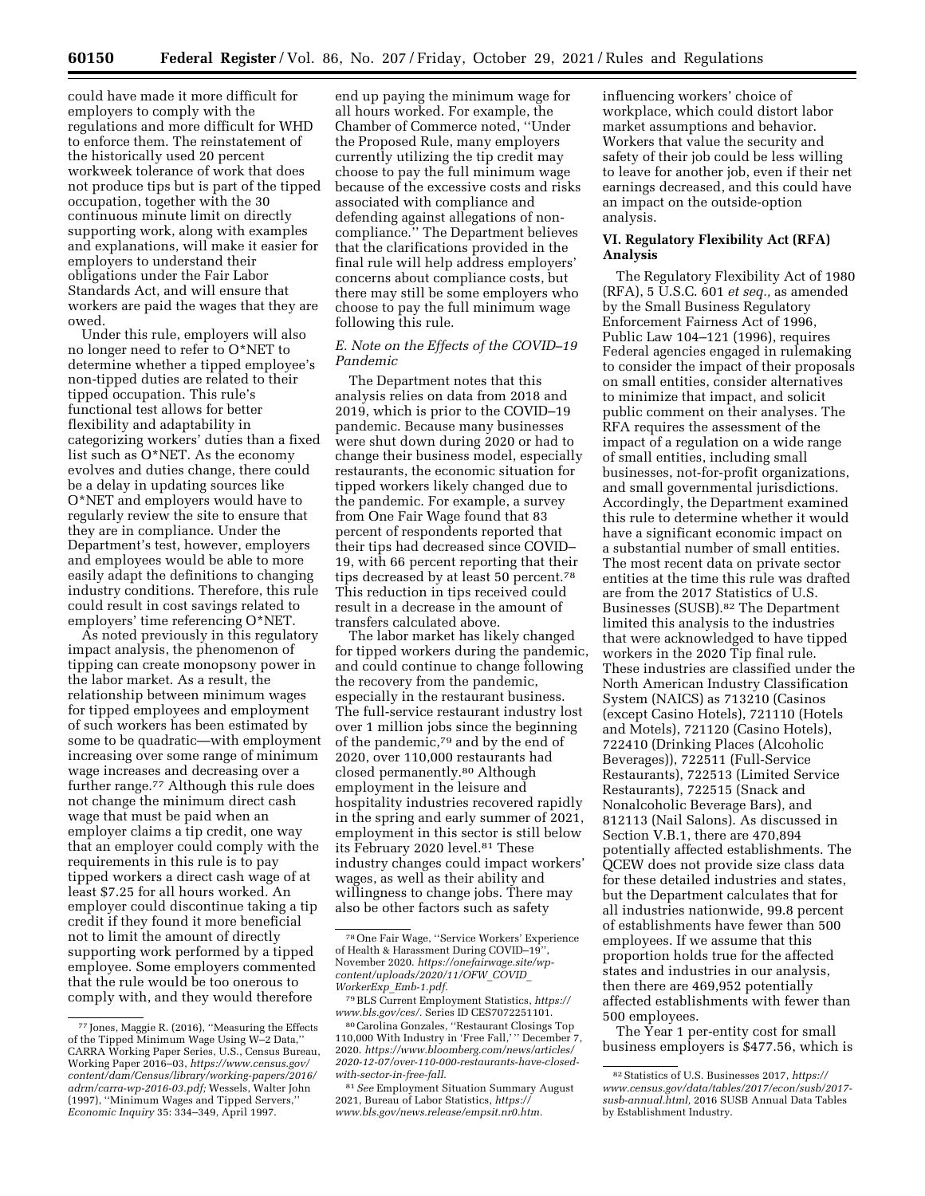could have made it more difficult for employers to comply with the regulations and more difficult for WHD to enforce them. The reinstatement of the historically used 20 percent workweek tolerance of work that does not produce tips but is part of the tipped occupation, together with the 30 continuous minute limit on directly supporting work, along with examples and explanations, will make it easier for employers to understand their obligations under the Fair Labor Standards Act, and will ensure that workers are paid the wages that they are owed.

Under this rule, employers will also no longer need to refer to O*NET to determine whether a tipped employee's non-tipped duties are related to their tipped occupation. This rule's functional test allows for better flexibility and adaptability in categorizing workers' duties than a fixed list such as O*NET. As the economy evolves and duties change, there could be a delay in updating sources like O*NET and employers would have to regularly review the site to ensure that they are in compliance. Under the Department's test, however, employers and employees would be able to more easily adapt the definitions to changing industry conditions. Therefore, this rule could result in cost savings related to employers' time referencing O*NET.

As noted previously in this regulatory impact analysis, the phenomenon of tipping can create monopsony power in the labor market. As a result, the relationship between minimum wages for tipped employees and employment of such workers has been estimated by some to be quadratic—with employment increasing over some range of minimum wage increases and decreasing over a further range.[77] Although this rule does not change the minimum direct cash wage that must be paid when an employer claims a tip credit, one way that an employer could comply with the requirements in this rule is to pay tipped workers a direct cash wage of at least $7.25 for all hours worked. An employer could discontinue taking a tip credit if they found it more beneficial not to limit the amount of directly supporting work performed by a tipped employee. Some employers commented that the rule would be too onerous to comply with, and they would therefore end up paying the minimum wage for all hours worked. For example, the Chamber of Commerce noted, ''Under the Proposed Rule, many employers currently utilizing the tip credit may choose to pay the full minimum wage because of the excessive costs and risks associated with compliance and defending against allegations of non-compliance.'' The Department believes that the clarifications provided in the final rule will help address employers' concerns about compliance costs, but there may still be some employers who choose to pay the full minimum wage following this rule.

### *E. Note on the Effects of the COVID–19 Pandemic*

The Department notes that this analysis relies on data from 2018 and 2019, which is prior to the COVID–19 pandemic. Because many businesses were shut down during 2020 or had to change their business model, especially restaurants, the economic situation for tipped workers likely changed due to the pandemic. For example, a survey from One Fair Wage found that 83 percent of respondents reported that their tips had decreased since COVID–19, with 66 percent reporting that their tips decreased by at least 50 percent.[78] This reduction in tips received could result in a decrease in the amount of transfers calculated above.

The labor market has likely changed for tipped workers during the pandemic, and could continue to change following the recovery from the pandemic, especially in the restaurant business. The full-service restaurant industry lost over 1 million jobs since the beginning of the pandemic,[79] and by the end of 2020, over 110,000 restaurants had closed permanently.[80] Although employment in the leisure and hospitality industries recovered rapidly in the spring and early summer of 2021, employment in this sector is still below its February 2020 level.[81] These industry changes could impact workers' wages, as well as their ability and willingness to change jobs. There may also be other factors such as safety influencing workers' choice of workplace, which could distort labor market assumptions and behavior. Workers that value the security and safety of their job could be less willing to leave for another job, even if their net earnings decreased, and this could have an impact on the outside-option analysis.

## VI. Regulatory Flexibility Act (RFA) Analysis

The Regulatory Flexibility Act of 1980 (RFA), 5 U.S.C. 601 *et seq.,* as amended by the Small Business Regulatory Enforcement Fairness Act of 1996, Public Law 104–121 (1996), requires Federal agencies engaged in rulemaking to consider the impact of their proposals on small entities, consider alternatives to minimize that impact, and solicit public comment on their analyses. The RFA requires the assessment of the impact of a regulation on a wide range of small entities, including small businesses, not-for-profit organizations, and small governmental jurisdictions. Accordingly, the Department examined this rule to determine whether it would have a significant economic impact on a substantial number of small entities. The most recent data on private sector entities at the time this rule was drafted are from the 2017 Statistics of U.S. Businesses (SUSB).[82] The Department limited this analysis to the industries that were acknowledged to have tipped workers in the 2020 Tip final rule. These industries are classified under the North American Industry Classification System (NAICS) as 713210 (Casinos (except Casino Hotels), 721110 (Hotels and Motels), 721120 (Casino Hotels), 722410 (Drinking Places (Alcoholic Beverages)), 722511 (Full-Service Restaurants), 722513 (Limited Service Restaurants), 722515 (Snack and Nonalcoholic Beverage Bars), and 812113 (Nail Salons). As discussed in Section V.B.1, there are 470,894 potentially affected establishments. The QCEW does not provide size class data for these detailed industries and states, but the Department calculates that for all industries nationwide, 99.8 percent of establishments have fewer than 500 employees. If we assume that this proportion holds true for the affected states and industries in our analysis, then there are 469,952 potentially affected establishments with fewer than 500 employees.

The Year 1 per-entity cost for small business employers is $477.56, which is

---

[77] Jones, Maggie R. (2016), ''Measuring the Effects of the Tipped Minimum Wage Using W–2 Data,'' CARRA Working Paper Series, U.S., Census Bureau, Working Paper 2016–03, *https://www.census.gov/content/dam/Census/library/working-papers/2016/adrm/carra-wp-2016-03.pdf;* Wessels, Walter John (1997), ''Minimum Wages and Tipped Servers,'' *Economic Inquiry* 35: 334–349, April 1997.

[78] One Fair Wage, ''Service Workers' Experience of Health & Harassment During COVID–19'', November 2020. *https://onefairwage.site/wp-content/uploads/2020/11/OFW_COVID_WorkerExp_Emb-1.pdf.*

[79] BLS Current Employment Statistics, *https://www.bls.gov/ces/.* Series ID CES7072251101.

[80] Carolina Gonzales, ''Restaurant Closings Top 110,000 With Industry in 'Free Fall,' '' December 7, 2020. *https://www.bloomberg.com/news/articles/2020-12-07/over-110-000-restaurants-have-closed-with-sector-in-free-fall.*

[81] *See* Employment Situation Summary August 2021, Bureau of Labor Statistics, *https://www.bls.gov/news.release/empsit.nr0.htm.*

[82] Statistics of U.S. Businesses 2017, *https://www.census.gov/data/tables/2017/econ/susb/2017-susb-annual.html,* 2016 SUSB Annual Data Tables by Establishment Industry.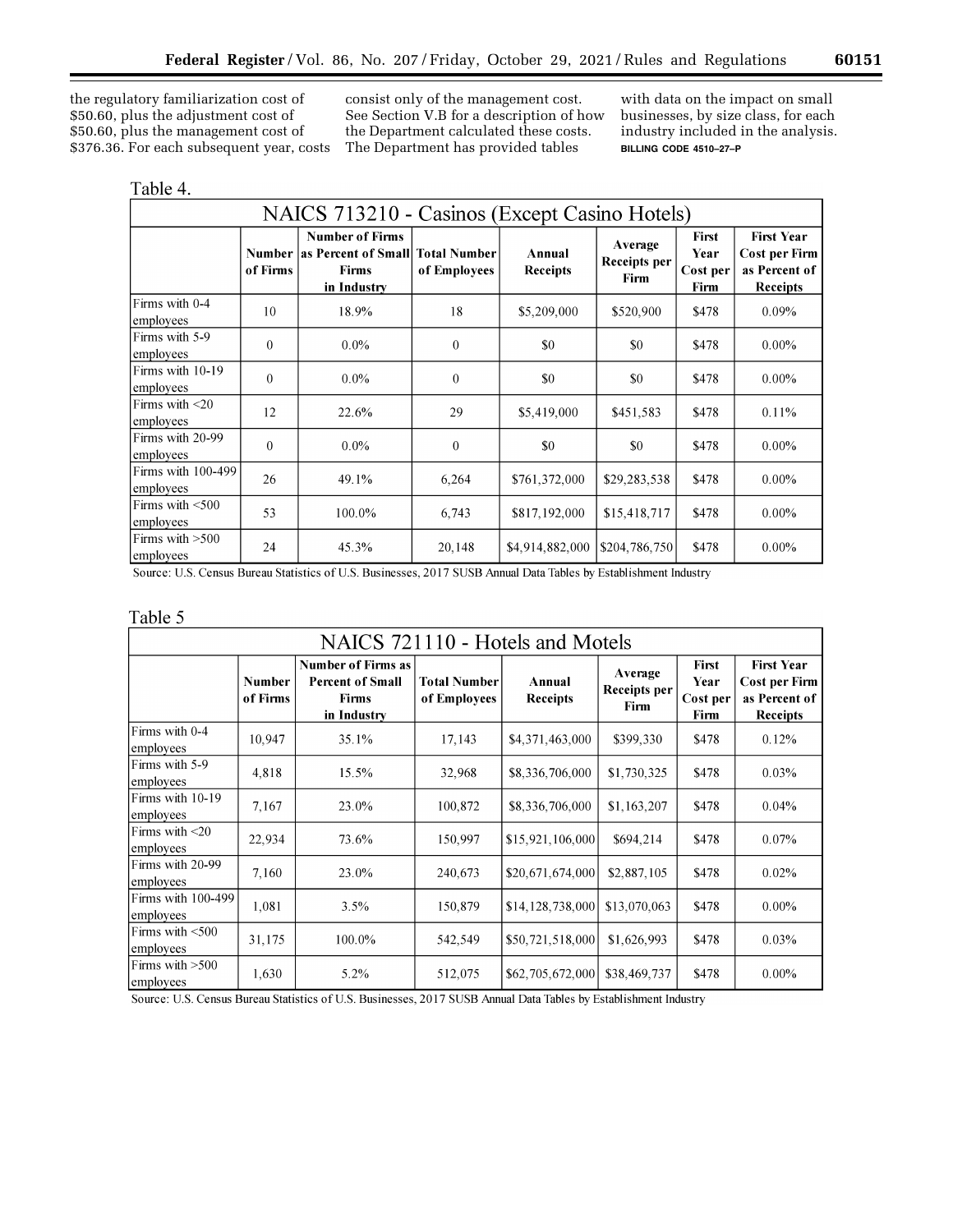the regulatory familiarization cost of $50.60, plus the adjustment cost of $50.60, plus the management cost of $376.36. For each subsequent year, costs consist only of the management cost. See Section V.B for a description of how the Department calculated these costs. The Department has provided tables with data on the impact on small businesses, by size class, for each industry included in the analysis.

BILLING CODE 4510–27–P

Table 4.

| NAICS 713210 - Casinos (Except Casino Hotels) | | | | | | | |
|---|---|---|---|---|---|---|---|
| | Number of Firms | Number of Firms as Percent of Small Firms in Industry | Total Number of Employees | Annual Receipts | Average Receipts per Firm | First Year Cost per Firm | First Year Cost per Firm as Percent of Receipts |
| Firms with 0-4 employees | 10 | 18.9% | 18 | $5,209,000 | $520,900 | $478 | 0.09% |
| Firms with 5-9 employees | 0 | 0.0% | 0 | $0 | $0 | $478 | 0.00% |
| Firms with 10-19 employees | 0 | 0.0% | 0 | $0 | $0 | $478 | 0.00% |
| Firms with <20 employees | 12 | 22.6% | 29 | $5,419,000 | $451,583 | $478 | 0.11% |
| Firms with 20-99 employees | 0 | 0.0% | 0 | $0 | $0 | $478 | 0.00% |
| Firms with 100-499 employees | 26 | 49.1% | 6,264 | $761,372,000 | $29,283,538 | $478 | 0.00% |
| Firms with <500 employees | 53 | 100.0% | 6,743 | $817,192,000 | $15,418,717 | $478 | 0.00% |
| Firms with >500 employees | 24 | 45.3% | 20,148 | $4,914,882,000 | $204,786,750 | $478 | 0.00% |

Source: U.S. Census Bureau Statistics of U.S. Businesses, 2017 SUSB Annual Data Tables by Establishment Industry

Table 5

| NAICS 721110 - Hotels and Motels | | | | | | | |
|---|---|---|---|---|---|---|---|
| | Number of Firms | Number of Firms as Percent of Small Firms in Industry | Total Number of Employees | Annual Receipts | Average Receipts per Firm | First Year Cost per Firm | First Year Cost per Firm as Percent of Receipts |
| Firms with 0-4 employees | 10,947 | 35.1% | 17,143 | $4,371,463,000 | $399,330 | $478 | 0.12% |
| Firms with 5-9 employees | 4,818 | 15.5% | 32,968 | $8,336,706,000 | $1,730,325 | $478 | 0.03% |
| Firms with 10-19 employees | 7,167 | 23.0% | 100,872 | $8,336,706,000 | $1,163,207 | $478 | 0.04% |
| Firms with <20 employees | 22,934 | 73.6% | 150,997 | $15,921,106,000 | $694,214 | $478 | 0.07% |
| Firms with 20-99 employees | 7,160 | 23.0% | 240,673 | $20,671,674,000 | $2,887,105 | $478 | 0.02% |
| Firms with 100-499 employees | 1,081 | 3.5% | 150,879 | $14,128,738,000 | $13,070,063 | $478 | 0.00% |
| Firms with <500 employees | 31,175 | 100.0% | 542,549 | $50,721,518,000 | $1,626,993 | $478 | 0.03% |
| Firms with >500 employees | 1,630 | 5.2% | 512,075 | $62,705,672,000 | $38,469,737 | $478 | 0.00% |

Source: U.S. Census Bureau Statistics of U.S. Businesses, 2017 SUSB Annual Data Tables by Establishment Industry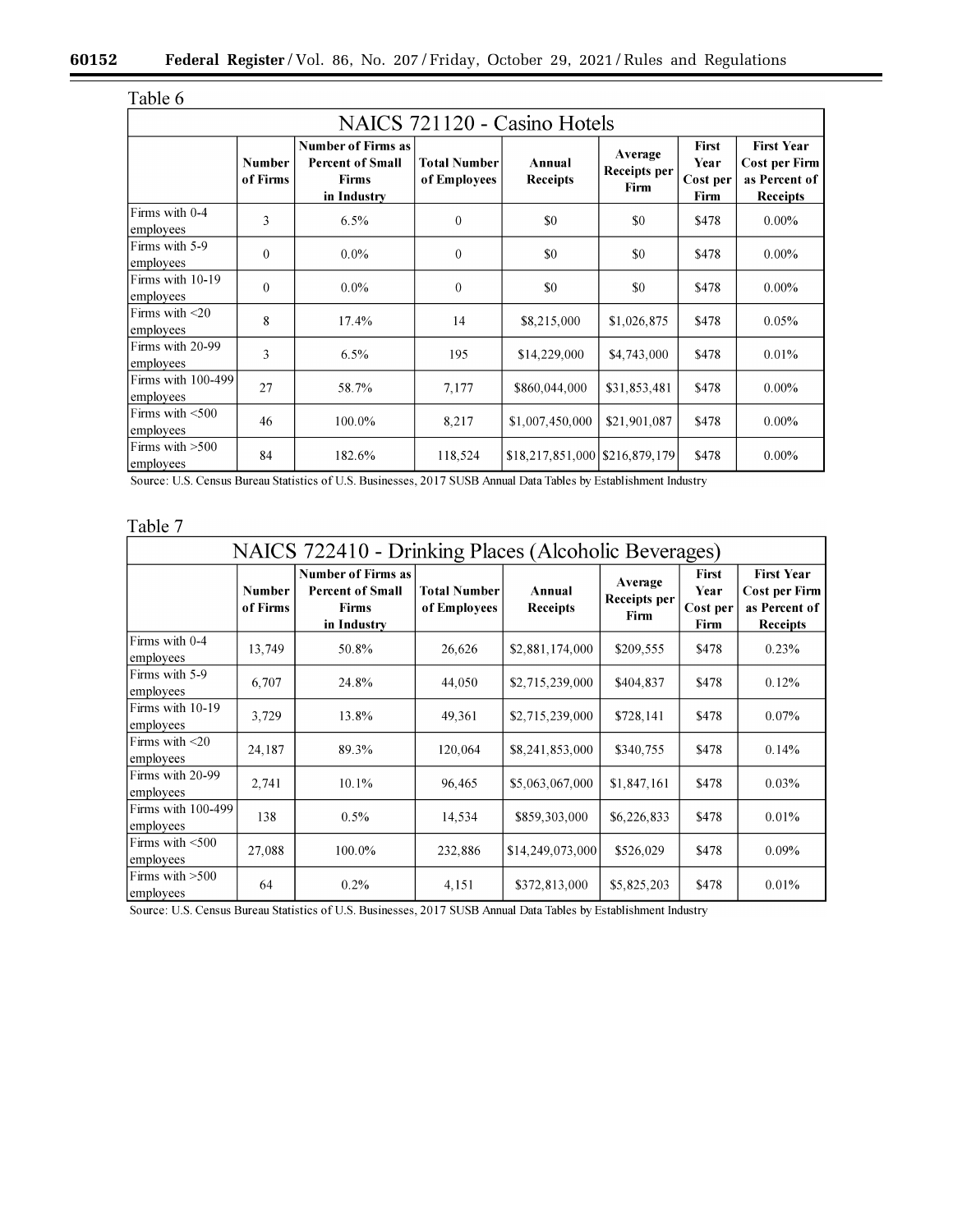Table 6

| NAICS 721120 - Casino Hotels | | | | | | | |
|---|---|---|---|---|---|---|---|
| | **Number of Firms** | **Number of Firms as Percent of Small Firms in Industry** | **Total Number of Employees** | **Annual Receipts** | **Average Receipts per Firm** | **First Year Cost per Firm** | **First Year Cost per Firm as Percent of Receipts** |
| Firms with 0-4 employees | 3 | 6.5% | 0 | $0 | $0 | $478 | 0.00% |
| Firms with 5-9 employees | 0 | 0.0% | 0 | $0 | $0 | $478 | 0.00% |
| Firms with 10-19 employees | 0 | 0.0% | 0 | $0 | $0 | $478 | 0.00% |
| Firms with <20 employees | 8 | 17.4% | 14 | $8,215,000 | $1,026,875 | $478 | 0.05% |
| Firms with 20-99 employees | 3 | 6.5% | 195 | $14,229,000 | $4,743,000 | $478 | 0.01% |
| Firms with 100-499 employees | 27 | 58.7% | 7,177 | $860,044,000 | $31,853,481 | $478 | 0.00% |
| Firms with <500 employees | 46 | 100.0% | 8,217 | $1,007,450,000 | $21,901,087 | $478 | 0.00% |
| Firms with >500 employees | 84 | 182.6% | 118,524 | $18,217,851,000 | $216,879,179 | $478 | 0.00% |

Source: U.S. Census Bureau Statistics of U.S. Businesses, 2017 SUSB Annual Data Tables by Establishment Industry

Table 7

| NAICS 722410 - Drinking Places (Alcoholic Beverages) | | | | | | | |
|---|---|---|---|---|---|---|---|
| | **Number of Firms** | **Number of Firms as Percent of Small Firms in Industry** | **Total Number of Employees** | **Annual Receipts** | **Average Receipts per Firm** | **First Year Cost per Firm** | **First Year Cost per Firm as Percent of Receipts** |
| Firms with 0-4 employees | 13,749 | 50.8% | 26,626 | $2,881,174,000 | $209,555 | $478 | 0.23% |
| Firms with 5-9 employees | 6,707 | 24.8% | 44,050 | $2,715,239,000 | $404,837 | $478 | 0.12% |
| Firms with 10-19 employees | 3,729 | 13.8% | 49,361 | $2,715,239,000 | $728,141 | $478 | 0.07% |
| Firms with <20 employees | 24,187 | 89.3% | 120,064 | $8,241,853,000 | $340,755 | $478 | 0.14% |
| Firms with 20-99 employees | 2,741 | 10.1% | 96,465 | $5,063,067,000 | $1,847,161 | $478 | 0.03% |
| Firms with 100-499 employees | 138 | 0.5% | 14,534 | $859,303,000 | $6,226,833 | $478 | 0.01% |
| Firms with <500 employees | 27,088 | 100.0% | 232,886 | $14,249,073,000 | $526,029 | $478 | 0.09% |
| Firms with >500 employees | 64 | 0.2% | 4,151 | $372,813,000 | $5,825,203 | $478 | 0.01% |

Source: U.S. Census Bureau Statistics of U.S. Businesses, 2017 SUSB Annual Data Tables by Establishment Industry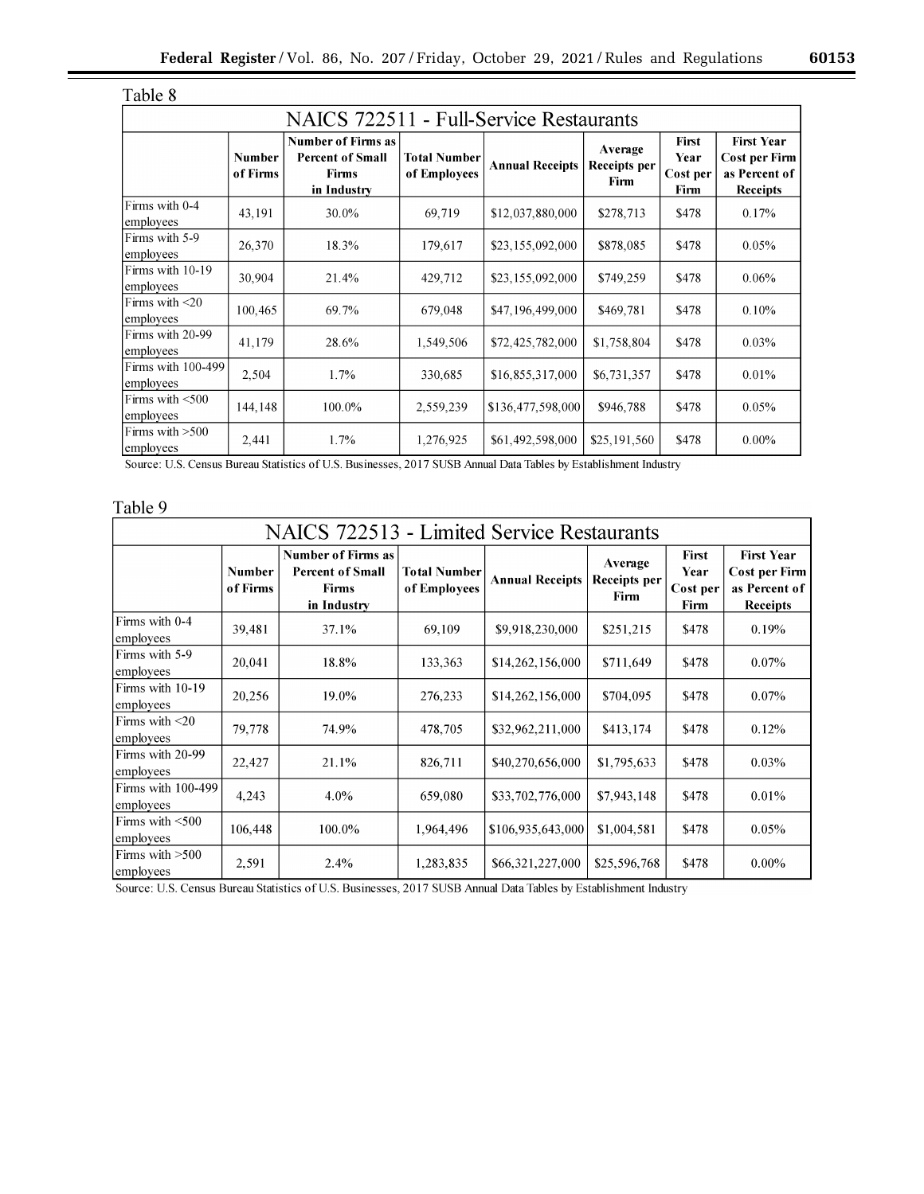Table 8

| NAICS 722511 - Full-Service Restaurants | | | | | | | |
|---|---|---|---|---|---|---|---|
| | Number of Firms | Number of Firms as Percent of Small Firms in Industry | Total Number of Employees | Annual Receipts | Average Receipts per Firm | First Year Cost per Firm | First Year Cost per Firm as Percent of Receipts |
| Firms with 0-4 employees | 43,191 | 30.0% | 69,719 | $12,037,880,000 | $278,713 | $478 | 0.17% |
| Firms with 5-9 employees | 26,370 | 18.3% | 179,617 | $23,155,092,000 | $878,085 | $478 | 0.05% |
| Firms with 10-19 employees | 30,904 | 21.4% | 429,712 | $23,155,092,000 | $749,259 | $478 | 0.06% |
| Firms with <20 employees | 100,465 | 69.7% | 679,048 | $47,196,499,000 | $469,781 | $478 | 0.10% |
| Firms with 20-99 employees | 41,179 | 28.6% | 1,549,506 | $72,425,782,000 | $1,758,804 | $478 | 0.03% |
| Firms with 100-499 employees | 2,504 | 1.7% | 330,685 | $16,855,317,000 | $6,731,357 | $478 | 0.01% |
| Firms with <500 employees | 144,148 | 100.0% | 2,559,239 | $136,477,598,000 | $946,788 | $478 | 0.05% |
| Firms with >500 employees | 2,441 | 1.7% | 1,276,925 | $61,492,598,000 | $25,191,560 | $478 | 0.00% |

Source: U.S. Census Bureau Statistics of U.S. Businesses, 2017 SUSB Annual Data Tables by Establishment Industry

Table 9

| NAICS 722513 - Limited Service Restaurants | | | | | | | |
|---|---|---|---|---|---|---|---|
| | Number of Firms | Number of Firms as Percent of Small Firms in Industry | Total Number of Employees | Annual Receipts | Average Receipts per Firm | First Year Cost per Firm | First Year Cost per Firm as Percent of Receipts |
| Firms with 0-4 employees | 39,481 | 37.1% | 69,109 | $9,918,230,000 | $251,215 | $478 | 0.19% |
| Firms with 5-9 employees | 20,041 | 18.8% | 133,363 | $14,262,156,000 | $711,649 | $478 | 0.07% |
| Firms with 10-19 employees | 20,256 | 19.0% | 276,233 | $14,262,156,000 | $704,095 | $478 | 0.07% |
| Firms with <20 employees | 79,778 | 74.9% | 478,705 | $32,962,211,000 | $413,174 | $478 | 0.12% |
| Firms with 20-99 employees | 22,427 | 21.1% | 826,711 | $40,270,656,000 | $1,795,633 | $478 | 0.03% |
| Firms with 100-499 employees | 4,243 | 4.0% | 659,080 | $33,702,776,000 | $7,943,148 | $478 | 0.01% |
| Firms with <500 employees | 106,448 | 100.0% | 1,964,496 | $106,935,643,000 | $1,004,581 | $478 | 0.05% |
| Firms with >500 employees | 2,591 | 2.4% | 1,283,835 | $66,321,227,000 | $25,596,768 | $478 | 0.00% |

Source: U.S. Census Bureau Statistics of U.S. Businesses, 2017 SUSB Annual Data Tables by Establishment Industry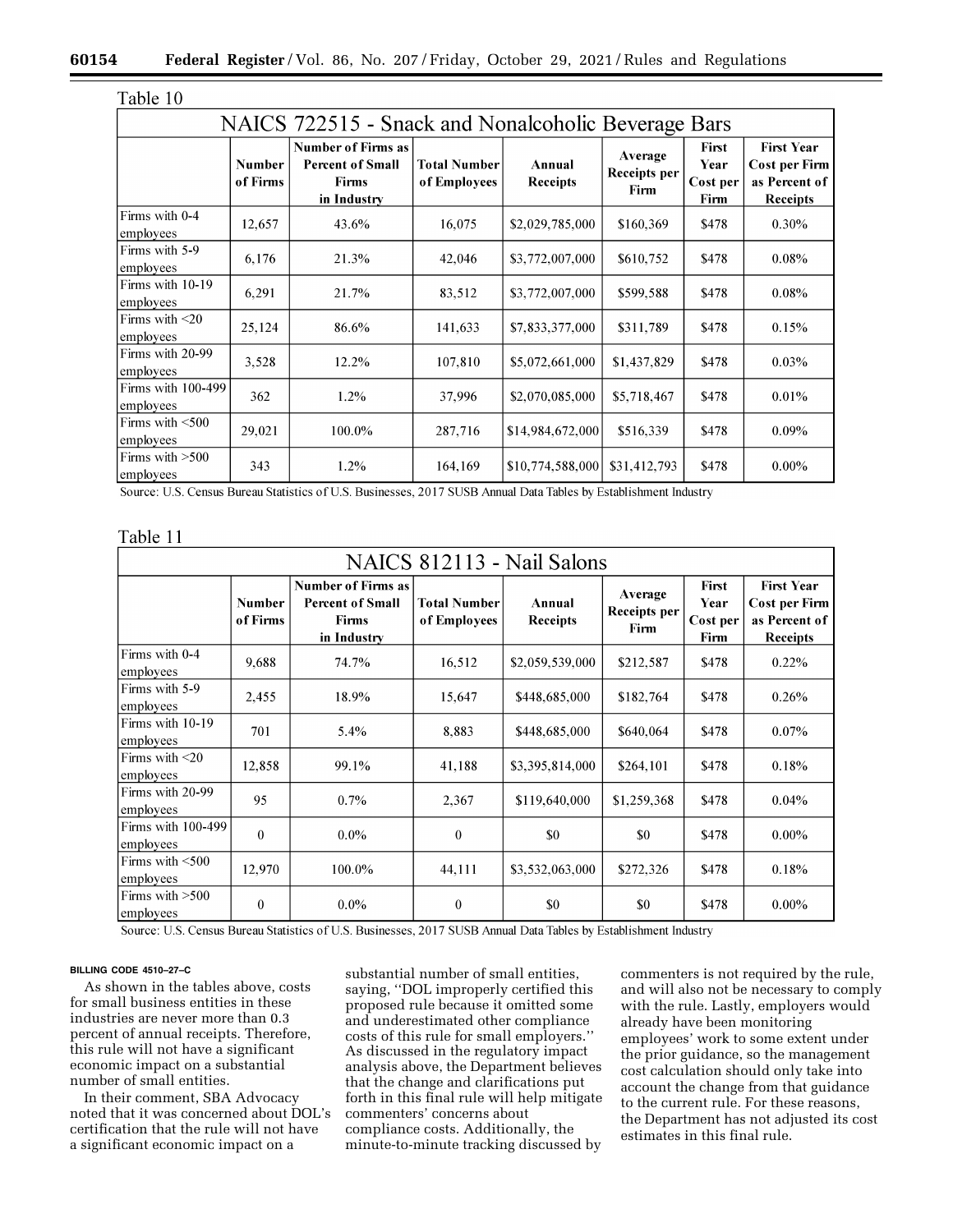Table 10

| NAICS 722515 - Snack and Nonalcoholic Beverage Bars | | | | | | | |
|---|---|---|---|---|---|---|---|
| | Number of Firms | Number of Firms as Percent of Small Firms in Industry | Total Number of Employees | Annual Receipts | Average Receipts per Firm | First Year Cost per Firm | First Year Cost per Firm as Percent of Receipts |
| Firms with 0-4 employees | 12,657 | 43.6% | 16,075 | $2,029,785,000 | $160,369 | $478 | 0.30% |
| Firms with 5-9 employees | 6,176 | 21.3% | 42,046 | $3,772,007,000 | $610,752 | $478 | 0.08% |
| Firms with 10-19 employees | 6,291 | 21.7% | 83,512 | $3,772,007,000 | $599,588 | $478 | 0.08% |
| Firms with <20 employees | 25,124 | 86.6% | 141,633 | $7,833,377,000 | $311,789 | $478 | 0.15% |
| Firms with 20-99 employees | 3,528 | 12.2% | 107,810 | $5,072,661,000 | $1,437,829 | $478 | 0.03% |
| Firms with 100-499 employees | 362 | 1.2% | 37,996 | $2,070,085,000 | $5,718,467 | $478 | 0.01% |
| Firms with <500 employees | 29,021 | 100.0% | 287,716 | $14,984,672,000 | $516,339 | $478 | 0.09% |
| Firms with >500 employees | 343 | 1.2% | 164,169 | $10,774,588,000 | $31,412,793 | $478 | 0.00% |

Source: U.S. Census Bureau Statistics of U.S. Businesses, 2017 SUSB Annual Data Tables by Establishment Industry

Table 11

| NAICS 812113 - Nail Salons | | | | | | | |
|---|---|---|---|---|---|---|---|
| | Number of Firms | Number of Firms as Percent of Small Firms in Industry | Total Number of Employees | Annual Receipts | Average Receipts per Firm | First Year Cost per Firm | First Year Cost per Firm as Percent of Receipts |
| Firms with 0-4 employees | 9,688 | 74.7% | 16,512 | $2,059,539,000 | $212,587 | $478 | 0.22% |
| Firms with 5-9 employees | 2,455 | 18.9% | 15,647 | $448,685,000 | $182,764 | $478 | 0.26% |
| Firms with 10-19 employees | 701 | 5.4% | 8,883 | $448,685,000 | $640,064 | $478 | 0.07% |
| Firms with <20 employees | 12,858 | 99.1% | 41,188 | $3,395,814,000 | $264,101 | $478 | 0.18% |
| Firms with 20-99 employees | 95 | 0.7% | 2,367 | $119,640,000 | $1,259,368 | $478 | 0.04% |
| Firms with 100-499 employees | 0 | 0.0% | 0 | $0 | $0 | $478 | 0.00% |
| Firms with <500 employees | 12,970 | 100.0% | 44,111 | $3,532,063,000 | $272,326 | $478 | 0.18% |
| Firms with >500 employees | 0 | 0.0% | 0 | $0 | $0 | $478 | 0.00% |

Source: U.S. Census Bureau Statistics of U.S. Businesses, 2017 SUSB Annual Data Tables by Establishment Industry

BILLING CODE 4510–27–C

As shown in the tables above, costs for small business entities in these industries are never more than 0.3 percent of annual receipts. Therefore, this rule will not have a significant economic impact on a substantial number of small entities.

In their comment, SBA Advocacy noted that it was concerned about DOL's certification that the rule will not have a significant economic impact on a substantial number of small entities, saying, ''DOL improperly certified this proposed rule because it omitted some and underestimated other compliance costs of this rule for small employers.'' As discussed in the regulatory impact analysis above, the Department believes that the change and clarifications put forth in this final rule will help mitigate commenters' concerns about compliance costs. Additionally, the minute-to-minute tracking discussed by commenters is not required by the rule, and will also not be necessary to comply with the rule. Lastly, employers would already have been monitoring employees' work to some extent under the prior guidance, so the management cost calculation should only take into account the change from that guidance to the current rule. For these reasons, the Department has not adjusted its cost estimates in this final rule.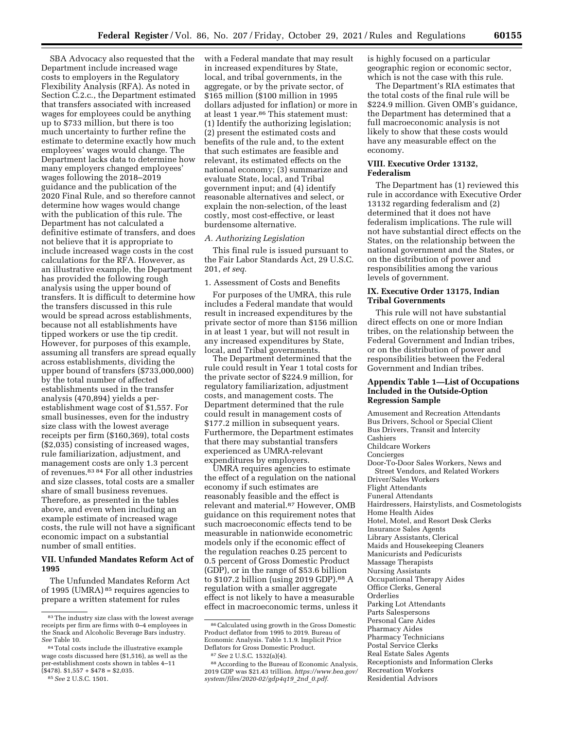SBA Advocacy also requested that the Department include increased wage costs to employers in the Regulatory Flexibility Analysis (RFA). As noted in Section C.2.c., the Department estimated that transfers associated with increased wages for employees could be anything up to $733 million, but there is too much uncertainty to further refine the estimate to determine exactly how much employees' wages would change. The Department lacks data to determine how many employers changed employees' wages following the 2018–2019 guidance and the publication of the 2020 Final Rule, and so therefore cannot determine how wages would change with the publication of this rule. The Department has not calculated a definitive estimate of transfers, and does not believe that it is appropriate to include increased wage costs in the cost calculations for the RFA. However, as an illustrative example, the Department has provided the following rough analysis using the upper bound of transfers. It is difficult to determine how the transfers discussed in this rule would be spread across establishments, because not all establishments have tipped workers or use the tip credit. However, for purposes of this example, assuming all transfers are spread equally across establishments, dividing the upper bound of transfers ($733,000,000) by the total number of affected establishments used in the transfer analysis (470,894) yields a per-establishment wage cost of $1,557. For small businesses, even for the industry size class with the lowest average receipts per firm ($160,369), total costs ($2,035) consisting of increased wages, rule familiarization, adjustment, and management costs are only 1.3 percent of revenues.[83] [84] For all other industries and size classes, total costs are a smaller share of small business revenues. Therefore, as presented in the tables above, and even when including an example estimate of increased wage costs, the rule will not have a significant economic impact on a substantial number of small entities.

## VII. Unfunded Mandates Reform Act of 1995

The Unfunded Mandates Reform Act of 1995 (UMRA)[85] requires agencies to prepare a written statement for rules with a Federal mandate that may result in increased expenditures by State, local, and tribal governments, in the aggregate, or by the private sector, of $165 million ($100 million in 1995 dollars adjusted for inflation) or more in at least 1 year.[86] This statement must: (1) Identify the authorizing legislation; (2) present the estimated costs and benefits of the rule and, to the extent that such estimates are feasible and relevant, its estimated effects on the national economy; (3) summarize and evaluate State, local, and Tribal government input; and (4) identify reasonable alternatives and select, or explain the non-selection, of the least costly, most cost-effective, or least burdensome alternative.

### A. Authorizing Legislation

This final rule is issued pursuant to the Fair Labor Standards Act, 29 U.S.C. 201, *et seq.*

1. Assessment of Costs and Benefits

For purposes of the UMRA, this rule includes a Federal mandate that would result in increased expenditures by the private sector of more than $156 million in at least 1 year, but will not result in any increased expenditures by State, local, and Tribal governments.

The Department determined that the rule could result in Year 1 total costs for the private sector of $224.9 million, for regulatory familiarization, adjustment costs, and management costs. The Department determined that the rule could result in management costs of $177.2 million in subsequent years. Furthermore, the Department estimates that there may substantial transfers experienced as UMRA-relevant expenditures by employers.

UMRA requires agencies to estimate the effect of a regulation on the national economy if such estimates are reasonably feasible and the effect is relevant and material.[87] However, OMB guidance on this requirement notes that such macroeconomic effects tend to be measurable in nationwide econometric models only if the economic effect of the regulation reaches 0.25 percent to 0.5 percent of Gross Domestic Product (GDP), or in the range of $53.6 billion to $107.2 billion (using 2019 GDP).[88] A regulation with a smaller aggregate effect is not likely to have a measurable effect in macroeconomic terms, unless it is highly focused on a particular geographic region or economic sector, which is not the case with this rule.

The Department's RIA estimates that the total costs of the final rule will be $224.9 million. Given OMB's guidance, the Department has determined that a full macroeconomic analysis is not likely to show that these costs would have any measurable effect on the economy.

## VIII. Executive Order 13132, Federalism

The Department has (1) reviewed this rule in accordance with Executive Order 13132 regarding federalism and (2) determined that it does not have federalism implications. The rule will not have substantial direct effects on the States, on the relationship between the national government and the States, or on the distribution of power and responsibilities among the various levels of government.

## IX. Executive Order 13175, Indian Tribal Governments

This rule will not have substantial direct effects on one or more Indian tribes, on the relationship between the Federal Government and Indian tribes, or on the distribution of power and responsibilities between the Federal Government and Indian tribes.

## Appendix Table 1—List of Occupations Included in the Outside-Option Regression Sample

Amusement and Recreation Attendants
Bus Drivers, School or Special Client
Bus Drivers, Transit and Intercity
Cashiers
Childcare Workers
Concierges
Door-To-Door Sales Workers, News and Street Vendors, and Related Workers
Driver/Sales Workers
Flight Attendants
Funeral Attendants
Hairdressers, Hairstylists, and Cosmetologists
Home Health Aides
Hotel, Motel, and Resort Desk Clerks
Insurance Sales Agents
Library Assistants, Clerical
Maids and Housekeeping Cleaners
Manicurists and Pedicurists
Massage Therapists
Nursing Assistants
Occupational Therapy Aides
Office Clerks, General
Orderlies
Parking Lot Attendants
Parts Salespersons
Personal Care Aides
Pharmacy Aides
Pharmacy Technicians
Postal Service Clerks
Real Estate Sales Agents
Receptionists and Information Clerks
Recreation Workers
Residential Advisors

---

[83] The industry size class with the lowest average receipts per firm are firms with 0–4 employees in the Snack and Alcoholic Beverage Bars industry. *See* Table 10.

[84] Total costs include the illustrative example wage costs discussed here ($1,516), as well as the per-establishment costs shown in tables 4–11 ($478). $1,557 + $478 = $2,035.

[85] *See* 2 U.S.C. 1501.

[86] Calculated using growth in the Gross Domestic Product deflator from 1995 to 2019. Bureau of Economic Analysis. Table 1.1.9. Implicit Price Deflators for Gross Domestic Product.

[87] *See* 2 U.S.C. 1532(a)(4).

[88] According to the Bureau of Economic Analysis, 2019 GDP was $21.43 trillion. *https://www.bea.gov/system/files/2020-02/gdp4q19_2nd_0.pdf.*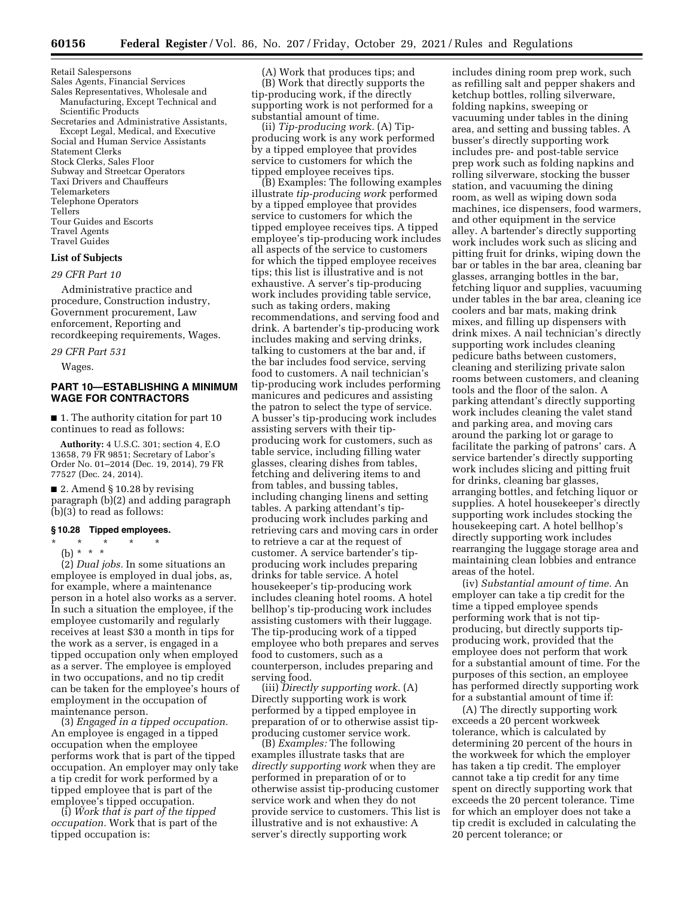Retail Salespersons
Sales Agents, Financial Services
Sales Representatives, Wholesale and Manufacturing, Except Technical and Scientific Products
Secretaries and Administrative Assistants, Except Legal, Medical, and Executive
Social and Human Service Assistants
Statement Clerks
Stock Clerks, Sales Floor
Subway and Streetcar Operators
Taxi Drivers and Chauffeurs
Telemarketers
Telephone Operators
Tellers
Tour Guides and Escorts
Travel Agents
Travel Guides

**List of Subjects**

*29 CFR Part 10*

Administrative practice and procedure, Construction industry, Government procurement, Law enforcement, Reporting and recordkeeping requirements, Wages.

*29 CFR Part 531*

Wages.

## PART 10—ESTABLISHING A MINIMUM WAGE FOR CONTRACTORS

■ 1. The authority citation for part 10 continues to read as follows:

**Authority:** 4 U.S.C. 301; section 4, E.O 13658, 79 FR 9851; Secretary of Labor's Order No. 01–2014 (Dec. 19, 2014), 79 FR 77527 (Dec. 24, 2014).

■ 2. Amend § 10.28 by revising paragraph (b)(2) and adding paragraph (b)(3) to read as follows:

### § 10.28 Tipped employees.

\* \* \* \* \*

(b) \* \* \*

(2) *Dual jobs.* In some situations an employee is employed in dual jobs, as, for example, where a maintenance person in a hotel also works as a server. In such a situation the employee, if the employee customarily and regularly receives at least $30 a month in tips for the work as a server, is engaged in a tipped occupation only when employed as a server. The employee is employed in two occupations, and no tip credit can be taken for the employee's hours of employment in the occupation of maintenance person.

(3) *Engaged in a tipped occupation.* An employee is engaged in a tipped occupation when the employee performs work that is part of the tipped occupation. An employer may only take a tip credit for work performed by a tipped employee that is part of the employee's tipped occupation.

(i) *Work that is part of the tipped occupation.* Work that is part of the tipped occupation is:

(A) Work that produces tips; and

(B) Work that directly supports the tip-producing work, if the directly supporting work is not performed for a substantial amount of time.

(ii) *Tip-producing work.* (A) Tip-producing work is any work performed by a tipped employee that provides service to customers for which the tipped employee receives tips.

(B) Examples: The following examples illustrate *tip-producing work* performed by a tipped employee that provides service to customers for which the tipped employee receives tips. A tipped employee's tip-producing work includes all aspects of the service to customers for which the tipped employee receives tips; this list is illustrative and is not exhaustive. A server's tip-producing work includes providing table service, such as taking orders, making recommendations, and serving food and drink. A bartender's tip-producing work includes making and serving drinks, talking to customers at the bar and, if the bar includes food service, serving food to customers. A nail technician's tip-producing work includes performing manicures and pedicures and assisting the patron to select the type of service. A busser's tip-producing work includes assisting servers with their tip-producing work for customers, such as table service, including filling water glasses, clearing dishes from tables, fetching and delivering items to and from tables, and bussing tables, including changing linens and setting tables. A parking attendant's tip-producing work includes parking and retrieving cars and moving cars in order to retrieve a car at the request of customer. A service bartender's tip-producing work includes preparing drinks for table service. A hotel housekeeper's tip-producing work includes cleaning hotel rooms. A hotel bellhop's tip-producing work includes assisting customers with their luggage. The tip-producing work of a tipped employee who both prepares and serves food to customers, such as a counterperson, includes preparing and serving food.

(iii) *Directly supporting work.* (A) Directly supporting work is work performed by a tipped employee in preparation of or to otherwise assist tip-producing customer service work.

(B) *Examples:* The following examples illustrate tasks that are *directly supporting work* when they are performed in preparation of or to otherwise assist tip-producing customer service work and when they do not provide service to customers. This list is illustrative and is not exhaustive: A server's directly supporting work includes dining room prep work, such as refilling salt and pepper shakers and ketchup bottles, rolling silverware, folding napkins, sweeping or vacuuming under tables in the dining area, and setting and bussing tables. A busser's directly supporting work includes pre- and post-table service prep work such as folding napkins and rolling silverware, stocking the busser station, and vacuuming the dining room, as well as wiping down soda machines, ice dispensers, food warmers, and other equipment in the service alley. A bartender's directly supporting work includes work such as slicing and pitting fruit for drinks, wiping down the bar or tables in the bar area, cleaning bar glasses, arranging bottles in the bar, fetching liquor and supplies, vacuuming under tables in the bar area, cleaning ice coolers and bar mats, making drink mixes, and filling up dispensers with drink mixes. A nail technician's directly supporting work includes cleaning pedicure baths between customers, cleaning and sterilizing private salon rooms between customers, and cleaning tools and the floor of the salon. A parking attendant's directly supporting work includes cleaning the valet stand and parking area, and moving cars around the parking lot or garage to facilitate the parking of patrons' cars. A service bartender's directly supporting work includes slicing and pitting fruit for drinks, cleaning bar glasses, arranging bottles, and fetching liquor or supplies. A hotel housekeeper's directly supporting work includes stocking the housekeeping cart. A hotel bellhop's directly supporting work includes rearranging the luggage storage area and maintaining clean lobbies and entrance areas of the hotel.

(iv) *Substantial amount of time.* An employer can take a tip credit for the time a tipped employee spends performing work that is not tip-producing, but directly supports tip-producing work, provided that the employee does not perform that work for a substantial amount of time. For the purposes of this section, an employee has performed directly supporting work for a substantial amount of time if:

(A) The directly supporting work exceeds a 20 percent workweek tolerance, which is calculated by determining 20 percent of the hours in the workweek for which the employer has taken a tip credit. The employer cannot take a tip credit for any time spent on directly supporting work that exceeds the 20 percent tolerance. Time for which an employer does not take a tip credit is excluded in calculating the 20 percent tolerance; or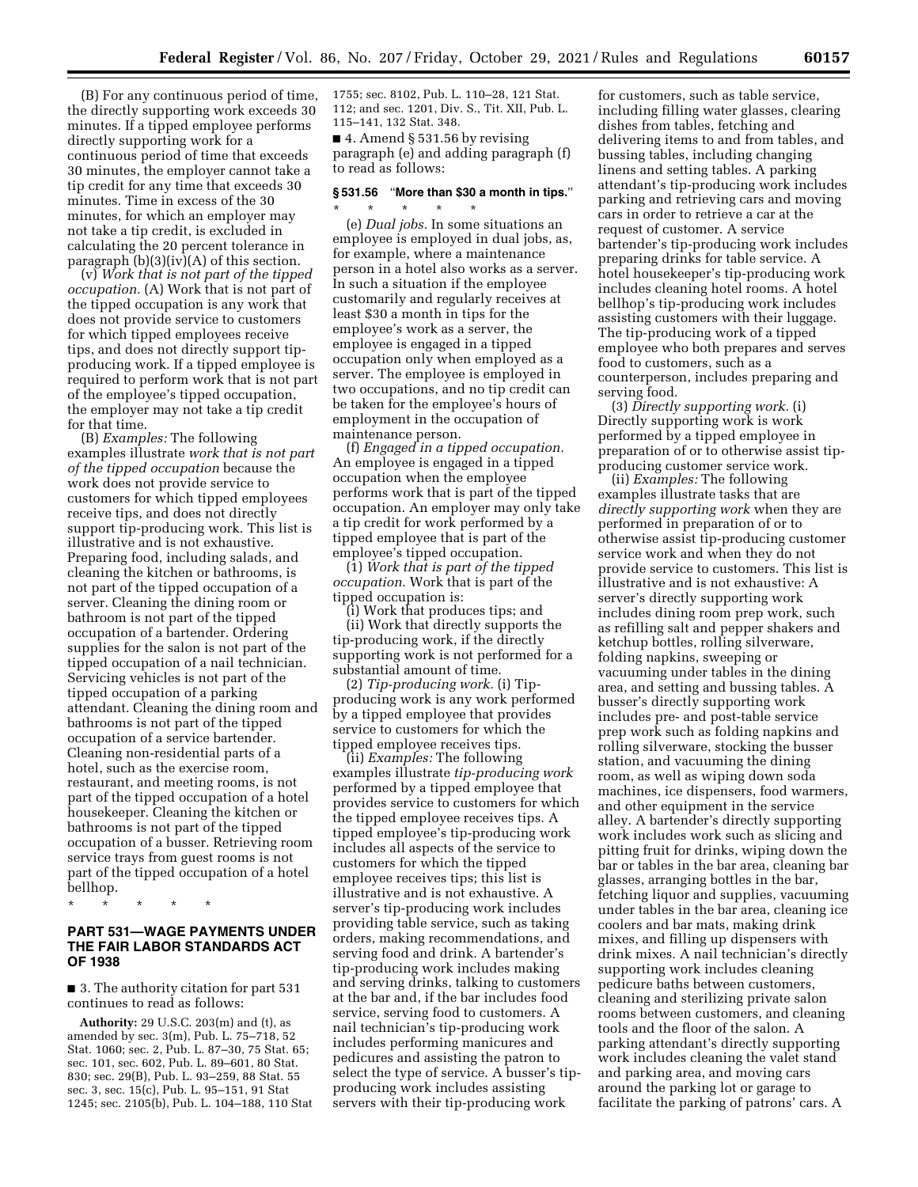(B) For any continuous period of time, the directly supporting work exceeds 30 minutes. If a tipped employee performs directly supporting work for a continuous period of time that exceeds 30 minutes, the employer cannot take a tip credit for any time that exceeds 30 minutes. Time in excess of the 30 minutes, for which an employer may not take a tip credit, is excluded in calculating the 20 percent tolerance in paragraph (b)(3)(iv)(A) of this section.

(v) *Work that is not part of the tipped occupation.* (A) Work that is not part of the tipped occupation is any work that does not provide service to customers for which tipped employees receive tips, and does not directly support tip-producing work. If a tipped employee is required to perform work that is not part of the employee's tipped occupation, the employer may not take a tip credit for that time.

(B) *Examples:* The following examples illustrate *work that is not part of the tipped occupation* because the work does not provide service to customers for which tipped employees receive tips, and does not directly support tip-producing work. This list is illustrative and is not exhaustive. Preparing food, including salads, and cleaning the kitchen or bathrooms, is not part of the tipped occupation of a server. Cleaning the dining room or bathroom is not part of the tipped occupation of a bartender. Ordering supplies for the salon is not part of the tipped occupation of a nail technician. Servicing vehicles is not part of the tipped occupation of a parking attendant. Cleaning the dining room and bathrooms is not part of the tipped occupation of a service bartender. Cleaning non-residential parts of a hotel, such as the exercise room, restaurant, and meeting rooms, is not part of the tipped occupation of a hotel housekeeper. Cleaning the kitchen or bathrooms is not part of the tipped occupation of a busser. Retrieving room service trays from guest rooms is not part of the tipped occupation of a hotel bellhop.

\* \* \* \* \*

## PART 531—WAGE PAYMENTS UNDER THE FAIR LABOR STANDARDS ACT OF 1938

■ 3. The authority citation for part 531 continues to read as follows:

**Authority:** 29 U.S.C. 203(m) and (t), as amended by sec. 3(m), Pub. L. 75–718, 52 Stat. 1060; sec. 2, Pub. L. 87–30, 75 Stat. 65; sec. 101, sec. 602, Pub. L. 89–601, 80 Stat. 830; sec. 29(B), Pub. L. 93–259, 88 Stat. 55 sec. 3, sec. 15(c), Pub. L. 95–151, 91 Stat 1245; sec. 2105(b), Pub. L. 104–188, 110 Stat 1755; sec. 8102, Pub. L. 110–28, 121 Stat. 112; and sec. 1201, Div. S., Tit. XII, Pub. L. 115–141, 132 Stat. 348.

■ 4. Amend § 531.56 by revising paragraph (e) and adding paragraph (f) to read as follows:

### § 531.56 "More than $30 a month in tips."

\* \* \* \* \*

(e) *Dual jobs.* In some situations an employee is employed in dual jobs, as, for example, where a maintenance person in a hotel also works as a server. In such a situation if the employee customarily and regularly receives at least $30 a month in tips for the employee's work as a server, the employee is engaged in a tipped occupation only when employed as a server. The employee is employed in two occupations, and no tip credit can be taken for the employee's hours of employment in the occupation of maintenance person.

(f) *Engaged in a tipped occupation.* An employee is engaged in a tipped occupation when the employee performs work that is part of the tipped occupation. An employer may only take a tip credit for work performed by a tipped employee that is part of the employee's tipped occupation.

(1) *Work that is part of the tipped occupation.* Work that is part of the tipped occupation is:

(i) Work that produces tips; and

(ii) Work that directly supports the tip-producing work, if the directly supporting work is not performed for a substantial amount of time.

(2) *Tip-producing work.* (i) Tip-producing work is any work performed by a tipped employee that provides service to customers for which the tipped employee receives tips.

(ii) *Examples:* The following examples illustrate *tip-producing work* performed by a tipped employee that provides service to customers for which the tipped employee receives tips. A tipped employee's tip-producing work includes all aspects of the service to customers for which the tipped employee receives tips; this list is illustrative and is not exhaustive. A server's tip-producing work includes providing table service, such as taking orders, making recommendations, and serving food and drink. A bartender's tip-producing work includes making and serving drinks, talking to customers at the bar and, if the bar includes food service, serving food to customers. A nail technician's tip-producing work includes performing manicures and pedicures and assisting the patron to select the type of service. A busser's tip-producing work includes assisting servers with their tip-producing work for customers, such as table service, including filling water glasses, clearing dishes from tables, fetching and delivering items to and from tables, and bussing tables, including changing linens and setting tables. A parking attendant's tip-producing work includes parking and retrieving cars and moving cars in order to retrieve a car at the request of customer. A service bartender's tip-producing work includes preparing drinks for table service. A hotel housekeeper's tip-producing work includes cleaning hotel rooms. A hotel bellhop's tip-producing work includes assisting customers with their luggage. The tip-producing work of a tipped employee who both prepares and serves food to customers, such as a counterperson, includes preparing and serving food.

(3) *Directly supporting work.* (i) Directly supporting work is work performed by a tipped employee in preparation of or to otherwise assist tip-producing customer service work.

(ii) *Examples:* The following examples illustrate tasks that are *directly supporting work* when they are performed in preparation of or to otherwise assist tip-producing customer service work and when they do not provide service to customers. This list is illustrative and is not exhaustive: A server's directly supporting work includes dining room prep work, such as refilling salt and pepper shakers and ketchup bottles, rolling silverware, folding napkins, sweeping or vacuuming under tables in the dining area, and setting and bussing tables. A busser's directly supporting work includes pre- and post-table service prep work such as folding napkins and rolling silverware, stocking the busser station, and vacuuming the dining room, as well as wiping down soda machines, ice dispensers, food warmers, and other equipment in the service alley. A bartender's directly supporting work includes work such as slicing and pitting fruit for drinks, wiping down the bar or tables in the bar area, cleaning bar glasses, arranging bottles in the bar, fetching liquor and supplies, vacuuming under tables in the bar area, cleaning ice coolers and bar mats, making drink mixes, and filling up dispensers with drink mixes. A nail technician's directly supporting work includes cleaning pedicure baths between customers, cleaning and sterilizing private salon rooms between customers, and cleaning tools and the floor of the salon. A parking attendant's directly supporting work includes cleaning the valet stand and parking area, and moving cars around the parking lot or garage to facilitate the parking of patrons' cars. A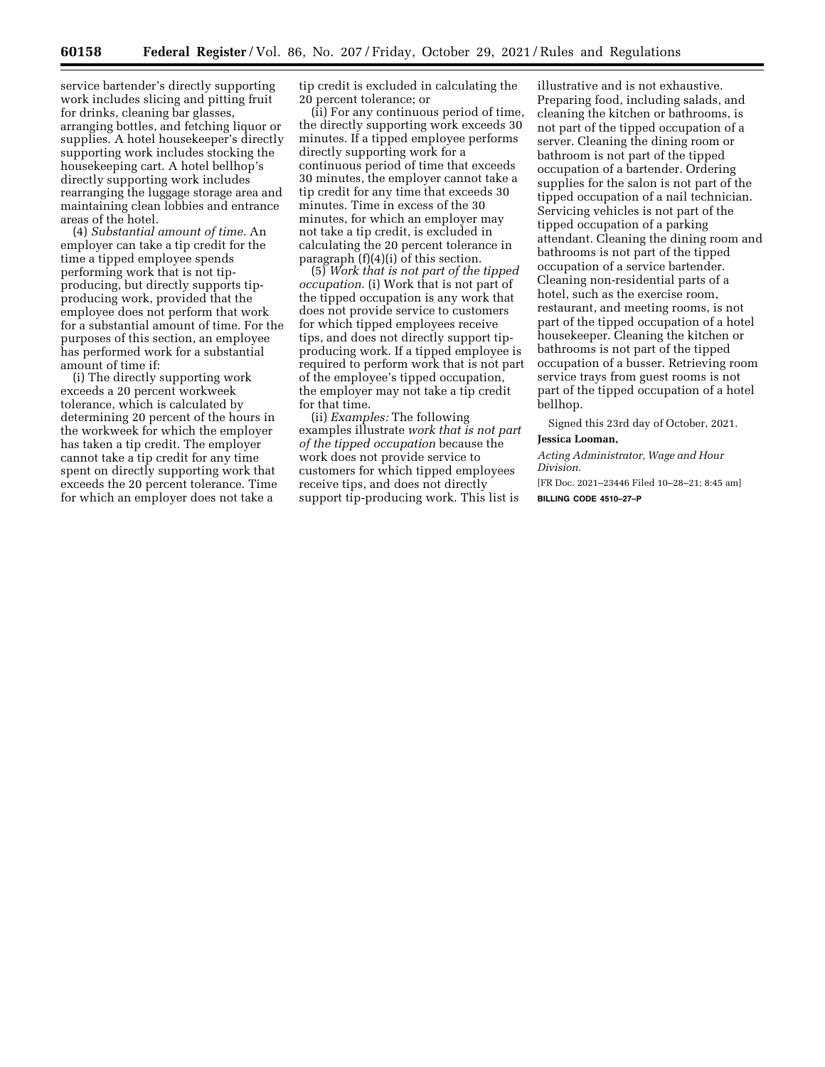service bartender's directly supporting work includes slicing and pitting fruit for drinks, cleaning bar glasses, arranging bottles, and fetching liquor or supplies. A hotel housekeeper's directly supporting work includes stocking the housekeeping cart. A hotel bellhop's directly supporting work includes rearranging the luggage storage area and maintaining clean lobbies and entrance areas of the hotel.

(4) *Substantial amount of time.* An employer can take a tip credit for the time a tipped employee spends performing work that is not tip-producing, but directly supports tip-producing work, provided that the employee does not perform that work for a substantial amount of time. For the purposes of this section, an employee has performed work for a substantial amount of time if:

(i) The directly supporting work exceeds a 20 percent workweek tolerance, which is calculated by determining 20 percent of the hours in the workweek for which the employer has taken a tip credit. The employer cannot take a tip credit for any time spent on directly supporting work that exceeds the 20 percent tolerance. Time for which an employer does not take a tip credit is excluded in calculating the 20 percent tolerance; or

(ii) For any continuous period of time, the directly supporting work exceeds 30 minutes. If a tipped employee performs directly supporting work for a continuous period of time that exceeds 30 minutes, the employer cannot take a tip credit for any time that exceeds 30 minutes. Time in excess of the 30 minutes, for which an employer may not take a tip credit, is excluded in calculating the 20 percent tolerance in paragraph (f)(4)(i) of this section.

(5) *Work that is not part of the tipped occupation.* (i) Work that is not part of the tipped occupation is any work that does not provide service to customers for which tipped employees receive tips, and does not directly support tip-producing work. If a tipped employee is required to perform work that is not part of the employee's tipped occupation, the employer may not take a tip credit for that time.

(ii) *Examples:* The following examples illustrate *work that is not part of the tipped occupation* because the work does not provide service to customers for which tipped employees receive tips, and does not directly support tip-producing work. This list is illustrative and is not exhaustive. Preparing food, including salads, and cleaning the kitchen or bathrooms, is not part of the tipped occupation of a server. Cleaning the dining room or bathroom is not part of the tipped occupation of a bartender. Ordering supplies for the salon is not part of the tipped occupation of a nail technician. Servicing vehicles is not part of the tipped occupation of a parking attendant. Cleaning the dining room and bathrooms is not part of the tipped occupation of a service bartender. Cleaning non-residential parts of a hotel, such as the exercise room, restaurant, and meeting rooms, is not part of the tipped occupation of a hotel housekeeper. Cleaning the kitchen or bathrooms is not part of the tipped occupation of a busser. Retrieving room service trays from guest rooms is not part of the tipped occupation of a hotel bellhop.

Signed this 23rd day of October, 2021.

**Jessica Looman,**

*Acting Administrator, Wage and Hour Division.*

[FR Doc. 2021–23446 Filed 10–28–21; 8:45 am]

**BILLING CODE 4510–27–P**